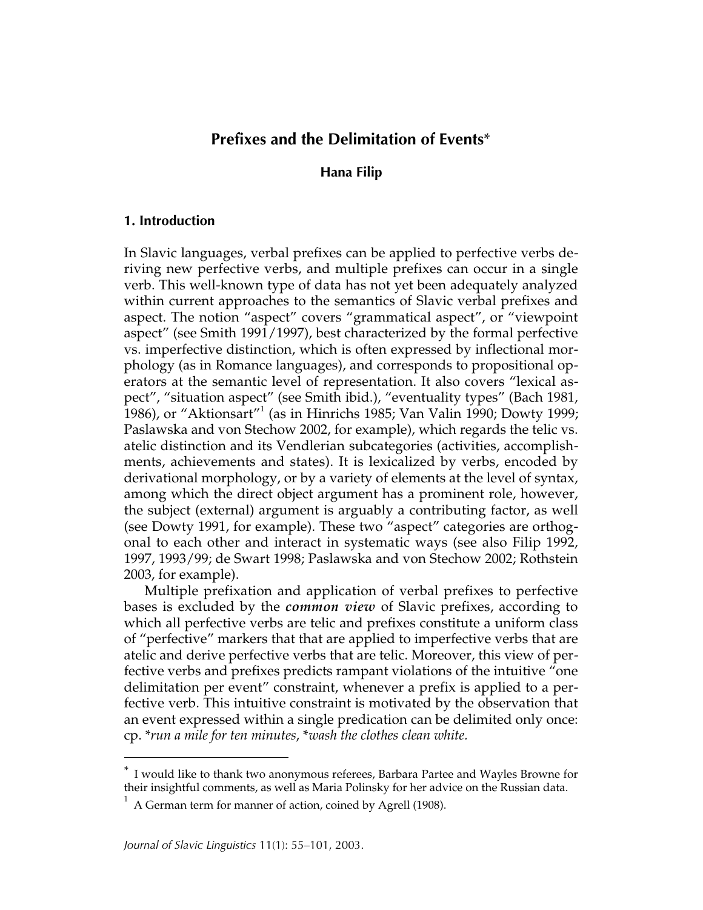# Prefixes and the Delimitation of Events*

**Hana Filip**

## 1. Introduction

In Slavic languages, verbal prefixes can be applied to perfective verbs deriving new perfective verbs, and multiple prefixes can occur in a single verb. This well-known type of data has not yet been adequately analyzed within current approaches to the semantics of Slavic verbal prefixes and aspect. The notion "aspect" covers "grammatical aspect", or "viewpoint aspect" (see Smith 1991/1997), best characterized by the formal perfective vs. imperfective distinction, which is often expressed by inflectional morphology (as in Romance languages), and corresponds to propositional operators at the semantic level of representation. It also covers "lexical aspect", "situation aspect" (see Smith ibid.), "eventuality types" (Bach 1981, 1986), or "Aktionsart"[1] (as in Hinrichs 1985; Van Valin 1990; Dowty 1999; Paslawska and von Stechow 2002, for example), which regards the telic vs. atelic distinction and its Vendlerian subcategories (activities, accomplishments, achievements and states). It is lexicalized by verbs, encoded by derivational morphology, or by a variety of elements at the level of syntax, among which the direct object argument has a prominent role, however, the subject (external) argument is arguably a contributing factor, as well (see Dowty 1991, for example). These two "aspect" categories are orthogonal to each other and interact in systematic ways (see also Filip 1992, 1997, 1993/99; de Swart 1998; Paslawska and von Stechow 2002; Rothstein 2003, for example).

Multiple prefixation and application of verbal prefixes to perfective bases is excluded by the ***common view*** of Slavic prefixes, according to which all perfective verbs are telic and prefixes constitute a uniform class of "perfective" markers that that are applied to imperfective verbs that are atelic and derive perfective verbs that are telic. Moreover, this view of perfective verbs and prefixes predicts rampant violations of the intuitive "one delimitation per event" constraint, whenever a prefix is applied to a perfective verb. This intuitive constraint is motivated by the observation that an event expressed within a single predication can be delimited only once: cp. **run a mile for ten minutes*, **wash the clothes clean white.*

---

\* I would like to thank two anonymous referees, Barbara Partee and Wayles Browne for their insightful comments, as well as Maria Polinsky for her advice on the Russian data.

[1] A German term for manner of action, coined by Agrell (1908).

*Journal of Slavic Linguistics* 11(1): 55–101, 2003.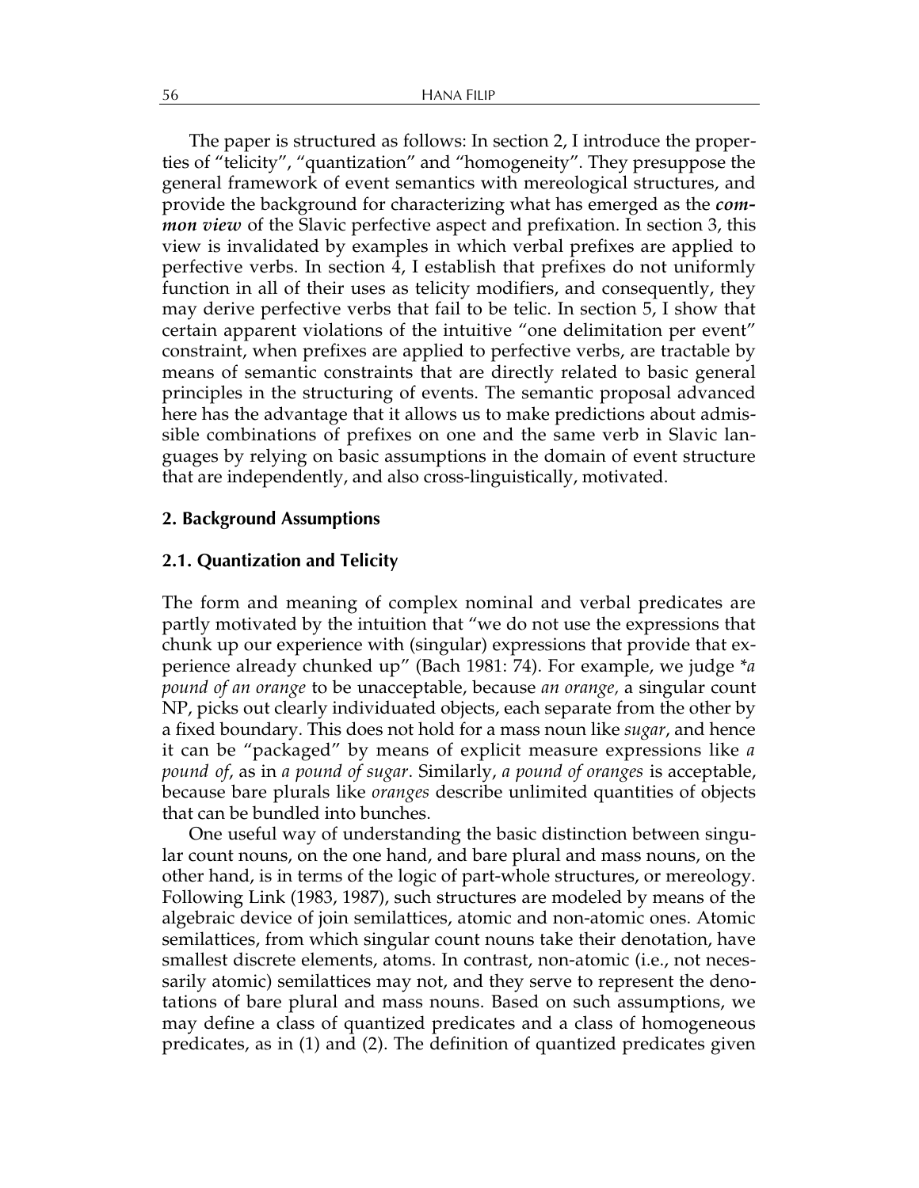The paper is structured as follows: In section 2, I introduce the properties of "telicity", "quantization" and "homogeneity". They presuppose the general framework of event semantics with mereological structures, and provide the background for characterizing what has emerged as the ***common view*** of the Slavic perfective aspect and prefixation. In section 3, this view is invalidated by examples in which verbal prefixes are applied to perfective verbs. In section 4, I establish that prefixes do not uniformly function in all of their uses as telicity modifiers, and consequently, they may derive perfective verbs that fail to be telic. In section 5, I show that certain apparent violations of the intuitive "one delimitation per event" constraint, when prefixes are applied to perfective verbs, are tractable by means of semantic constraints that are directly related to basic general principles in the structuring of events. The semantic proposal advanced here has the advantage that it allows us to make predictions about admissible combinations of prefixes on one and the same verb in Slavic languages by relying on basic assumptions in the domain of event structure that are independently, and also cross-linguistically, motivated.

## 2. Background Assumptions

### 2.1. Quantization and Telicity

The form and meaning of complex nominal and verbal predicates are partly motivated by the intuition that "we do not use the expressions that chunk up our experience with (singular) expressions that provide that experience already chunked up" (Bach 1981: 74). For example, we judge **a pound of an orange* to be unacceptable, because *an orange,* a singular count NP, picks out clearly individuated objects, each separate from the other by a fixed boundary. This does not hold for a mass noun like *sugar*, and hence it can be "packaged" by means of explicit measure expressions like *a pound of*, as in *a pound of sugar*. Similarly, *a pound of oranges* is acceptable, because bare plurals like *oranges* describe unlimited quantities of objects that can be bundled into bunches.

One useful way of understanding the basic distinction between singular count nouns, on the one hand, and bare plural and mass nouns, on the other hand, is in terms of the logic of part-whole structures, or mereology. Following Link (1983, 1987), such structures are modeled by means of the algebraic device of join semilattices, atomic and non-atomic ones. Atomic semilattices, from which singular count nouns take their denotation, have smallest discrete elements, atoms. In contrast, non-atomic (i.e., not necessarily atomic) semilattices may not, and they serve to represent the denotations of bare plural and mass nouns. Based on such assumptions, we may define a class of quantized predicates and a class of homogeneous predicates, as in (1) and (2). The definition of quantized predicates given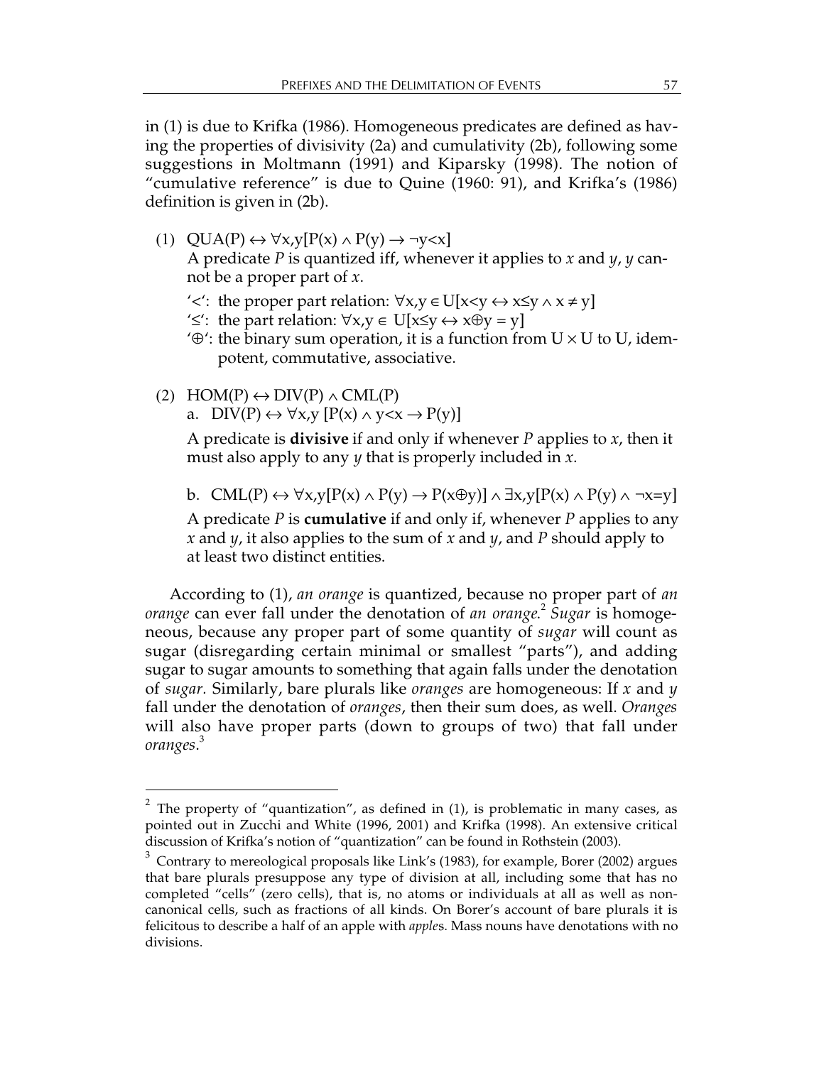in (1) is due to Krifka (1986). Homogeneous predicates are defined as having the properties of divisivity (2a) and cumulativity (2b), following some suggestions in Moltmann (1991) and Kiparsky (1998). The notion of "cumulative reference" is due to Quine (1960: 91), and Krifka's (1986) definition is given in (2b).

(1) $\text{QUA}(P) \leftrightarrow \forall x,y[P(x) \wedge P(y) \rightarrow \neg y<x]$
A predicate *P* is quantized iff, whenever it applies to *x* and *y*, *y* cannot be a proper part of *x*.

'<': the proper part relation: $\forall x,y \in U[x<y \leftrightarrow x\leq y \wedge x \neq y]$
'≤': the part relation: $\forall x,y \in U[x\leq y \leftrightarrow x\oplus y = y]$
'⊕': the binary sum operation, it is a function from $U \times U$ to U, idempotent, commutative, associative.

(2) $\text{HOM}(P) \leftrightarrow \text{DIV}(P) \wedge \text{CML}(P)$

a. $\text{DIV}(P) \leftrightarrow \forall x,y\ [P(x) \wedge y<x \rightarrow P(y)]$

A predicate is **divisive** if and only if whenever *P* applies to *x*, then it must also apply to any *y* that is properly included in *x*.

b. $\text{CML}(P) \leftrightarrow \forall x,y[P(x) \wedge P(y) \rightarrow P(x\oplus y)] \wedge \exists x,y[P(x) \wedge P(y) \wedge \neg x=y]$

A predicate *P* is **cumulative** if and only if, whenever *P* applies to any *x* and *y*, it also applies to the sum of *x* and *y*, and *P* should apply to at least two distinct entities.

According to (1), *an orange* is quantized, because no proper part of *an orange* can ever fall under the denotation of *an orange*.[2] *Sugar* is homogeneous, because any proper part of some quantity of *sugar* will count as sugar (disregarding certain minimal or smallest "parts"), and adding sugar to sugar amounts to something that again falls under the denotation of *sugar*. Similarly, bare plurals like *oranges* are homogeneous: If *x* and *y* fall under the denotation of *oranges*, then their sum does, as well. *Oranges* will also have proper parts (down to groups of two) that fall under *oranges*.[3]

---

[2] The property of "quantization", as defined in (1), is problematic in many cases, as pointed out in Zucchi and White (1996, 2001) and Krifka (1998). An extensive critical discussion of Krifka's notion of "quantization" can be found in Rothstein (2003).

[3] Contrary to mereological proposals like Link's (1983), for example, Borer (2002) argues that bare plurals presuppose any type of division at all, including some that has no completed "cells" (zero cells), that is, no atoms or individuals at all as well as non-canonical cells, such as fractions of all kinds. On Borer's account of bare plurals it is felicitous to describe a half of an apple with *apples*. Mass nouns have denotations with no divisions.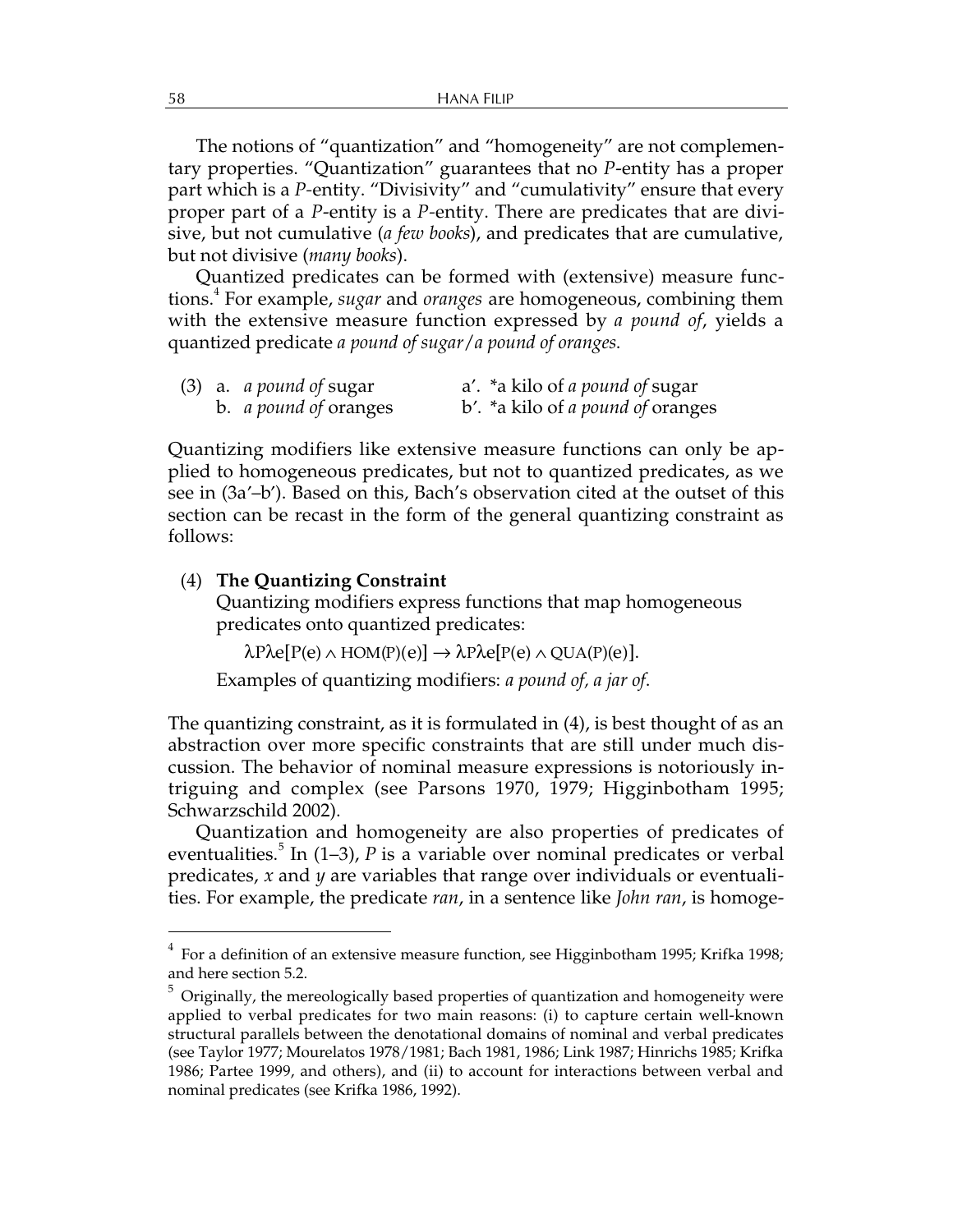The notions of "quantization" and "homogeneity" are not complementary properties. "Quantization" guarantees that no *P*-entity has a proper part which is a *P*-entity. "Divisivity" and "cumulativity" ensure that every proper part of a *P*-entity is a *P*-entity. There are predicates that are divisive, but not cumulative (*a few books*), and predicates that are cumulative, but not divisive (*many books*).

Quantized predicates can be formed with (extensive) measure functions.[4] For example, *sugar* and *oranges* are homogeneous, combining them with the extensive measure function expressed by *a pound of*, yields a quantized predicate *a pound of sugar*/*a pound of oranges*.

(3) a. *a pound of* sugar &nbsp;&nbsp;&nbsp;&nbsp; a′. \*a kilo of *a pound of* sugar
&nbsp;&nbsp;&nbsp;&nbsp; b. *a pound of* oranges &nbsp;&nbsp;&nbsp;&nbsp; b′. \*a kilo of *a pound of* oranges

Quantizing modifiers like extensive measure functions can only be applied to homogeneous predicates, but not to quantized predicates, as we see in (3a′–b′). Based on this, Bach's observation cited at the outset of this section can be recast in the form of the general quantizing constraint as follows:

(4) **The Quantizing Constraint**
Quantizing modifiers express functions that map homogeneous predicates onto quantized predicates:

$$\lambda P \lambda e[P(e) \wedge \text{HOM}(P)(e)] \rightarrow \lambda P \lambda e[P(e) \wedge \text{QUA}(P)(e)].$$

Examples of quantizing modifiers: *a pound of*, *a jar of*.

The quantizing constraint, as it is formulated in (4), is best thought of as an abstraction over more specific constraints that are still under much discussion. The behavior of nominal measure expressions is notoriously intriguing and complex (see Parsons 1970, 1979; Higginbotham 1995; Schwarzschild 2002).

Quantization and homogeneity are also properties of predicates of eventualities.[5] In (1–3), *P* is a variable over nominal predicates or verbal predicates, *x* and *y* are variables that range over individuals or eventualities. For example, the predicate *ran*, in a sentence like *John ran*, is homoge-

[4] For a definition of an extensive measure function, see Higginbotham 1995; Krifka 1998; and here section 5.2.

[5] Originally, the mereologically based properties of quantization and homogeneity were applied to verbal predicates for two main reasons: (i) to capture certain well-known structural parallels between the denotational domains of nominal and verbal predicates (see Taylor 1977; Mourelatos 1978/1981; Bach 1981, 1986; Link 1987; Hinrichs 1985; Krifka 1986; Partee 1999, and others), and (ii) to account for interactions between verbal and nominal predicates (see Krifka 1986, 1992).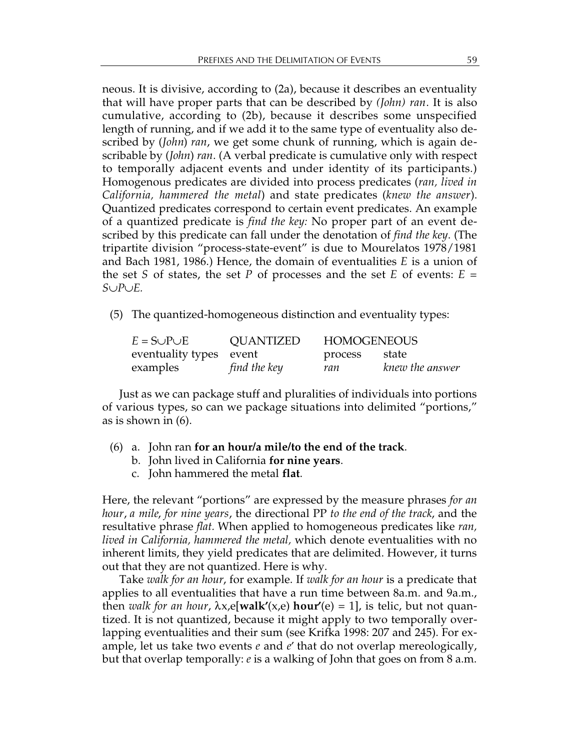neous. It is divisive, according to (2a), because it describes an eventuality that will have proper parts that can be described by *(John) ran*. It is also cumulative, according to (2b), because it describes some unspecified length of running, and if we add it to the same type of eventuality also described by (*John*) *ran*, we get some chunk of running, which is again describable by (*John*) *ran*. (A verbal predicate is cumulative only with respect to temporally adjacent events and under identity of its participants.) Homogenous predicates are divided into process predicates (*ran, lived in California, hammered the metal*) and state predicates (*knew the answer*). Quantized predicates correspond to certain event predicates. An example of a quantized predicate is *find the key:* No proper part of an event described by this predicate can fall under the denotation of *find the key*. (The tripartite division "process-state-event" is due to Mourelatos 1978/1981 and Bach 1981, 1986.) Hence, the domain of eventualities $E$ is a union of the set $S$ of states, the set $P$ of processes and the set $E$ of events: $E = S \cup P \cup E$.

(5) The quantized-homogeneous distinction and eventuality types:

| | | | |
|---|---|---|---|
| $E = S \cup P \cup E$ | QUANTIZED | HOMOGENEOUS | |
| eventuality types | event | process | state |
| examples | *find the key* | *ran* | *knew the answer* |

Just as we can package stuff and pluralities of individuals into portions of various types, so can we package situations into delimited "portions," as is shown in (6).

(6) a. John ran **for an hour/a mile/to the end of the track**.
  b. John lived in California **for nine years**.
  c. John hammered the metal **flat**.

Here, the relevant "portions" are expressed by the measure phrases *for an hour*, *a mile*, *for nine years*, the directional PP *to the end of the track*, and the resultative phrase *flat.* When applied to homogeneous predicates like *ran, lived in California, hammered the metal,* which denote eventualities with no inherent limits, they yield predicates that are delimited. However, it turns out that they are not quantized. Here is why.

Take *walk for an hour*, for example. If *walk for an hour* is a predicate that applies to all eventualities that have a run time between 8a.m. and 9a.m., then *walk for an hour*, $\lambda$x,e[**walk'**(x,e) **hour'**(e) = 1], is telic, but not quantized. It is not quantized, because it might apply to two temporally overlapping eventualities and their sum (see Krifka 1998: 207 and 245). For example, let us take two events *e* and *e'* that do not overlap mereologically, but that overlap temporally: *e* is a walking of John that goes on from 8 a.m.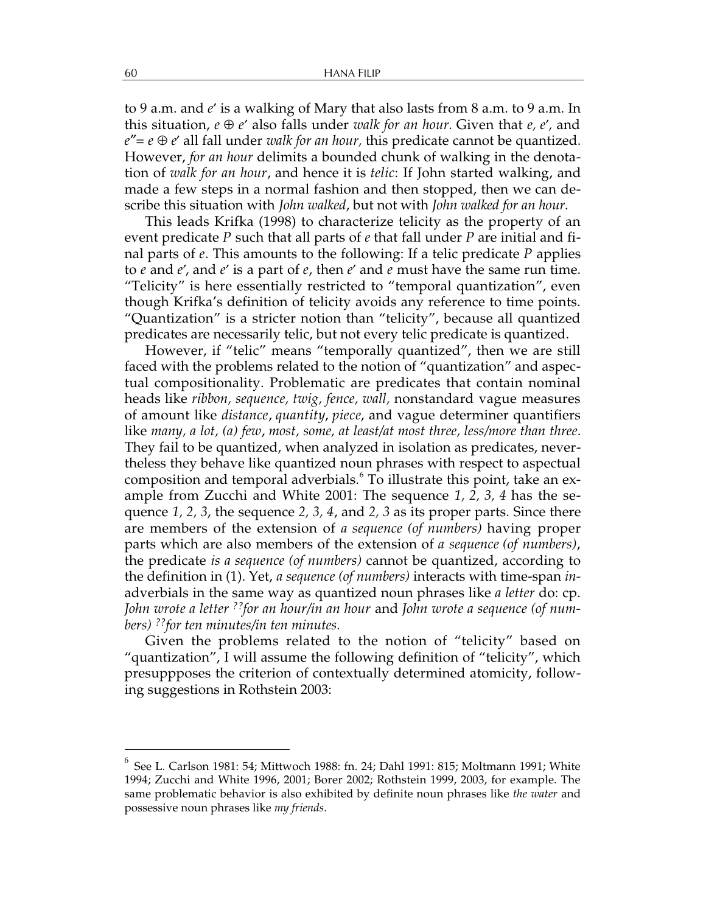to 9 a.m. and *e′* is a walking of Mary that also lasts from 8 a.m. to 9 a.m. In this situation, $e \oplus e'$ also falls under *walk for an hour*. Given that *e, e′*, and $e'' = e \oplus e'$ all fall under *walk for an hour*, this predicate cannot be quantized. However, *for an hour* delimits a bounded chunk of walking in the denotation of *walk for an hour*, and hence it is *telic*: If John started walking, and made a few steps in a normal fashion and then stopped, then we can describe this situation with *John walked*, but not with *John walked for an hour*.

This leads Krifka (1998) to characterize telicity as the property of an event predicate *P* such that all parts of *e* that fall under *P* are initial and final parts of *e*. This amounts to the following: If a telic predicate *P* applies to *e* and *e′*, and *e′* is a part of *e*, then *e′* and *e* must have the same run time. "Telicity" is here essentially restricted to "temporal quantization", even though Krifka's definition of telicity avoids any reference to time points. "Quantization" is a stricter notion than "telicity", because all quantized predicates are necessarily telic, but not every telic predicate is quantized.

However, if "telic" means "temporally quantized", then we are still faced with the problems related to the notion of "quantization" and aspectual compositionality. Problematic are predicates that contain nominal heads like *ribbon, sequence, twig, fence, wall,* nonstandard vague measures of amount like *distance*, *quantity*, *piece*, and vague determiner quantifiers like *many, a lot, (a) few*, *most, some, at least/at most three, less/more than three*. They fail to be quantized, when analyzed in isolation as predicates, nevertheless they behave like quantized noun phrases with respect to aspectual composition and temporal adverbials.[6] To illustrate this point, take an example from Zucchi and White 2001: The sequence *1, 2, 3, 4* has the sequence *1, 2, 3*, the sequence *2, 3, 4*, and *2, 3* as its proper parts. Since there are members of the extension of *a sequence (of numbers)* having proper parts which are also members of the extension of *a sequence (of numbers)*, the predicate *is a sequence (of numbers)* cannot be quantized, according to the definition in (1). Yet, *a sequence (of numbers)* interacts with time-span *in*-adverbials in the same way as quantized noun phrases like *a letter* do: cp. *John wrote a letter ??for an hour/in an hour* and *John wrote a sequence (of numbers) ??for ten minutes/in ten minutes.*

Given the problems related to the notion of "telicity" based on "quantization", I will assume the following definition of "telicity", which presuppposes the criterion of contextually determined atomicity, following suggestions in Rothstein 2003:

[6] See L. Carlson 1981: 54; Mittwoch 1988: fn. 24; Dahl 1991: 815; Moltmann 1991; White 1994; Zucchi and White 1996, 2001; Borer 2002; Rothstein 1999, 2003, for example. The same problematic behavior is also exhibited by definite noun phrases like *the water* and possessive noun phrases like *my friends*.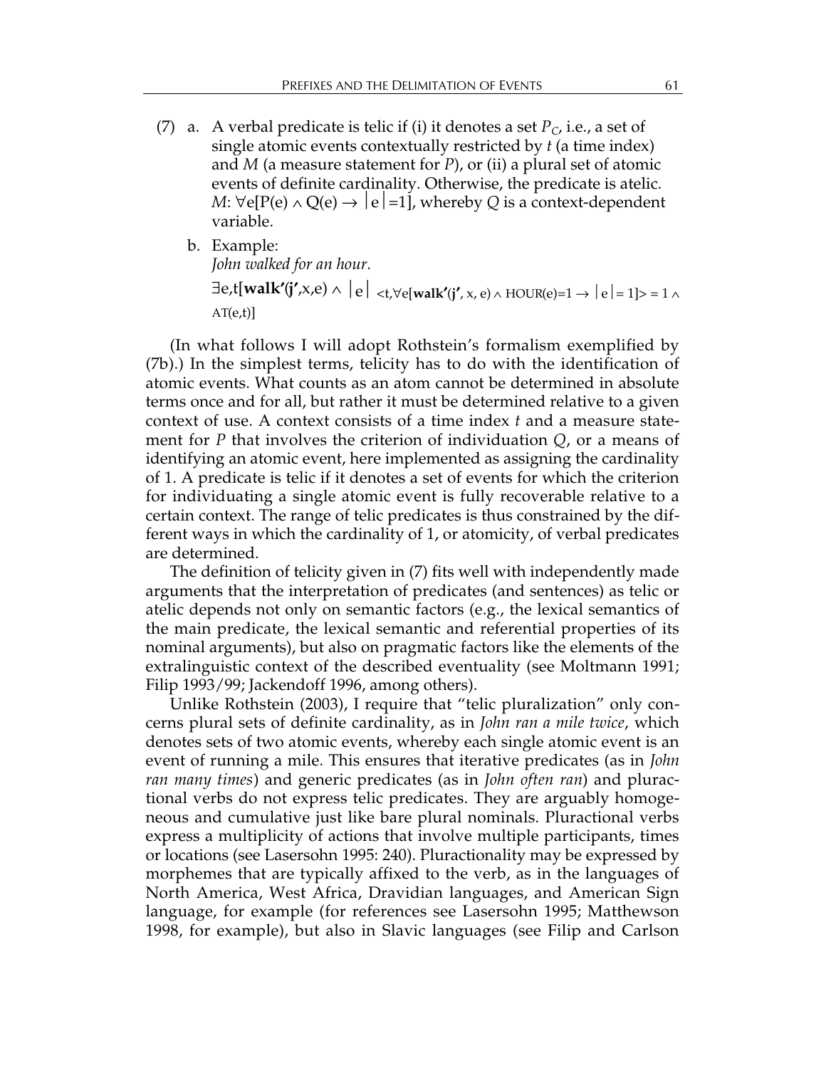(7) a. A verbal predicate is telic if (i) it denotes a set $P_C$, i.e., a set of single atomic events contextually restricted by $t$ (a time index) and $M$ (a measure statement for $P$), or (ii) a plural set of atomic events of definite cardinality. Otherwise, the predicate is atelic. $M$: $\forall e[P(e) \wedge Q(e) \rightarrow |e|=1]$, whereby $Q$ is a context-dependent variable.

b. Example:
*John walked for an hour.*
$\exists e,t[\mathbf{walk'}(\mathbf{j'},x,e) \wedge |e|_{<t,\forall e[\mathbf{walk'}(\mathbf{j'},\, x,\, e) \wedge \text{HOUR}(e)=1 \rightarrow |e|=1]>} = 1 \wedge \text{AT}(e,t)]$

(In what follows I will adopt Rothstein's formalism exemplified by (7b).) In the simplest terms, telicity has to do with the identification of atomic events. What counts as an atom cannot be determined in absolute terms once and for all, but rather it must be determined relative to a given context of use. A context consists of a time index $t$ and a measure statement for $P$ that involves the criterion of individuation $Q$, or a means of identifying an atomic event, here implemented as assigning the cardinality of 1. A predicate is telic if it denotes a set of events for which the criterion for individuating a single atomic event is fully recoverable relative to a certain context. The range of telic predicates is thus constrained by the different ways in which the cardinality of 1, or atomicity, of verbal predicates are determined.

The definition of telicity given in (7) fits well with independently made arguments that the interpretation of predicates (and sentences) as telic or atelic depends not only on semantic factors (e.g., the lexical semantics of the main predicate, the lexical semantic and referential properties of its nominal arguments), but also on pragmatic factors like the elements of the extralinguistic context of the described eventuality (see Moltmann 1991; Filip 1993/99; Jackendoff 1996, among others).

Unlike Rothstein (2003), I require that "telic pluralization" only concerns plural sets of definite cardinality, as in *John ran a mile twice*, which denotes sets of two atomic events, whereby each single atomic event is an event of running a mile. This ensures that iterative predicates (as in *John ran many times*) and generic predicates (as in *John often ran*) and pluractional verbs do not express telic predicates. They are arguably homogeneous and cumulative just like bare plural nominals. Pluractional verbs express a multiplicity of actions that involve multiple participants, times or locations (see Lasersohn 1995: 240). Pluractionality may be expressed by morphemes that are typically affixed to the verb, as in the languages of North America, West Africa, Dravidian languages, and American Sign language, for example (for references see Lasersohn 1995; Matthewson 1998, for example), but also in Slavic languages (see Filip and Carlson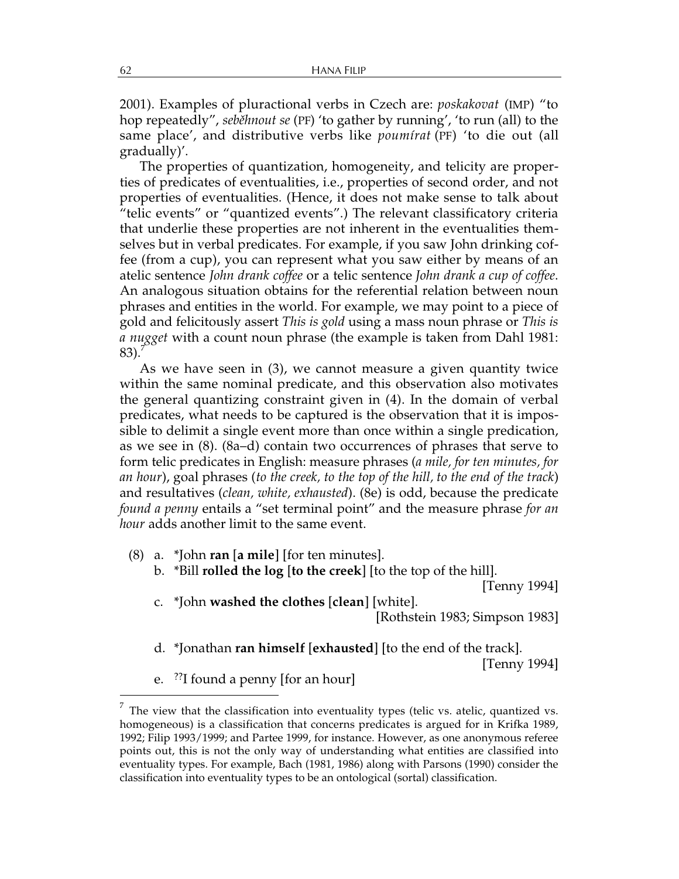2001). Examples of pluractional verbs in Czech are: *poskakovat* (IMP) "to hop repeatedly", *seběhnout se* (PF) 'to gather by running', 'to run (all) to the same place', and distributive verbs like *poumírat* (PF) 'to die out (all gradually)'.

The properties of quantization, homogeneity, and telicity are properties of predicates of eventualities, i.e., properties of second order, and not properties of eventualities. (Hence, it does not make sense to talk about "telic events" or "quantized events".) The relevant classificatory criteria that underlie these properties are not inherent in the eventualities themselves but in verbal predicates. For example, if you saw John drinking coffee (from a cup), you can represent what you saw either by means of an atelic sentence *John drank coffee* or a telic sentence *John drank a cup of coffee*. An analogous situation obtains for the referential relation between noun phrases and entities in the world. For example, we may point to a piece of gold and felicitously assert *This is gold* using a mass noun phrase or *This is a nugget* with a count noun phrase (the example is taken from Dahl 1981: 83).[7]

As we have seen in (3), we cannot measure a given quantity twice within the same nominal predicate, and this observation also motivates the general quantizing constraint given in (4). In the domain of verbal predicates, what needs to be captured is the observation that it is impossible to delimit a single event more than once within a single predication, as we see in (8). (8a–d) contain two occurrences of phrases that serve to form telic predicates in English: measure phrases (*a mile, for ten minutes, for an hour*), goal phrases (*to the creek, to the top of the hill, to the end of the track*) and resultatives (*clean, white, exhausted*). (8e) is odd, because the predicate *found a penny* entails a "set terminal point" and the measure phrase *for an hour* adds another limit to the same event.

(8) a. *John **ran** [**a mile**] [for ten minutes].
   b. *Bill **rolled the log** [**to the creek**] [to the top of the hill]. [Tenny 1994]
   c. *John **washed the clothes** [**clean**] [white]. [Rothstein 1983; Simpson 1983]
   d. *Jonathan **ran himself** [**exhausted**] [to the end of the track]. [Tenny 1994]
   e. ??I found a penny [for an hour]

---

[7] The view that the classification into eventuality types (telic vs. atelic, quantized vs. homogeneous) is a classification that concerns predicates is argued for in Krifka 1989, 1992; Filip 1993/1999; and Partee 1999, for instance. However, as one anonymous referee points out, this is not the only way of understanding what entities are classified into eventuality types. For example, Bach (1981, 1986) along with Parsons (1990) consider the classification into eventuality types to be an ontological (sortal) classification.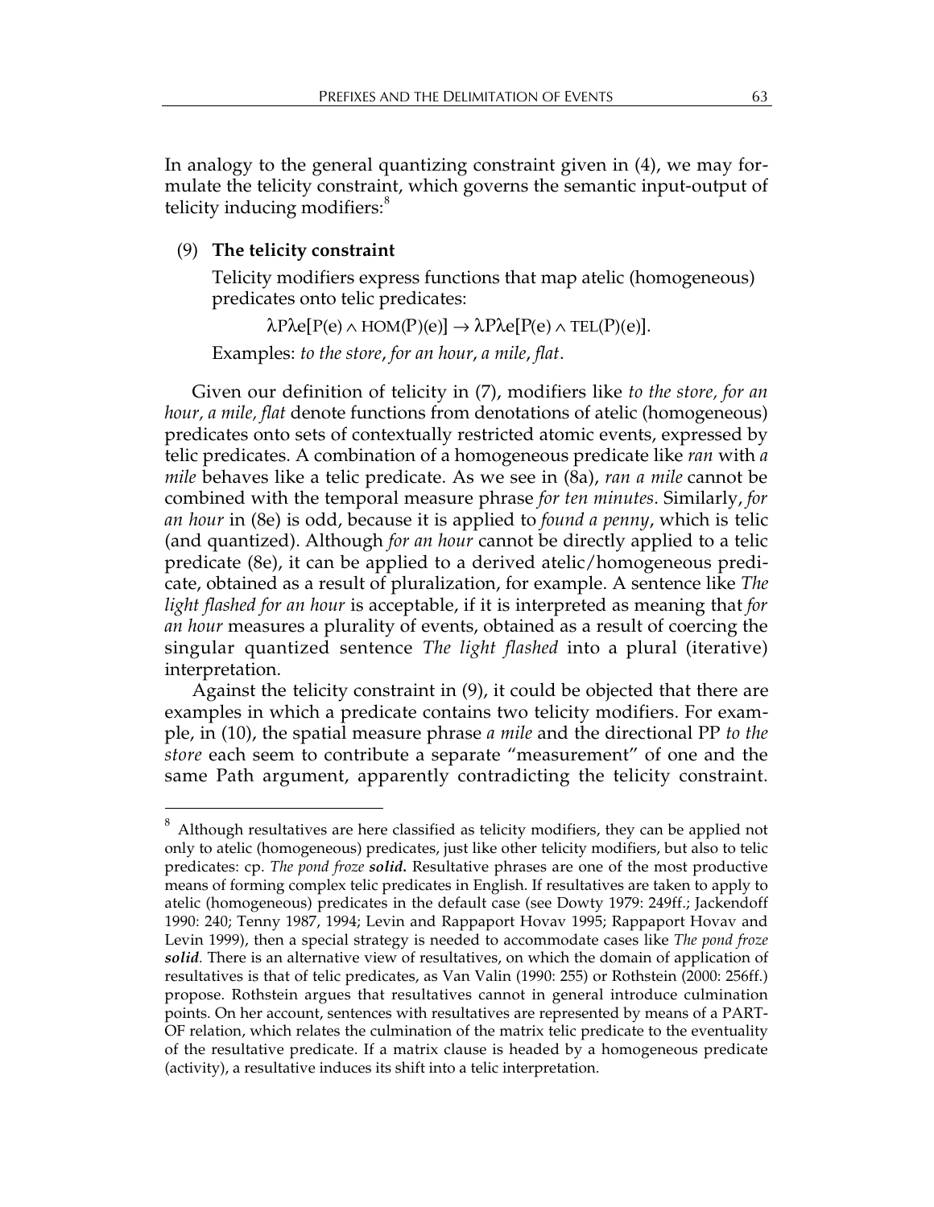In analogy to the general quantizing constraint given in (4), we may formulate the telicity constraint, which governs the semantic input-output of telicity inducing modifiers:[8]

(9) **The telicity constraint**

Telicity modifiers express functions that map atelic (homogeneous) predicates onto telic predicates:

$$\lambda P \lambda e[P(e) \wedge \text{HOM}(P)(e)] \rightarrow \lambda P \lambda e[P(e) \wedge \text{TEL}(P)(e)].$$

Examples: *to the store*, *for an hour*, *a mile*, *flat*.

Given our definition of telicity in (7), modifiers like *to the store, for an hour, a mile, flat* denote functions from denotations of atelic (homogeneous) predicates onto sets of contextually restricted atomic events, expressed by telic predicates. A combination of a homogeneous predicate like *ran* with *a mile* behaves like a telic predicate. As we see in (8a), *ran a mile* cannot be combined with the temporal measure phrase *for ten minutes*. Similarly, *for an hour* in (8e) is odd, because it is applied to *found a penny*, which is telic (and quantized). Although *for an hour* cannot be directly applied to a telic predicate (8e), it can be applied to a derived atelic/homogeneous predicate, obtained as a result of pluralization, for example. A sentence like *The light flashed for an hour* is acceptable, if it is interpreted as meaning that *for an hour* measures a plurality of events, obtained as a result of coercing the singular quantized sentence *The light flashed* into a plural (iterative) interpretation.

Against the telicity constraint in (9), it could be objected that there are examples in which a predicate contains two telicity modifiers. For example, in (10), the spatial measure phrase *a mile* and the directional PP *to the store* each seem to contribute a separate "measurement" of one and the same Path argument, apparently contradicting the telicity constraint.

[8] Although resultatives are here classified as telicity modifiers, they can be applied not only to atelic (homogeneous) predicates, just like other telicity modifiers, but also to telic predicates: cp. *The pond froze* ***solid***. Resultative phrases are one of the most productive means of forming complex telic predicates in English. If resultatives are taken to apply to atelic (homogeneous) predicates in the default case (see Dowty 1979: 249ff.; Jackendoff 1990: 240; Tenny 1987, 1994; Levin and Rappaport Hovav 1995; Rappaport Hovav and Levin 1999), then a special strategy is needed to accommodate cases like *The pond froze* ***solid***. There is an alternative view of resultatives, on which the domain of application of resultatives is that of telic predicates, as Van Valin (1990: 255) or Rothstein (2000: 256ff.) propose. Rothstein argues that resultatives cannot in general introduce culmination points. On her account, sentences with resultatives are represented by means of a PART-OF relation, which relates the culmination of the matrix telic predicate to the eventuality of the resultative predicate. If a matrix clause is headed by a homogeneous predicate (activity), a resultative induces its shift into a telic interpretation.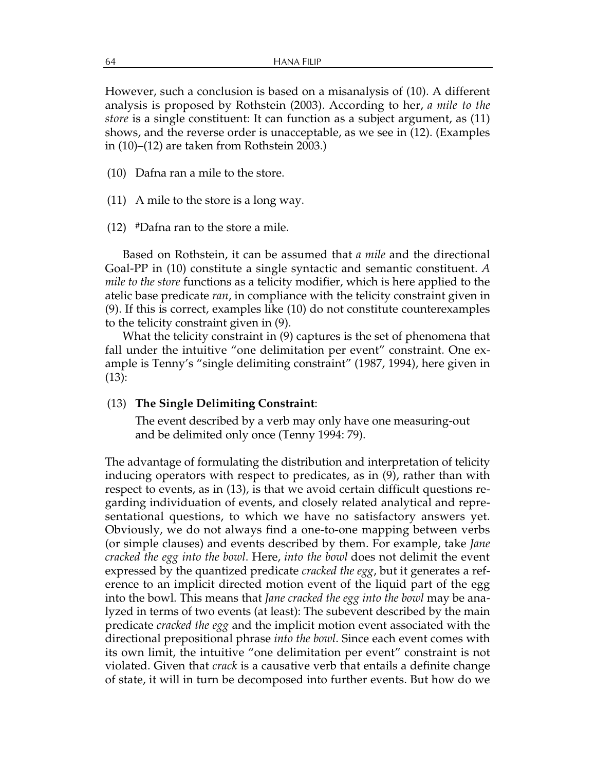However, such a conclusion is based on a misanalysis of (10). A different analysis is proposed by Rothstein (2003). According to her, *a mile to the store* is a single constituent: It can function as a subject argument, as (11) shows, and the reverse order is unacceptable, as we see in (12). (Examples in (10)–(12) are taken from Rothstein 2003.)

(10) Dafna ran a mile to the store.

(11) A mile to the store is a long way.

(12) #Dafna ran to the store a mile.

Based on Rothstein, it can be assumed that *a mile* and the directional Goal-PP in (10) constitute a single syntactic and semantic constituent. *A mile to the store* functions as a telicity modifier, which is here applied to the atelic base predicate *ran*, in compliance with the telicity constraint given in (9). If this is correct, examples like (10) do not constitute counterexamples to the telicity constraint given in (9).

What the telicity constraint in (9) captures is the set of phenomena that fall under the intuitive "one delimitation per event" constraint. One example is Tenny's "single delimiting constraint" (1987, 1994), here given in (13):

(13) **The Single Delimiting Constraint**:

The event described by a verb may only have one measuring-out and be delimited only once (Tenny 1994: 79).

The advantage of formulating the distribution and interpretation of telicity inducing operators with respect to predicates, as in (9), rather than with respect to events, as in (13), is that we avoid certain difficult questions regarding individuation of events, and closely related analytical and representational questions, to which we have no satisfactory answers yet. Obviously, we do not always find a one-to-one mapping between verbs (or simple clauses) and events described by them. For example, take *Jane cracked the egg into the bowl*. Here, *into the bowl* does not delimit the event expressed by the quantized predicate *cracked the egg*, but it generates a reference to an implicit directed motion event of the liquid part of the egg into the bowl. This means that *Jane cracked the egg into the bowl* may be analyzed in terms of two events (at least): The subevent described by the main predicate *cracked the egg* and the implicit motion event associated with the directional prepositional phrase *into the bowl*. Since each event comes with its own limit, the intuitive "one delimitation per event" constraint is not violated. Given that *crack* is a causative verb that entails a definite change of state, it will in turn be decomposed into further events. But how do we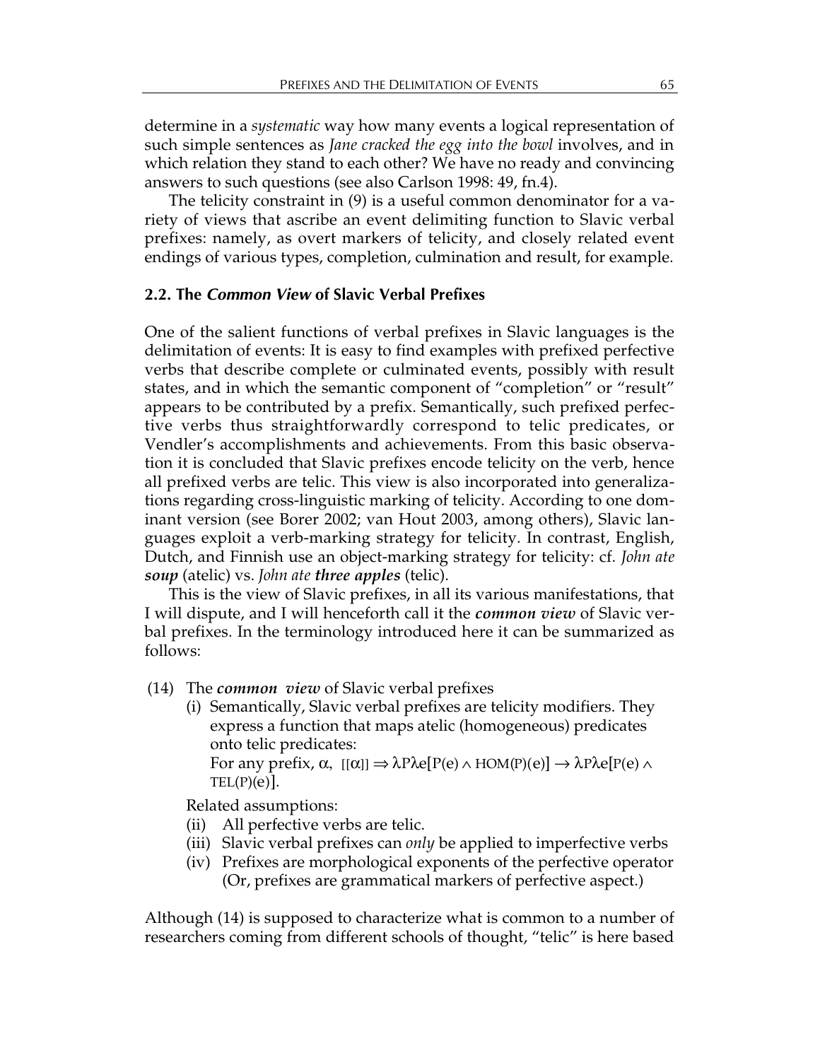determine in a *systematic* way how many events a logical representation of such simple sentences as *Jane cracked the egg into the bowl* involves, and in which relation they stand to each other? We have no ready and convincing answers to such questions (see also Carlson 1998: 49, fn.4).

The telicity constraint in (9) is a useful common denominator for a variety of views that ascribe an event delimiting function to Slavic verbal prefixes: namely, as overt markers of telicity, and closely related event endings of various types, completion, culmination and result, for example.

### 2.2. The *Common View* of Slavic Verbal Prefixes

One of the salient functions of verbal prefixes in Slavic languages is the delimitation of events: It is easy to find examples with prefixed perfective verbs that describe complete or culminated events, possibly with result states, and in which the semantic component of "completion" or "result" appears to be contributed by a prefix. Semantically, such prefixed perfective verbs thus straightforwardly correspond to telic predicates, or Vendler's accomplishments and achievements. From this basic observation it is concluded that Slavic prefixes encode telicity on the verb, hence all prefixed verbs are telic. This view is also incorporated into generalizations regarding cross-linguistic marking of telicity. According to one dominant version (see Borer 2002; van Hout 2003, among others), Slavic languages exploit a verb-marking strategy for telicity. In contrast, English, Dutch, and Finnish use an object-marking strategy for telicity: cf. *John ate **soup*** (atelic) vs. *John ate **three apples*** (telic).

This is the view of Slavic prefixes, in all its various manifestations, that I will dispute, and I will henceforth call it the ***common view*** of Slavic verbal prefixes. In the terminology introduced here it can be summarized as follows:

(14) The ***common view*** of Slavic verbal prefixes
   (i) Semantically, Slavic verbal prefixes are telicity modifiers. They express a function that maps atelic (homogeneous) predicates onto telic predicates:
   For any prefix, $\alpha$, $[[\alpha]] \Rightarrow \lambda P \lambda e[P(e) \wedge \text{HOM}(P)(e)] \rightarrow \lambda P \lambda e[P(e) \wedge \text{TEL}(P)(e)]$.

   Related assumptions:
   (ii) All perfective verbs are telic.
   (iii) Slavic verbal prefixes can *only* be applied to imperfective verbs
   (iv) Prefixes are morphological exponents of the perfective operator (Or, prefixes are grammatical markers of perfective aspect.)

Although (14) is supposed to characterize what is common to a number of researchers coming from different schools of thought, "telic" is here based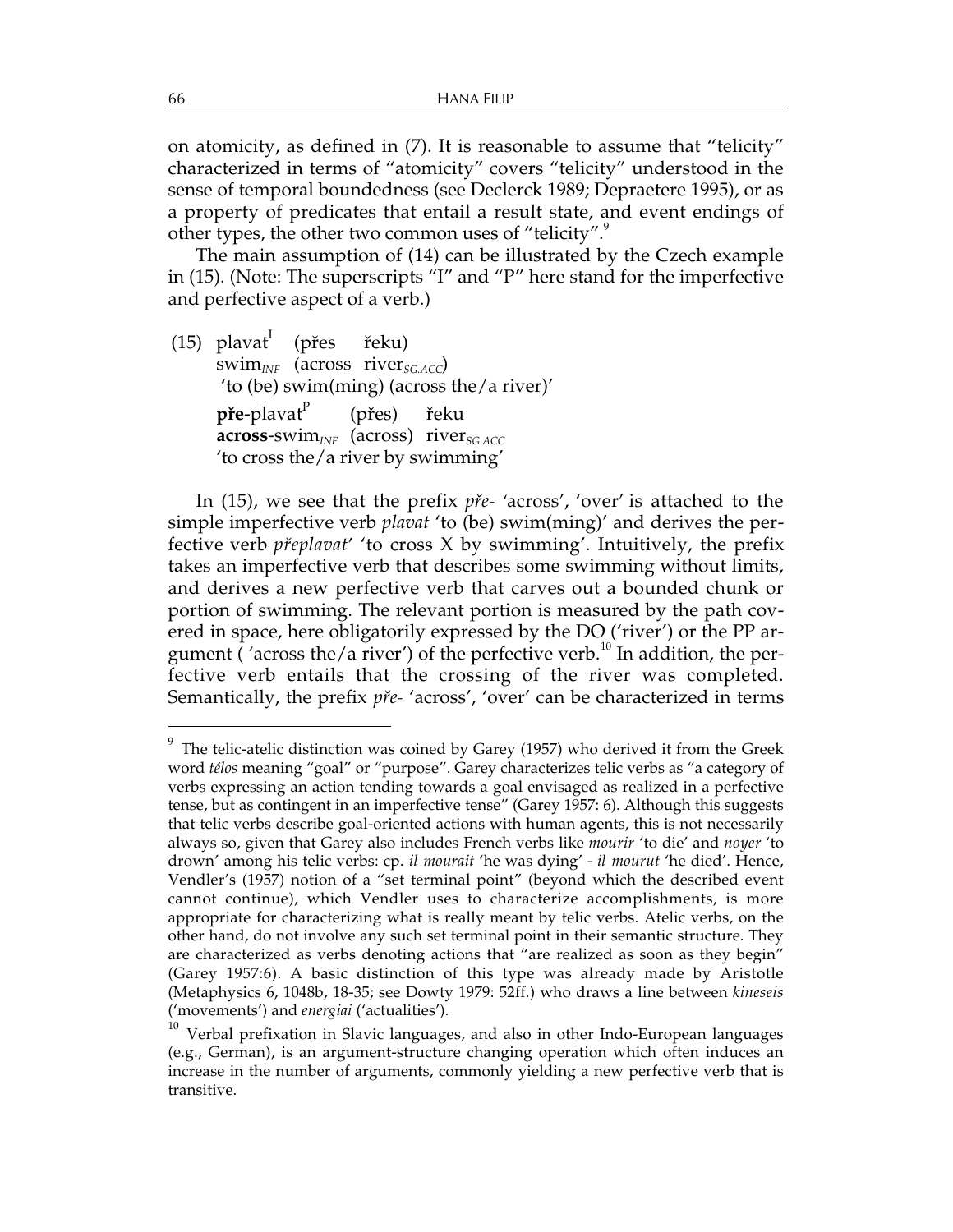on atomicity, as defined in (7). It is reasonable to assume that "telicity" characterized in terms of "atomicity" covers "telicity" understood in the sense of temporal boundedness (see Declerck 1989; Depraetere 1995), or as a property of predicates that entail a result state, and event endings of other types, the other two common uses of "telicity".[9]

The main assumption of (14) can be illustrated by the Czech example in (15). (Note: The superscripts "I" and "P" here stand for the imperfective and perfective aspect of a verb.)

(15) plavat$^{I}$ (přes řeku)
swim$_{INF}$ (across river$_{SG.ACC}$)
'to (be) swim(ming) (across the/a river)'
**pře**-plavat$^{P}$ (přes) řeku
**across**-swim$_{INF}$ (across) river$_{SG.ACC}$
'to cross the/a river by swimming'

In (15), we see that the prefix *pře-* 'across', 'over' is attached to the simple imperfective verb *plavat* 'to (be) swim(ming)' and derives the perfective verb *přeplavat*' 'to cross X by swimming'. Intuitively, the prefix takes an imperfective verb that describes some swimming without limits, and derives a new perfective verb that carves out a bounded chunk or portion of swimming. The relevant portion is measured by the path covered in space, here obligatorily expressed by the DO ('river') or the PP argument ( 'across the/a river') of the perfective verb.[10] In addition, the perfective verb entails that the crossing of the river was completed. Semantically, the prefix *pře-* 'across', 'over' can be characterized in terms

[9] The telic-atelic distinction was coined by Garey (1957) who derived it from the Greek word *télos* meaning "goal" or "purpose". Garey characterizes telic verbs as "a category of verbs expressing an action tending towards a goal envisaged as realized in a perfective tense, but as contingent in an imperfective tense" (Garey 1957: 6). Although this suggests that telic verbs describe goal-oriented actions with human agents, this is not necessarily always so, given that Garey also includes French verbs like *mourir* 'to die' and *noyer* 'to drown' among his telic verbs: cp. *il mourait* 'he was dying' - *il mourut* 'he died'. Hence, Vendler's (1957) notion of a "set terminal point" (beyond which the described event cannot continue), which Vendler uses to characterize accomplishments, is more appropriate for characterizing what is really meant by telic verbs. Atelic verbs, on the other hand, do not involve any such set terminal point in their semantic structure. They are characterized as verbs denoting actions that "are realized as soon as they begin" (Garey 1957:6). A basic distinction of this type was already made by Aristotle (Metaphysics 6, 1048b, 18-35; see Dowty 1979: 52ff.) who draws a line between *kineseis* ('movements') and *energiai* ('actualities').

[10] Verbal prefixation in Slavic languages, and also in other Indo-European languages (e.g., German), is an argument-structure changing operation which often induces an increase in the number of arguments, commonly yielding a new perfective verb that is transitive.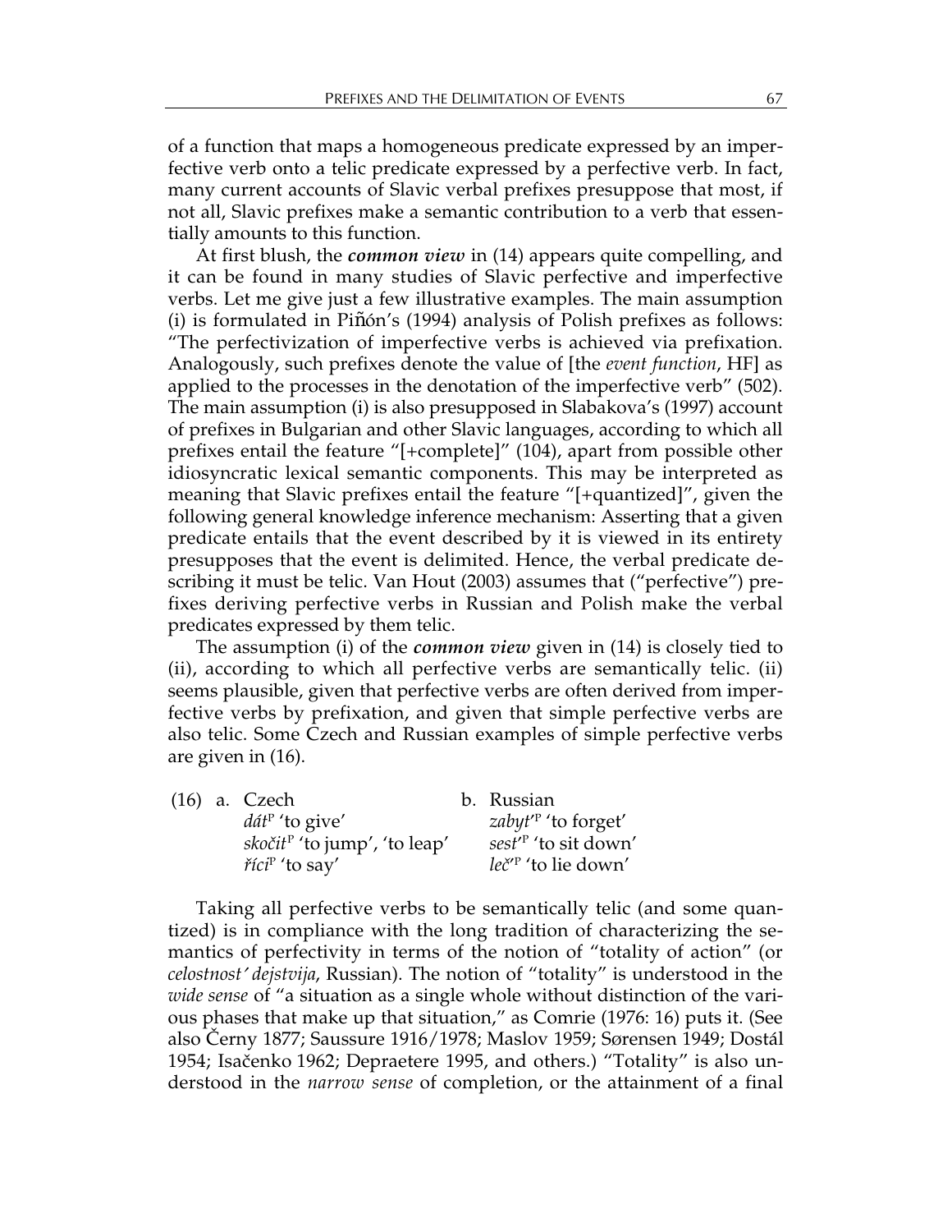of a function that maps a homogeneous predicate expressed by an imperfective verb onto a telic predicate expressed by a perfective verb. In fact, many current accounts of Slavic verbal prefixes presuppose that most, if not all, Slavic prefixes make a semantic contribution to a verb that essentially amounts to this function.

At first blush, the ***common view*** in (14) appears quite compelling, and it can be found in many studies of Slavic perfective and imperfective verbs. Let me give just a few illustrative examples. The main assumption (i) is formulated in Piñón's (1994) analysis of Polish prefixes as follows: "The perfectivization of imperfective verbs is achieved via prefixation. Analogously, such prefixes denote the value of [the *event function*, HF] as applied to the processes in the denotation of the imperfective verb" (502). The main assumption (i) is also presupposed in Slabakova's (1997) account of prefixes in Bulgarian and other Slavic languages, according to which all prefixes entail the feature "[+complete]" (104), apart from possible other idiosyncratic lexical semantic components. This may be interpreted as meaning that Slavic prefixes entail the feature "[+quantized]", given the following general knowledge inference mechanism: Asserting that a given predicate entails that the event described by it is viewed in its entirety presupposes that the event is delimited. Hence, the verbal predicate describing it must be telic. Van Hout (2003) assumes that ("perfective") prefixes deriving perfective verbs in Russian and Polish make the verbal predicates expressed by them telic.

The assumption (i) of the ***common view*** given in (14) is closely tied to (ii), according to which all perfective verbs are semantically telic. (ii) seems plausible, given that perfective verbs are often derived from imperfective verbs by prefixation, and given that simple perfective verbs are also telic. Some Czech and Russian examples of simple perfective verbs are given in (16).

(16) a. Czech
*dát*$^{P}$ 'to give'
*skočit*$^{P}$ 'to jump', 'to leap'
*říci*$^{P}$ 'to say'

b. Russian
*zabyt'*$^{P}$ 'to forget'
*sest'*$^{P}$ 'to sit down'
*leč'*$^{P}$ 'to lie down'

Taking all perfective verbs to be semantically telic (and some quantized) is in compliance with the long tradition of characterizing the semantics of perfectivity in terms of the notion of "totality of action" (or *celostnost' dejstvija*, Russian). The notion of "totality" is understood in the *wide sense* of "a situation as a single whole without distinction of the various phases that make up that situation," as Comrie (1976: 16) puts it. (See also Černy 1877; Saussure 1916/1978; Maslov 1959; Sørensen 1949; Dostál 1954; Isačenko 1962; Depraetere 1995, and others.) "Totality" is also understood in the *narrow sense* of completion, or the attainment of a final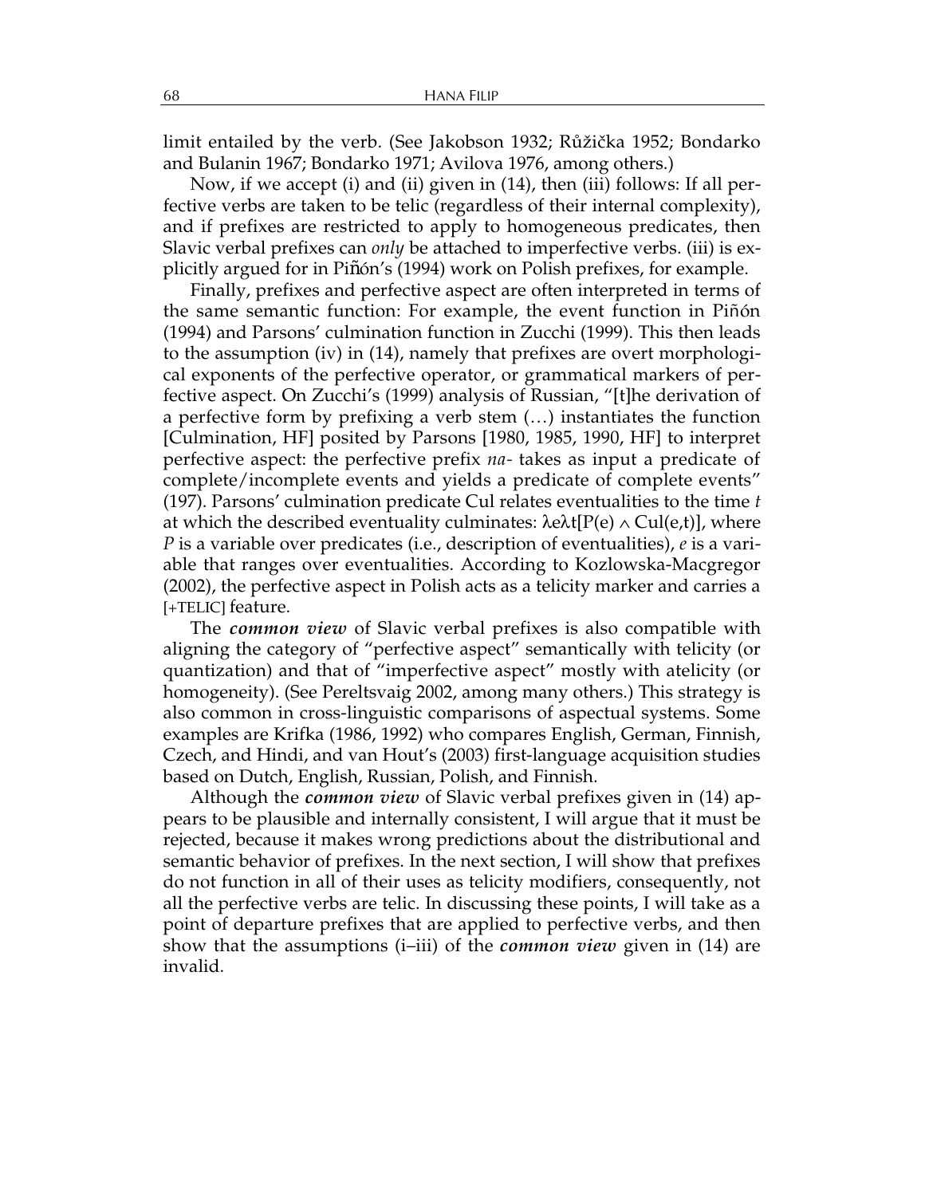limit entailed by the verb. (See Jakobson 1932; Růžička 1952; Bondarko and Bulanin 1967; Bondarko 1971; Avilova 1976, among others.)

Now, if we accept (i) and (ii) given in (14), then (iii) follows: If all perfective verbs are taken to be telic (regardless of their internal complexity), and if prefixes are restricted to apply to homogeneous predicates, then Slavic verbal prefixes can *only* be attached to imperfective verbs. (iii) is explicitly argued for in Piñón's (1994) work on Polish prefixes, for example.

Finally, prefixes and perfective aspect are often interpreted in terms of the same semantic function: For example, the event function in Piñón (1994) and Parsons' culmination function in Zucchi (1999). This then leads to the assumption (iv) in (14), namely that prefixes are overt morphological exponents of the perfective operator, or grammatical markers of perfective aspect. On Zucchi's (1999) analysis of Russian, "[t]he derivation of a perfective form by prefixing a verb stem (…) instantiates the function [Culmination, HF] posited by Parsons [1980, 1985, 1990, HF] to interpret perfective aspect: the perfective prefix *na-* takes as input a predicate of complete/incomplete events and yields a predicate of complete events" (197). Parsons' culmination predicate Cul relates eventualities to the time $t$ at which the described eventuality culminates: $\lambda e \lambda t[P(e) \wedge \mathrm{Cul}(e,t)]$, where $P$ is a variable over predicates (i.e., description of eventualities), $e$ is a variable that ranges over eventualities. According to Kozlowska-Macgregor (2002), the perfective aspect in Polish acts as a telicity marker and carries a [+TELIC] feature.

The ***common view*** of Slavic verbal prefixes is also compatible with aligning the category of "perfective aspect" semantically with telicity (or quantization) and that of "imperfective aspect" mostly with atelicity (or homogeneity). (See Pereltsvaig 2002, among many others.) This strategy is also common in cross-linguistic comparisons of aspectual systems. Some examples are Krifka (1986, 1992) who compares English, German, Finnish, Czech, and Hindi, and van Hout's (2003) first-language acquisition studies based on Dutch, English, Russian, Polish, and Finnish.

Although the ***common view*** of Slavic verbal prefixes given in (14) appears to be plausible and internally consistent, I will argue that it must be rejected, because it makes wrong predictions about the distributional and semantic behavior of prefixes. In the next section, I will show that prefixes do not function in all of their uses as telicity modifiers, consequently, not all the perfective verbs are telic. In discussing these points, I will take as a point of departure prefixes that are applied to perfective verbs, and then show that the assumptions (i–iii) of the ***common view*** given in (14) are invalid.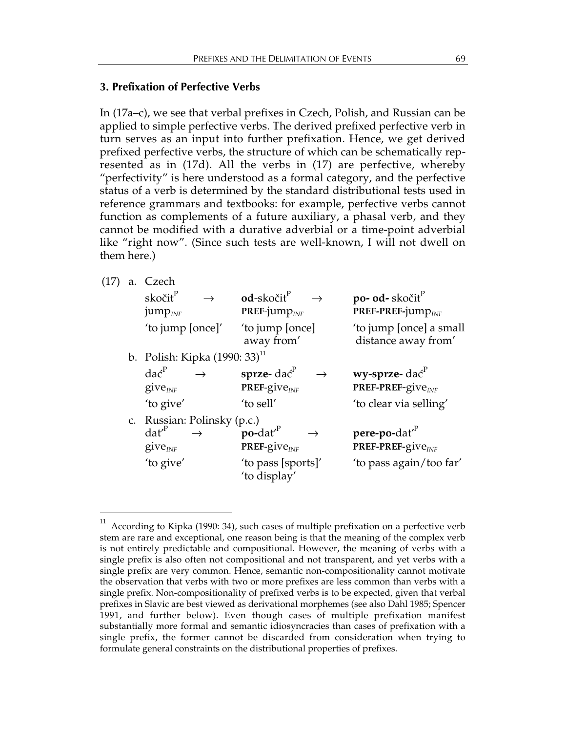## 3. Prefixation of Perfective Verbs

In (17a–c), we see that verbal prefixes in Czech, Polish, and Russian can be applied to simple perfective verbs. The derived prefixed perfective verb in turn serves as an input into further prefixation. Hence, we get derived prefixed perfective verbs, the structure of which can be schematically represented as in (17d). All the verbs in (17) are perfective, whereby "perfectivity" is here understood as a formal category, and the perfective status of a verb is determined by the standard distributional tests used in reference grammars and textbooks: for example, perfective verbs cannot function as complements of a future auxiliary, a phasal verb, and they cannot be modified with a durative adverbial or a time-point adverbial like "right now". (Since such tests are well-known, I will not dwell on them here.)

(17) a. Czech

| | | |
|---|---|---|
| skočit$^{P}$ → | **od**-skočit$^{P}$ → | **po- od-** skočit$^{P}$ |
| jump$_{INF}$ | **PREF**-jump$_{INF}$ | **PREF-PREF**-jump$_{INF}$ |
| 'to jump [once]' | 'to jump [once] away from' | 'to jump [once] a small distance away from' |

b. Polish: Kipka (1990: 33)[11]

| | | |
|---|---|---|
| dać$^{P}$ → | **sprze**- dać$^{P}$ → | **wy-sprze-** dać$^{P}$ |
| give$_{INF}$ | **PREF**-give$_{INF}$ | **PREF-PREF**-give$_{INF}$ |
| 'to give' | 'to sell' | 'to clear via selling' |

c. Russian: Polinsky (p.c.)

| | | |
|---|---|---|
| dat'$^{P}$ → | **po-**dat'$^{P}$ → | **pere-po-**dat'$^{P}$ |
| give$_{INF}$ | **PREF**-give$_{INF}$ | **PREF-PREF**-give$_{INF}$ |
| 'to give' | 'to pass [sports]' 'to display' | 'to pass again/too far' |

[11] According to Kipka (1990: 34), such cases of multiple prefixation on a perfective verb stem are rare and exceptional, one reason being is that the meaning of the complex verb is not entirely predictable and compositional. However, the meaning of verbs with a single prefix is also often not compositional and not transparent, and yet verbs with a single prefix are very common. Hence, semantic non-compositionality cannot motivate the observation that verbs with two or more prefixes are less common than verbs with a single prefix. Non-compositionality of prefixed verbs is to be expected, given that verbal prefixes in Slavic are best viewed as derivational morphemes (see also Dahl 1985; Spencer 1991, and further below). Even though cases of multiple prefixation manifest substantially more formal and semantic idiosyncracies than cases of prefixation with a single prefix, the former cannot be discarded from consideration when trying to formulate general constraints on the distributional properties of prefixes.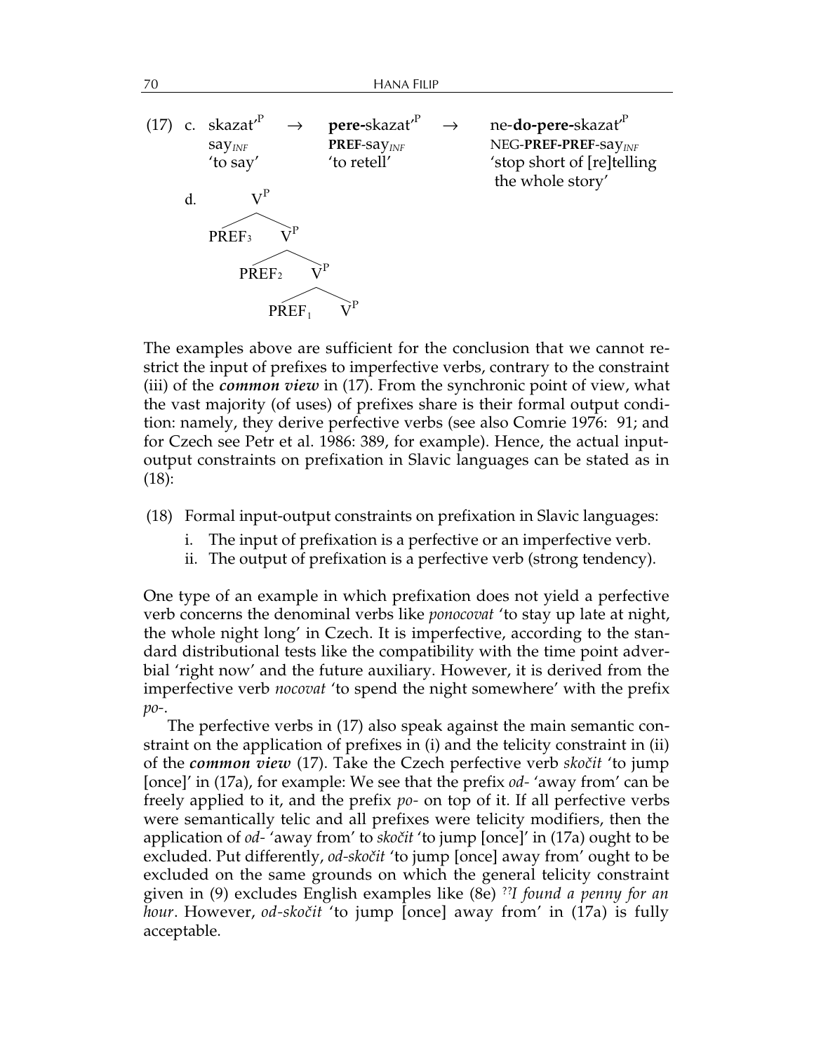(17) c. skazat'$^{P}$ → **pere-**skazat'$^{P}$ → ne-**do-pere-**skazat'$^{P}$

say$_{INF}$ — **PREF**-say$_{INF}$ — NEG-**PREF-PREF**-say$_{INF}$

'to say' — 'to retell' — 'stop short of [re]telling the whole story'

d.

```
        V^P
       /   \
   PREF3    V^P
           /   \
       PREF2    V^P
               /   \
           PREF1    V^P
```

The examples above are sufficient for the conclusion that we cannot restrict the input of prefixes to imperfective verbs, contrary to the constraint (iii) of the ***common view*** in (17). From the synchronic point of view, what the vast majority (of uses) of prefixes share is their formal output condition: namely, they derive perfective verbs (see also Comrie 1976: 91; and for Czech see Petr et al. 1986: 389, for example). Hence, the actual input-output constraints on prefixation in Slavic languages can be stated as in (18):

(18) Formal input-output constraints on prefixation in Slavic languages:

i. The input of prefixation is a perfective or an imperfective verb.
ii. The output of prefixation is a perfective verb (strong tendency).

One type of an example in which prefixation does not yield a perfective verb concerns the denominal verbs like *ponocovat* 'to stay up late at night, the whole night long' in Czech. It is imperfective, according to the standard distributional tests like the compatibility with the time point adverbial 'right now' and the future auxiliary. However, it is derived from the imperfective verb *nocovat* 'to spend the night somewhere' with the prefix *po-*.

The perfective verbs in (17) also speak against the main semantic constraint on the application of prefixes in (i) and the telicity constraint in (ii) of the ***common view*** (17). Take the Czech perfective verb *skočit* 'to jump [once]' in (17a), for example: We see that the prefix *od-* 'away from' can be freely applied to it, and the prefix *po-* on top of it. If all perfective verbs were semantically telic and all prefixes were telicity modifiers, then the application of *od-* 'away from' to *skočit* 'to jump [once]' in (17a) ought to be excluded. Put differently, *od-skočit* 'to jump [once] away from' ought to be excluded on the same grounds on which the general telicity constraint given in (9) excludes English examples like (8e) ??*I found a penny for an hour*. However, *od-skočit* 'to jump [once] away from' in (17a) is fully acceptable.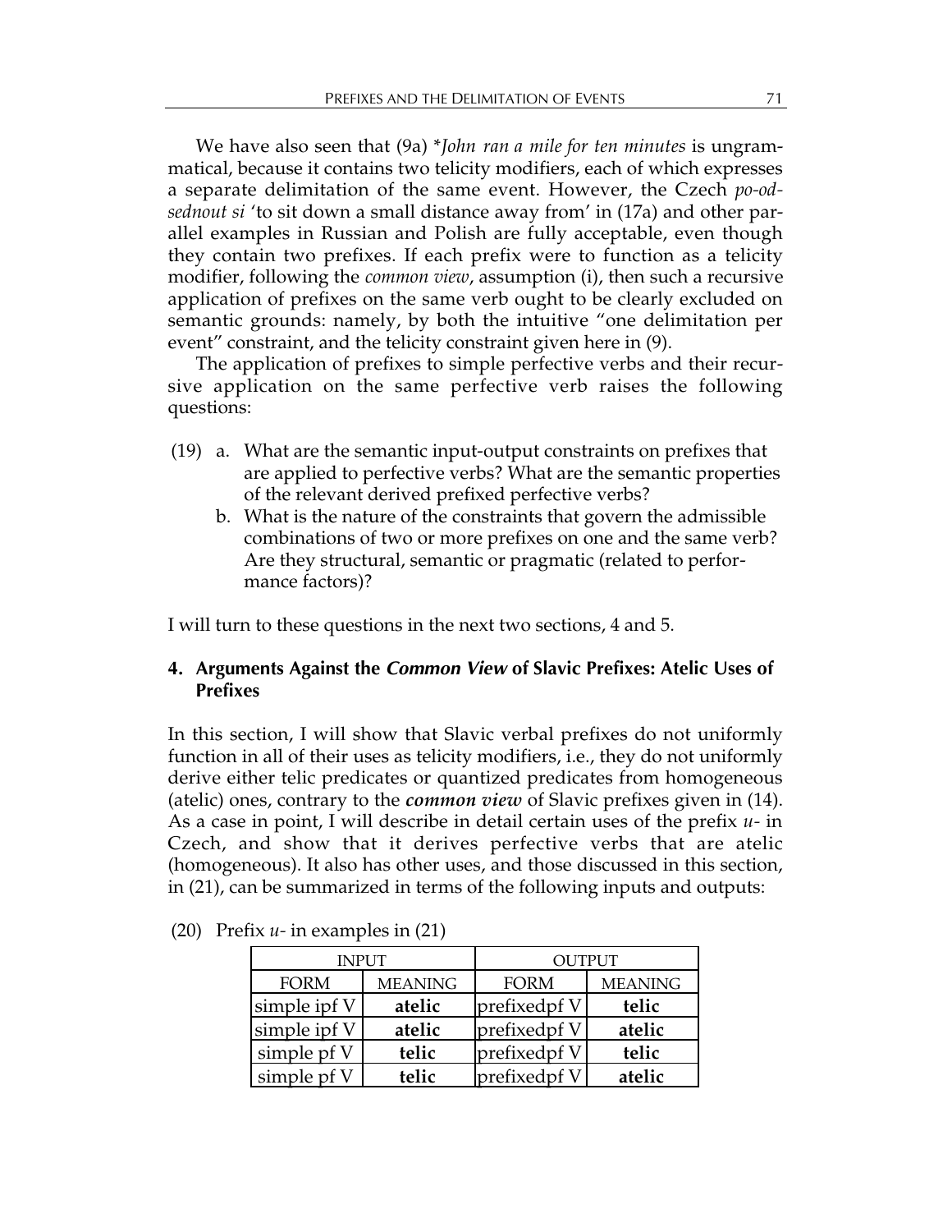We have also seen that (9a) **John ran a mile for ten minutes* is ungrammatical, because it contains two telicity modifiers, each of which expresses a separate delimitation of the same event. However, the Czech *po-od-sednout si* 'to sit down a small distance away from' in (17a) and other parallel examples in Russian and Polish are fully acceptable, even though they contain two prefixes. If each prefix were to function as a telicity modifier, following the *common view*, assumption (i), then such a recursive application of prefixes on the same verb ought to be clearly excluded on semantic grounds: namely, by both the intuitive "one delimitation per event" constraint, and the telicity constraint given here in (9).

The application of prefixes to simple perfective verbs and their recursive application on the same perfective verb raises the following questions:

(19) a. What are the semantic input-output constraints on prefixes that are applied to perfective verbs? What are the semantic properties of the relevant derived prefixed perfective verbs?

b. What is the nature of the constraints that govern the admissible combinations of two or more prefixes on one and the same verb? Are they structural, semantic or pragmatic (related to performance factors)?

I will turn to these questions in the next two sections, 4 and 5.

## 4. Arguments Against the *Common View* of Slavic Prefixes: Atelic Uses of Prefixes

In this section, I will show that Slavic verbal prefixes do not uniformly function in all of their uses as telicity modifiers, i.e., they do not uniformly derive either telic predicates or quantized predicates from homogeneous (atelic) ones, contrary to the ***common view*** of Slavic prefixes given in (14). As a case in point, I will describe in detail certain uses of the prefix *u-* in Czech, and show that it derives perfective verbs that are atelic (homogeneous). It also has other uses, and those discussed in this section, in (21), can be summarized in terms of the following inputs and outputs:

(20) Prefix *u-* in examples in (21)

| INPUT | | OUTPUT | |
|---|---|---|---|
| FORM | MEANING | FORM | MEANING |
| simple ipf V | **atelic** | prefixedpf V | **telic** |
| simple ipf V | **atelic** | prefixedpf V | **atelic** |
| simple pf V | **telic** | prefixedpf V | **telic** |
| simple pf V | **telic** | prefixedpf V | **atelic** |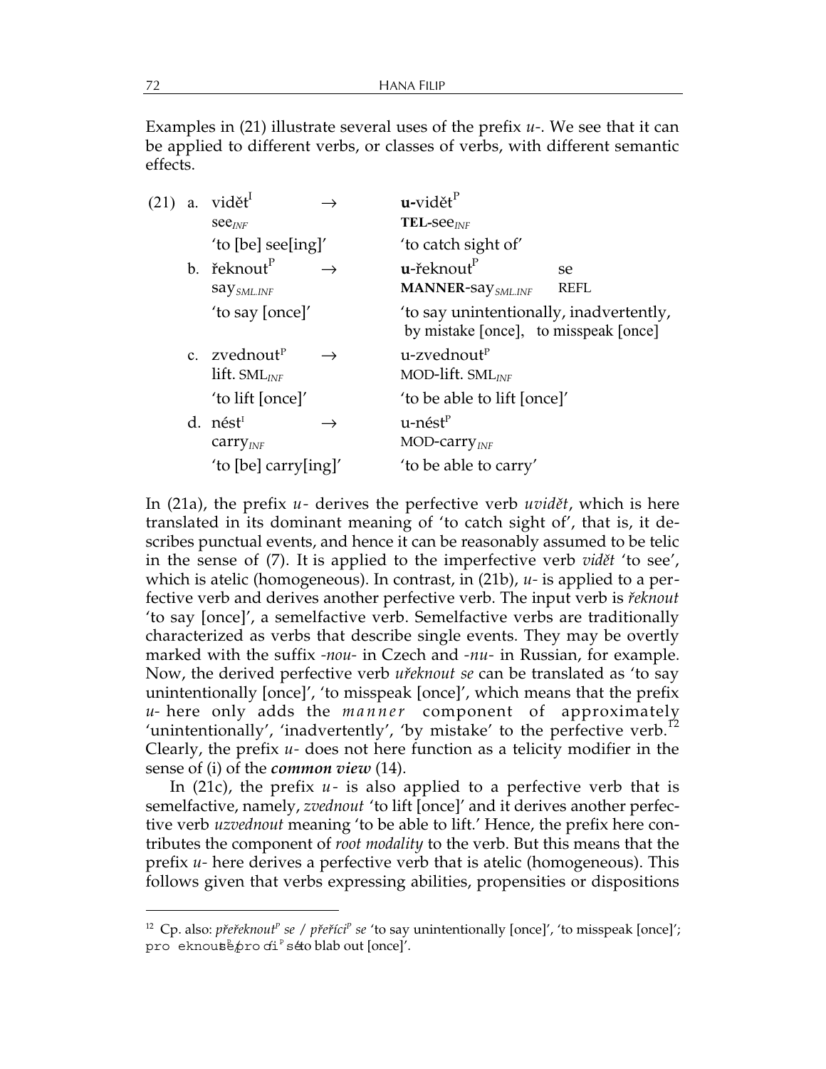Examples in (21) illustrate several uses of the prefix *u-*. We see that it can be applied to different verbs, or classes of verbs, with different semantic effects.

(21) a. vidět$^{I}$ → **u-**vidět$^{P}$
see$_{INF}$ **TEL-**see$_{INF}$
'to [be] see[ing]' 'to catch sight of'

b. řeknout$^{P}$ → **u-**řeknout$^{P}$ se
say$_{SML.INF}$ **MANNER-**say$_{SML.INF}$ REFL
'to say [once]' 'to say unintentionally, inadvertently, by mistake [once], to misspeak [once]

c. zvednout$^{P}$ → u-zvednout$^{P}$
lift. SML$_{INF}$ MOD-lift. SML$_{INF}$
'to lift [once]' 'to be able to lift [once]'

d. nést$^{I}$ → u-nést$^{P}$
carry$_{INF}$ MOD-carry$_{INF}$
'to [be] carry[ing]' 'to be able to carry'

In (21a), the prefix *u-* derives the perfective verb *uvidět*, which is here translated in its dominant meaning of 'to catch sight of', that is, it describes punctual events, and hence it can be reasonably assumed to be telic in the sense of (7). It is applied to the imperfective verb *vidět* 'to see', which is atelic (homogeneous). In contrast, in (21b), *u-* is applied to a perfective verb and derives another perfective verb. The input verb is *řeknout* 'to say [once]', a semelfactive verb. Semelfactive verbs are traditionally characterized as verbs that describe single events. They may be overtly marked with the suffix *-nou-* in Czech and *-nu-* in Russian, for example. Now, the derived perfective verb *uřeknout se* can be translated as 'to say unintentionally [once]', 'to misspeak [once]', which means that the prefix *u-* here only adds the *manner* component of approximately 'unintentionally', 'inadvertently', 'by mistake' to the perfective verb.[12] Clearly, the prefix *u-* does not here function as a telicity modifier in the sense of (i) of the ***common view*** (14).

In (21c), the prefix *u-* is also applied to a perfective verb that is semelfactive, namely, *zvednout* 'to lift [once]' and it derives another perfective verb *uzvednout* meaning 'to be able to lift.' Hence, the prefix here contributes the component of *root modality* to the verb. But this means that the prefix *u-* here derives a perfective verb that is atelic (homogeneous). This follows given that verbs expressing abilities, propensities or dispositions

[12] Cp. also: *přeřeknout$^{P}$ se* / *přeříci$^{P}$ se* 'to say unintentionally [once]', 'to misspeak [once]'; prořeknout$^{P}$ se/proříci$^{P}$ se 'to blab out [once]'.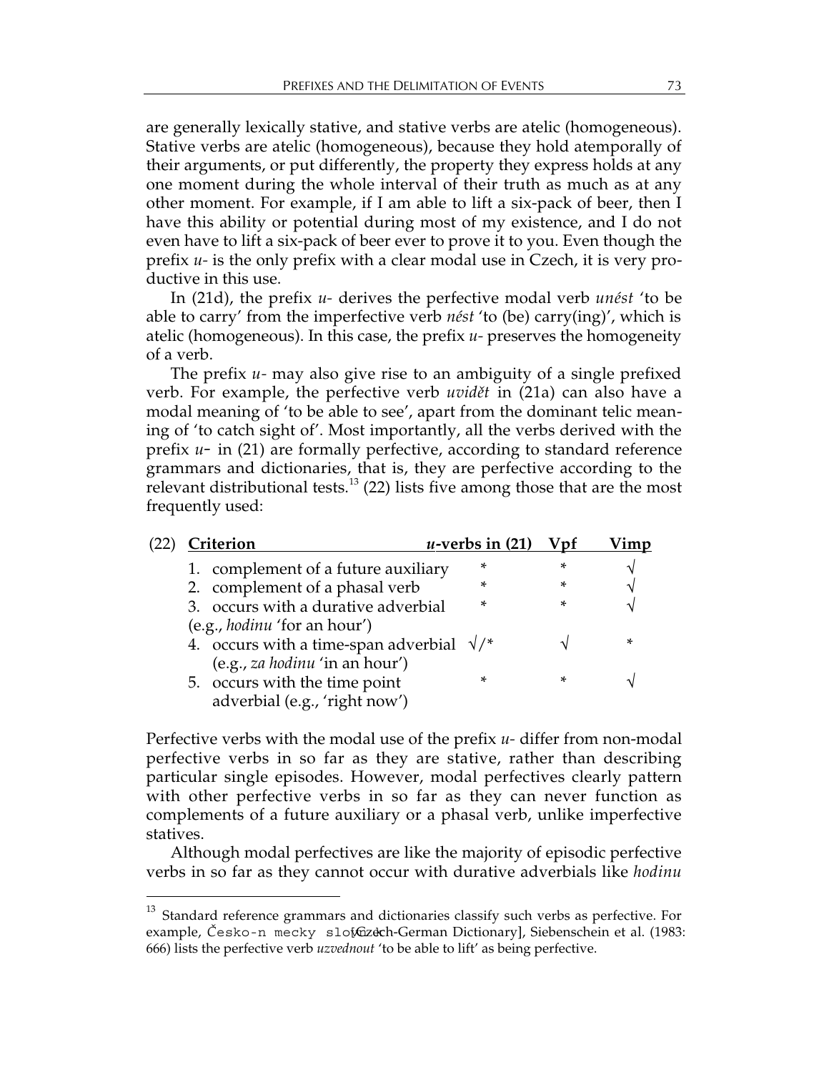are generally lexically stative, and stative verbs are atelic (homogeneous). Stative verbs are atelic (homogeneous), because they hold atemporally of their arguments, or put differently, the property they express holds at any one moment during the whole interval of their truth as much as at any other moment. For example, if I am able to lift a six-pack of beer, then I have this ability or potential during most of my existence, and I do not even have to lift a six-pack of beer ever to prove it to you. Even though the prefix *u-* is the only prefix with a clear modal use in Czech, it is very productive in this use.

In (21d), the prefix *u-* derives the perfective modal verb *unést* 'to be able to carry' from the imperfective verb *nést* 'to (be) carry(ing)', which is atelic (homogeneous). In this case, the prefix *u-* preserves the homogeneity of a verb.

The prefix *u-* may also give rise to an ambiguity of a single prefixed verb. For example, the perfective verb *uvidět* in (21a) can also have a modal meaning of 'to be able to see', apart from the dominant telic meaning of 'to catch sight of'. Most importantly, all the verbs derived with the prefix *u-* in (21) are formally perfective, according to standard reference grammars and dictionaries, that is, they are perfective according to the relevant distributional tests.[13] (22) lists five among those that are the most frequently used:

| (22) | Criterion | *u*-verbs in (21) | Vpf | Vimp |
|---|---|---|---|---|
| | 1. complement of a future auxiliary | * | * | √ |
| | 2. complement of a phasal verb | * | * | √ |
| | 3. occurs with a durative adverbial (e.g., *hodinu* 'for an hour') | * | * | √ |
| | 4. occurs with a time-span adverbial (e.g., *za hodinu* 'in an hour') | √/* | √ | * |
| | 5. occurs with the time point adverbial (e.g., 'right now') | * | * | √ |

Perfective verbs with the modal use of the prefix *u-* differ from non-modal perfective verbs in so far as they are stative, rather than describing particular single episodes. However, modal perfectives clearly pattern with other perfective verbs in so far as they can never function as complements of a future auxiliary or a phasal verb, unlike imperfective statives.

Although modal perfectives are like the majority of episodic perfective verbs in so far as they cannot occur with durative adverbials like *hodinu*

[13] Standard reference grammars and dictionaries classify such verbs as perfective. For example, Česko-německý slovník [Czech-German Dictionary], Siebenschein et al. (1983: 666) lists the perfective verb *uzvednout* 'to be able to lift' as being perfective.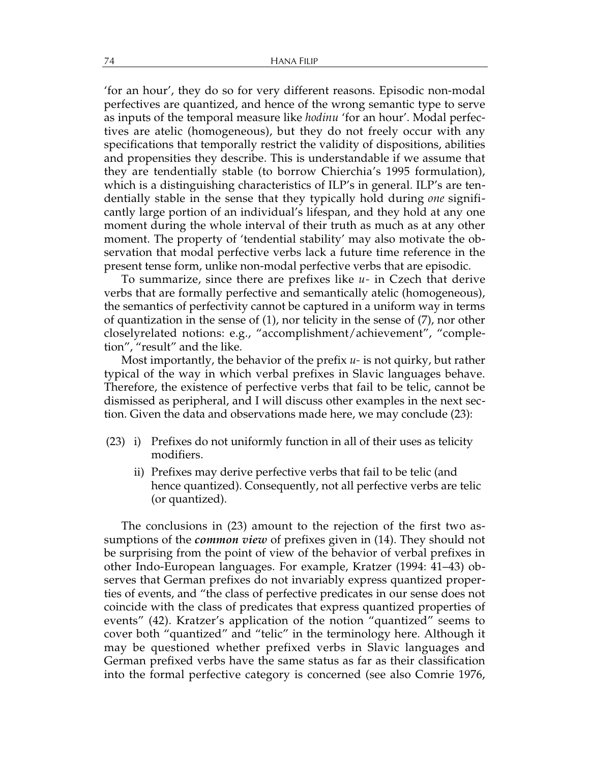'for an hour', they do so for very different reasons. Episodic non-modal perfectives are quantized, and hence of the wrong semantic type to serve as inputs of the temporal measure like *hodinu* 'for an hour'. Modal perfectives are atelic (homogeneous), but they do not freely occur with any specifications that temporally restrict the validity of dispositions, abilities and propensities they describe. This is understandable if we assume that they are tendentially stable (to borrow Chierchia's 1995 formulation), which is a distinguishing characteristics of ILP's in general. ILP's are tendentially stable in the sense that they typically hold during *one* significantly large portion of an individual's lifespan, and they hold at any one moment during the whole interval of their truth as much as at any other moment. The property of 'tendential stability' may also motivate the observation that modal perfective verbs lack a future time reference in the present tense form, unlike non-modal perfective verbs that are episodic.

To summarize, since there are prefixes like *u-* in Czech that derive verbs that are formally perfective and semantically atelic (homogeneous), the semantics of perfectivity cannot be captured in a uniform way in terms of quantization in the sense of (1), nor telicity in the sense of (7), nor other closelyrelated notions: e.g., "accomplishment/achievement", "completion", "result" and the like.

Most importantly, the behavior of the prefix *u-* is not quirky, but rather typical of the way in which verbal prefixes in Slavic languages behave. Therefore, the existence of perfective verbs that fail to be telic, cannot be dismissed as peripheral, and I will discuss other examples in the next section. Given the data and observations made here, we may conclude (23):

(23) i) Prefixes do not uniformly function in all of their uses as telicity modifiers.

ii) Prefixes may derive perfective verbs that fail to be telic (and hence quantized). Consequently, not all perfective verbs are telic (or quantized).

The conclusions in (23) amount to the rejection of the first two assumptions of the ***common view*** of prefixes given in (14). They should not be surprising from the point of view of the behavior of verbal prefixes in other Indo-European languages. For example, Kratzer (1994: 41–43) observes that German prefixes do not invariably express quantized properties of events, and "the class of perfective predicates in our sense does not coincide with the class of predicates that express quantized properties of events" (42). Kratzer's application of the notion "quantized" seems to cover both "quantized" and "telic" in the terminology here. Although it may be questioned whether prefixed verbs in Slavic languages and German prefixed verbs have the same status as far as their classification into the formal perfective category is concerned (see also Comrie 1976,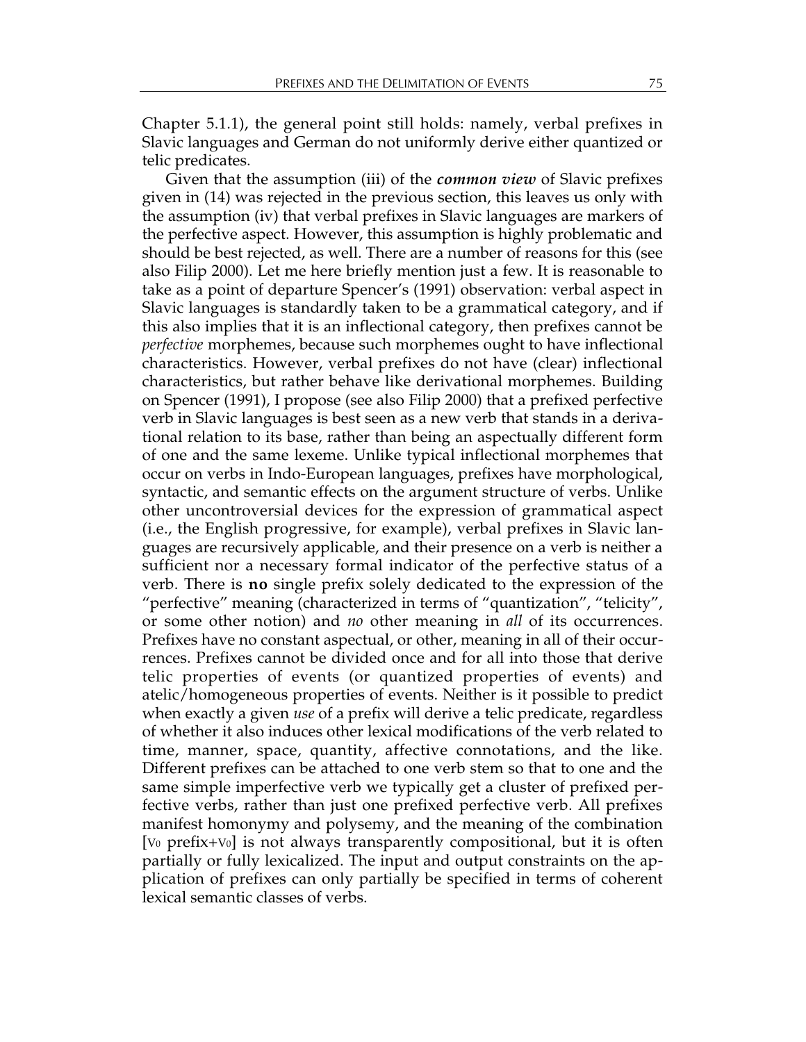Chapter 5.1.1), the general point still holds: namely, verbal prefixes in Slavic languages and German do not uniformly derive either quantized or telic predicates.

Given that the assumption (iii) of the ***common view*** of Slavic prefixes given in (14) was rejected in the previous section, this leaves us only with the assumption (iv) that verbal prefixes in Slavic languages are markers of the perfective aspect. However, this assumption is highly problematic and should be best rejected, as well. There are a number of reasons for this (see also Filip 2000). Let me here briefly mention just a few. It is reasonable to take as a point of departure Spencer's (1991) observation: verbal aspect in Slavic languages is standardly taken to be a grammatical category, and if this also implies that it is an inflectional category, then prefixes cannot be *perfective* morphemes, because such morphemes ought to have inflectional characteristics. However, verbal prefixes do not have (clear) inflectional characteristics, but rather behave like derivational morphemes. Building on Spencer (1991), I propose (see also Filip 2000) that a prefixed perfective verb in Slavic languages is best seen as a new verb that stands in a derivational relation to its base, rather than being an aspectually different form of one and the same lexeme. Unlike typical inflectional morphemes that occur on verbs in Indo-European languages, prefixes have morphological, syntactic, and semantic effects on the argument structure of verbs. Unlike other uncontroversial devices for the expression of grammatical aspect (i.e., the English progressive, for example), verbal prefixes in Slavic languages are recursively applicable, and their presence on a verb is neither a sufficient nor a necessary formal indicator of the perfective status of a verb. There is **no** single prefix solely dedicated to the expression of the "perfective" meaning (characterized in terms of "quantization", "telicity", or some other notion) and *no* other meaning in *all* of its occurrences. Prefixes have no constant aspectual, or other, meaning in all of their occurrences. Prefixes cannot be divided once and for all into those that derive telic properties of events (or quantized properties of events) and atelic/homogeneous properties of events. Neither is it possible to predict when exactly a given *use* of a prefix will derive a telic predicate, regardless of whether it also induces other lexical modifications of the verb related to time, manner, space, quantity, affective connotations, and the like. Different prefixes can be attached to one verb stem so that to one and the same simple imperfective verb we typically get a cluster of prefixed perfective verbs, rather than just one prefixed perfective verb. All prefixes manifest homonymy and polysemy, and the meaning of the combination [$V_0$ prefix+$V_0$] is not always transparently compositional, but it is often partially or fully lexicalized. The input and output constraints on the application of prefixes can only partially be specified in terms of coherent lexical semantic classes of verbs.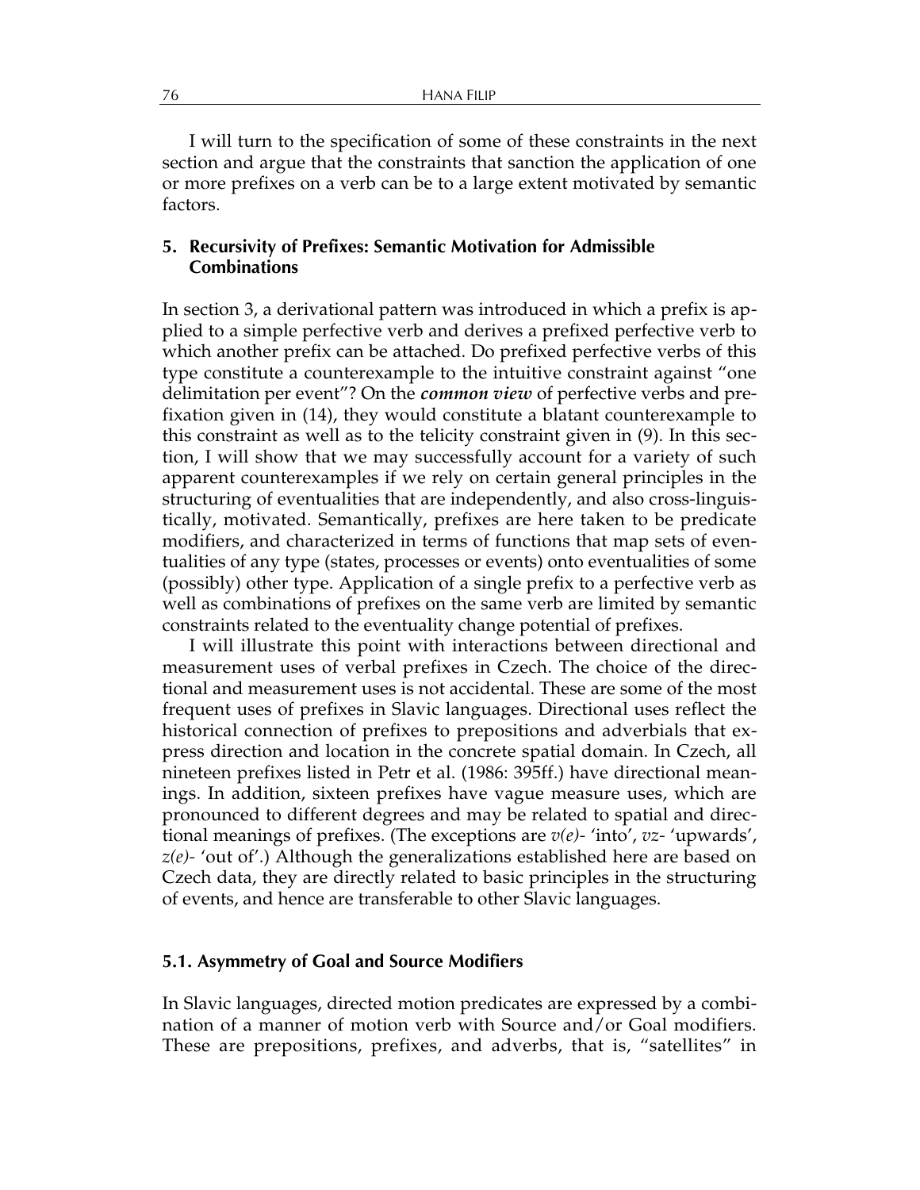I will turn to the specification of some of these constraints in the next section and argue that the constraints that sanction the application of one or more prefixes on a verb can be to a large extent motivated by semantic factors.

## 5. Recursivity of Prefixes: Semantic Motivation for Admissible Combinations

In section 3, a derivational pattern was introduced in which a prefix is applied to a simple perfective verb and derives a prefixed perfective verb to which another prefix can be attached. Do prefixed perfective verbs of this type constitute a counterexample to the intuitive constraint against "one delimitation per event"? On the ***common view*** of perfective verbs and prefixation given in (14), they would constitute a blatant counterexample to this constraint as well as to the telicity constraint given in (9). In this section, I will show that we may successfully account for a variety of such apparent counterexamples if we rely on certain general principles in the structuring of eventualities that are independently, and also cross-linguistically, motivated. Semantically, prefixes are here taken to be predicate modifiers, and characterized in terms of functions that map sets of eventualities of any type (states, processes or events) onto eventualities of some (possibly) other type. Application of a single prefix to a perfective verb as well as combinations of prefixes on the same verb are limited by semantic constraints related to the eventuality change potential of prefixes.

I will illustrate this point with interactions between directional and measurement uses of verbal prefixes in Czech. The choice of the directional and measurement uses is not accidental. These are some of the most frequent uses of prefixes in Slavic languages. Directional uses reflect the historical connection of prefixes to prepositions and adverbials that express direction and location in the concrete spatial domain. In Czech, all nineteen prefixes listed in Petr et al. (1986: 395ff.) have directional meanings. In addition, sixteen prefixes have vague measure uses, which are pronounced to different degrees and may be related to spatial and directional meanings of prefixes. (The exceptions are *v(e)-* 'into', *vz-* 'upwards', *z(e)-* 'out of'.) Although the generalizations established here are based on Czech data, they are directly related to basic principles in the structuring of events, and hence are transferable to other Slavic languages.

### 5.1. Asymmetry of Goal and Source Modifiers

In Slavic languages, directed motion predicates are expressed by a combination of a manner of motion verb with Source and/or Goal modifiers. These are prepositions, prefixes, and adverbs, that is, "satellites" in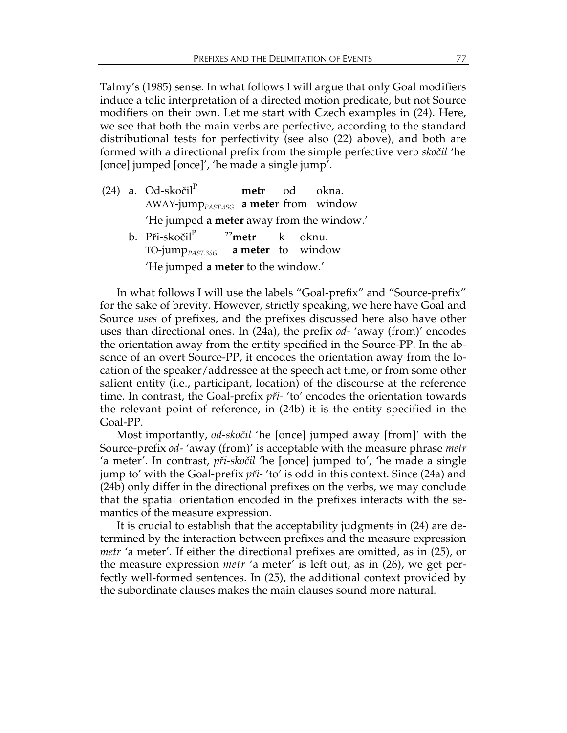Talmy's (1985) sense. In what follows I will argue that only Goal modifiers induce a telic interpretation of a directed motion predicate, but not Source modifiers on their own. Let me start with Czech examples in (24). Here, we see that both the main verbs are perfective, according to the standard distributional tests for perfectivity (see also (22) above), and both are formed with a directional prefix from the simple perfective verb *skočil* 'he [once] jumped [once]', 'he made a single jump'.

(24) a. Od-skočil[P] **metr** od okna.
AWAY-jump$_{PAST.3SG}$ **a meter** from window
'He jumped **a meter** away from the window.'

b. Při-skočil[P] ??**metr** k oknu.
TO-jump$_{PAST.3SG}$ **a meter** to window
'He jumped **a meter** to the window.'

In what follows I will use the labels "Goal-prefix" and "Source-prefix" for the sake of brevity. However, strictly speaking, we here have Goal and Source *uses* of prefixes, and the prefixes discussed here also have other uses than directional ones. In (24a), the prefix *od-* 'away (from)' encodes the orientation away from the entity specified in the Source-PP. In the absence of an overt Source-PP, it encodes the orientation away from the location of the speaker/addressee at the speech act time, or from some other salient entity (i.e., participant, location) of the discourse at the reference time. In contrast, the Goal-prefix *při-* 'to' encodes the orientation towards the relevant point of reference, in (24b) it is the entity specified in the Goal-PP.

Most importantly, *od-skočil* 'he [once] jumped away [from]' with the Source-prefix *od-* 'away (from)' is acceptable with the measure phrase *metr* 'a meter'. In contrast, *při-skočil* 'he [once] jumped to', 'he made a single jump to' with the Goal-prefix *při-* 'to' is odd in this context. Since (24a) and (24b) only differ in the directional prefixes on the verbs, we may conclude that the spatial orientation encoded in the prefixes interacts with the semantics of the measure expression.

It is crucial to establish that the acceptability judgments in (24) are determined by the interaction between prefixes and the measure expression *metr* 'a meter'. If either the directional prefixes are omitted, as in (25), or the measure expression *metr* 'a meter' is left out, as in (26), we get perfectly well-formed sentences. In (25), the additional context provided by the subordinate clauses makes the main clauses sound more natural.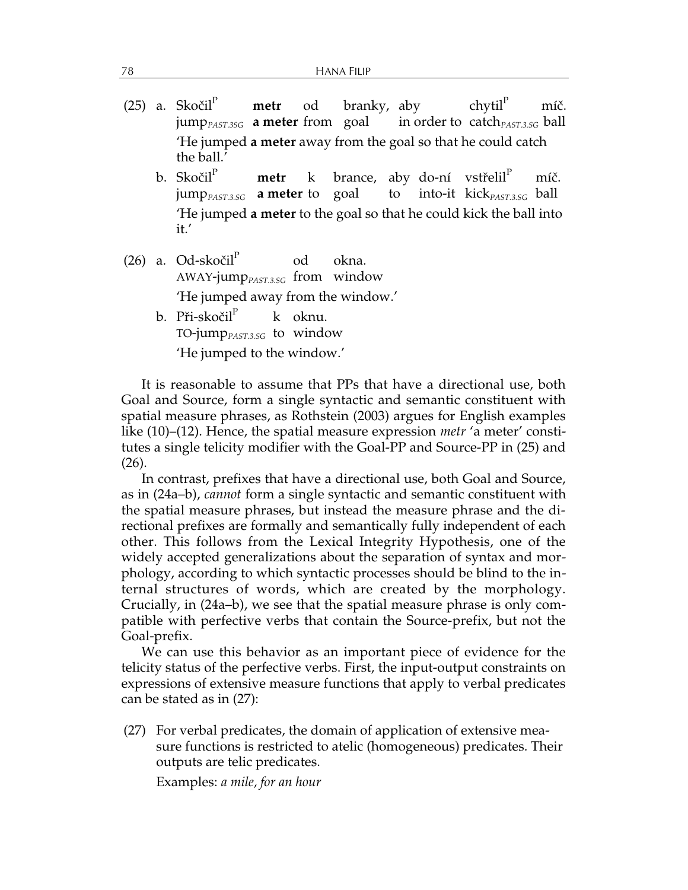(25) a. Skočil[P] **metr** od branky, aby chytil[P] míč.
jump$_{PAST.3SG}$ **a meter** from goal in order to catch$_{PAST.3.SG}$ ball
'He jumped **a meter** away from the goal so that he could catch the ball.'

b. Skočil[P] **metr** k brance, aby do-ní vstřelil[P] míč.
jump$_{PAST.3.SG}$ **a meter** to goal to into-it kick$_{PAST.3.SG}$ ball
'He jumped **a meter** to the goal so that he could kick the ball into it.'

(26) a. Od-skočil[P] od okna.
AWAY-jump$_{PAST.3.SG}$ from window
'He jumped away from the window.'

b. Při-skočil[P] k oknu.
TO-jump$_{PAST.3.SG}$ to window
'He jumped to the window.'

It is reasonable to assume that PPs that have a directional use, both Goal and Source, form a single syntactic and semantic constituent with spatial measure phrases, as Rothstein (2003) argues for English examples like (10)–(12). Hence, the spatial measure expression *metr* 'a meter' constitutes a single telicity modifier with the Goal-PP and Source-PP in (25) and (26).

In contrast, prefixes that have a directional use, both Goal and Source, as in (24a–b), *cannot* form a single syntactic and semantic constituent with the spatial measure phrases, but instead the measure phrase and the directional prefixes are formally and semantically fully independent of each other. This follows from the Lexical Integrity Hypothesis, one of the widely accepted generalizations about the separation of syntax and morphology, according to which syntactic processes should be blind to the internal structures of words, which are created by the morphology. Crucially, in (24a–b), we see that the spatial measure phrase is only compatible with perfective verbs that contain the Source-prefix, but not the Goal-prefix.

We can use this behavior as an important piece of evidence for the telicity status of the perfective verbs. First, the input-output constraints on expressions of extensive measure functions that apply to verbal predicates can be stated as in (27):

(27) For verbal predicates, the domain of application of extensive measure functions is restricted to atelic (homogeneous) predicates. Their outputs are telic predicates.

Examples: *a mile, for an hour*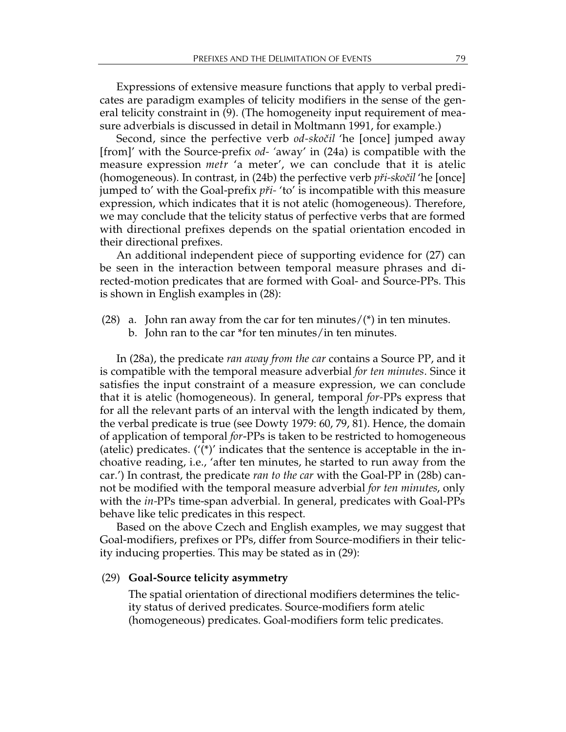Expressions of extensive measure functions that apply to verbal predicates are paradigm examples of telicity modifiers in the sense of the general telicity constraint in (9). (The homogeneity input requirement of measure adverbials is discussed in detail in Moltmann 1991, for example.)

Second, since the perfective verb *od-skočil* 'he [once] jumped away [from]' with the Source-prefix *od-* 'away' in (24a) is compatible with the measure expression *metr* 'a meter', we can conclude that it is atelic (homogeneous). In contrast, in (24b) the perfective verb *při-skočil* 'he [once] jumped to' with the Goal-prefix *při-* 'to' is incompatible with this measure expression, which indicates that it is not atelic (homogeneous). Therefore, we may conclude that the telicity status of perfective verbs that are formed with directional prefixes depends on the spatial orientation encoded in their directional prefixes.

An additional independent piece of supporting evidence for (27) can be seen in the interaction between temporal measure phrases and directed-motion predicates that are formed with Goal- and Source-PPs. This is shown in English examples in (28):

(28) a. John ran away from the car for ten minutes/(*) in ten minutes.
 b. John ran to the car *for ten minutes/in ten minutes.

In (28a), the predicate *ran away from the car* contains a Source PP, and it is compatible with the temporal measure adverbial *for ten minutes*. Since it satisfies the input constraint of a measure expression, we can conclude that it is atelic (homogeneous). In general, temporal *for*-PPs express that for all the relevant parts of an interval with the length indicated by them, the verbal predicate is true (see Dowty 1979: 60, 79, 81). Hence, the domain of application of temporal *for*-PPs is taken to be restricted to homogeneous (atelic) predicates. ('(*)' indicates that the sentence is acceptable in the inchoative reading, i.e., 'after ten minutes, he started to run away from the car.') In contrast, the predicate *ran to the car* with the Goal-PP in (28b) cannot be modified with the temporal measure adverbial *for ten minutes*, only with the *in*-PPs time-span adverbial. In general, predicates with Goal-PPs behave like telic predicates in this respect.

Based on the above Czech and English examples, we may suggest that Goal-modifiers, prefixes or PPs, differ from Source-modifiers in their telicity inducing properties. This may be stated as in (29):

(29) **Goal-Source telicity asymmetry**

The spatial orientation of directional modifiers determines the telicity status of derived predicates. Source-modifiers form atelic (homogeneous) predicates. Goal-modifiers form telic predicates.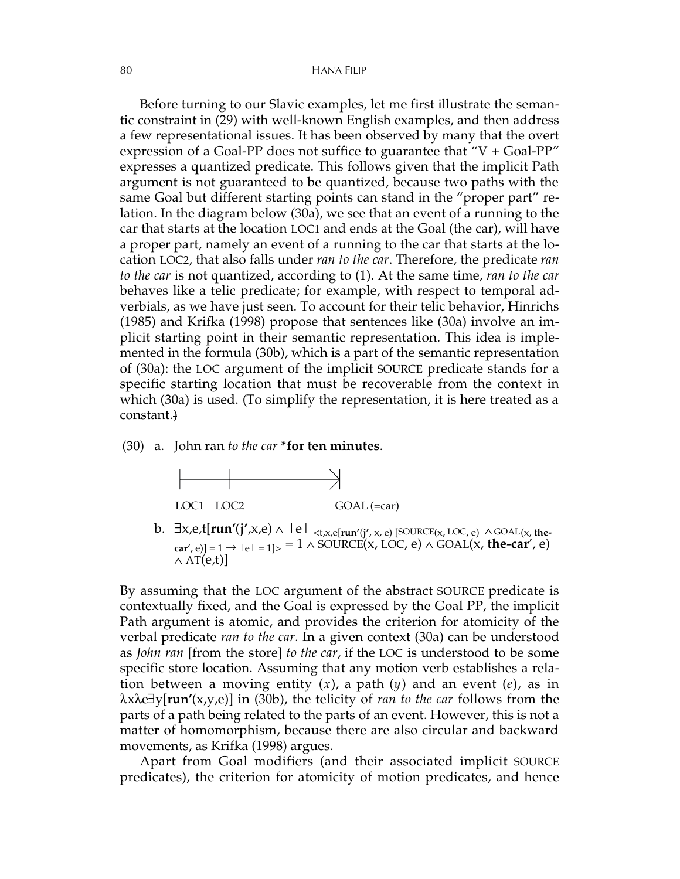Before turning to our Slavic examples, let me first illustrate the semantic constraint in (29) with well-known English examples, and then address a few representational issues. It has been observed by many that the overt expression of a Goal-PP does not suffice to guarantee that "V + Goal-PP" expresses a quantized predicate. This follows given that the implicit Path argument is not guaranteed to be quantized, because two paths with the same Goal but different starting points can stand in the "proper part" relation. In the diagram below (30a), we see that an event of a running to the car that starts at the location LOC1 and ends at the Goal (the car), will have a proper part, namely an event of a running to the car that starts at the location LOC2, that also falls under *ran to the car*. Therefore, the predicate *ran to the car* is not quantized, according to (1). At the same time, *ran to the car* behaves like a telic predicate; for example, with respect to temporal adverbials, as we have just seen. To account for their telic behavior, Hinrichs (1985) and Krifka (1998) propose that sentences like (30a) involve an implicit starting point in their semantic representation. This idea is implemented in the formula (30b), which is a part of the semantic representation of (30a): the LOC argument of the implicit SOURCE predicate stands for a specific starting location that must be recoverable from the context in which (30a) is used. (To simplify the representation, it is here treated as a constant.)

(30) a. John ran *to the car* ***for ten minutes**.

```
|-------|--------------------->|
LOC1   LOC2                 GOAL (=car)
```

b. $\exists x,e,t[\mathbf{run'}(\mathbf{j'},x,e) \wedge |e|_{<t,x,e[\mathbf{run'}(\mathbf{j'},x,e)\,[\text{SOURCE}(x,\text{LOC},e)\,\wedge\,\text{GOAL}(x,\mathbf{the\text{-}car'},e)] = 1 \rightarrow |e| = 1]>} = 1 \wedge \text{SOURCE}(x, \text{LOC}, e) \wedge \text{GOAL}(x, \mathbf{the\text{-}car'}, e) \wedge \text{AT}(e,t)]$

By assuming that the LOC argument of the abstract SOURCE predicate is contextually fixed, and the Goal is expressed by the Goal PP, the implicit Path argument is atomic, and provides the criterion for atomicity of the verbal predicate *ran to the car*. In a given context (30a) can be understood as *John ran* [from the store] *to the car*, if the LOC is understood to be some specific store location. Assuming that any motion verb establishes a relation between a moving entity ($x$), a path ($y$) and an event ($e$), as in $\lambda x\lambda e\exists y[\mathbf{run'}(x,y,e)]$ in (30b), the telicity of *ran to the car* follows from the parts of a path being related to the parts of an event. However, this is not a matter of homomorphism, because there are also circular and backward movements, as Krifka (1998) argues.

Apart from Goal modifiers (and their associated implicit SOURCE predicates), the criterion for atomicity of motion predicates, and hence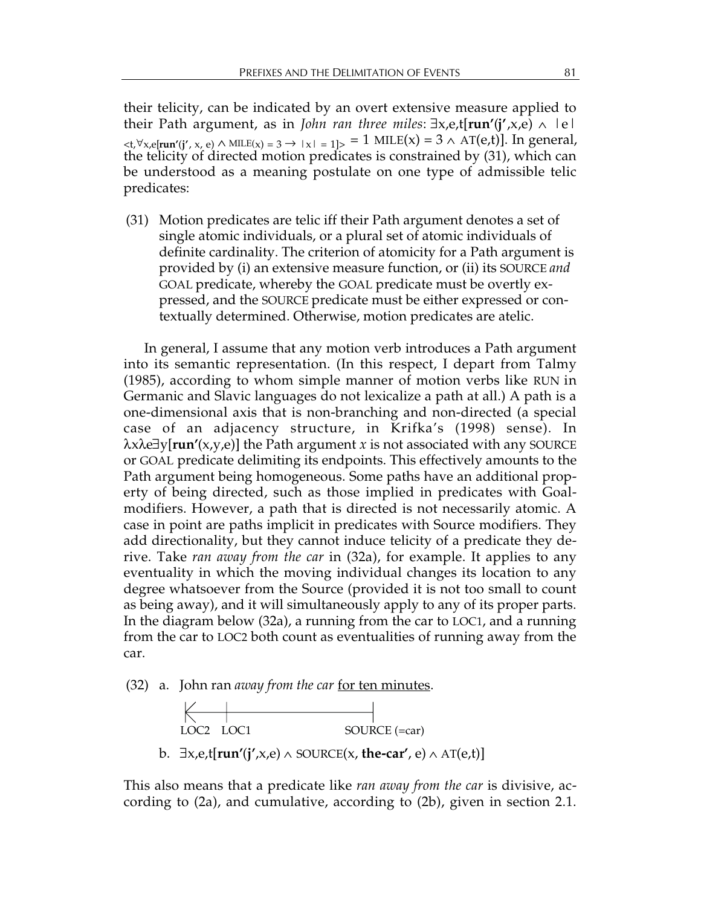their telicity, can be indicated by an overt extensive measure applied to their Path argument, as in *John ran three miles*: $\exists x,e,t[\textbf{run'}(\textbf{j'},x,e) \wedge |e|_{<t,\forall x,e[\textbf{run'}(\textbf{j'},x,e) \wedge \text{MILE}(x) = 3 \rightarrow |x| = 1]>} = 1 \ \text{MILE}(x) = 3 \wedge \text{AT}(e,t)]$. In general, the telicity of directed motion predicates is constrained by (31), which can be understood as a meaning postulate on one type of admissible telic predicates:

(31) Motion predicates are telic iff their Path argument denotes a set of single atomic individuals, or a plural set of atomic individuals of definite cardinality. The criterion of atomicity for a Path argument is provided by (i) an extensive measure function, or (ii) its SOURCE *and* GOAL predicate, whereby the GOAL predicate must be overtly expressed, and the SOURCE predicate must be either expressed or contextually determined. Otherwise, motion predicates are atelic.

In general, I assume that any motion verb introduces a Path argument into its semantic representation. (In this respect, I depart from Talmy (1985), according to whom simple manner of motion verbs like RUN in Germanic and Slavic languages do not lexicalize a path at all.) A path is a one-dimensional axis that is non-branching and non-directed (a special case of an adjacency structure, in Krifka's (1998) sense). In $\lambda x \lambda e \exists y[\textbf{run'}(x,y,e)]$ the Path argument $x$ is not associated with any SOURCE or GOAL predicate delimiting its endpoints. This effectively amounts to the Path argument being homogeneous. Some paths have an additional property of being directed, such as those implied in predicates with Goal-modifiers. However, a path that is directed is not necessarily atomic. A case in point are paths implicit in predicates with Source modifiers. They add directionality, but they cannot induce telicity of a predicate they derive. Take *ran away from the car* in (32a), for example. It applies to any eventuality in which the moving individual changes its location to any degree whatsoever from the Source (provided it is not too small to count as being away), and it will simultaneously apply to any of its proper parts. In the diagram below (32a), a running from the car to LOC1, and a running from the car to LOC2 both count as eventualities of running away from the car.

(32) a. John ran *away from the car* for ten minutes.

LOC2 LOC1 SOURCE (=car)

b. $\exists x,e,t[\textbf{run'}(\textbf{j'},x,e) \wedge \text{SOURCE}(x, \textbf{the-car'}, e) \wedge \text{AT}(e,t)]$

This also means that a predicate like *ran away from the car* is divisive, according to (2a), and cumulative, according to (2b), given in section 2.1.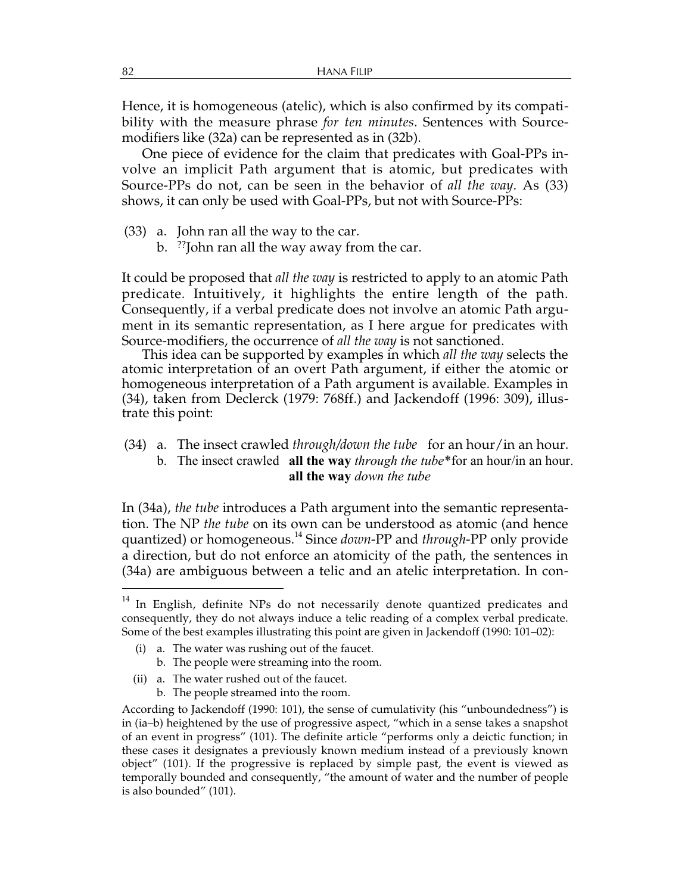Hence, it is homogeneous (atelic), which is also confirmed by its compatibility with the measure phrase *for ten minutes*. Sentences with Source-modifiers like (32a) can be represented as in (32b).

One piece of evidence for the claim that predicates with Goal-PPs involve an implicit Path argument that is atomic, but predicates with Source-PPs do not, can be seen in the behavior of *all the way*. As (33) shows, it can only be used with Goal-PPs, but not with Source-PPs:

(33) a. John ran all the way to the car.
 b. ??John ran all the way away from the car.

It could be proposed that *all the way* is restricted to apply to an atomic Path predicate. Intuitively, it highlights the entire length of the path. Consequently, if a verbal predicate does not involve an atomic Path argument in its semantic representation, as I here argue for predicates with Source-modifiers, the occurrence of *all the way* is not sanctioned.

This idea can be supported by examples in which *all the way* selects the atomic interpretation of an overt Path argument, if either the atomic or homogeneous interpretation of a Path argument is available. Examples in (34), taken from Declerck (1979: 768ff.) and Jackendoff (1996: 309), illustrate this point:

(34) a. The insect crawled *through/down the tube* for an hour/in an hour.
 b. The insect crawled **all the way** *through the tube* \*for an hour/in an hour.
 **all the way** *down the tube*

In (34a), *the tube* introduces a Path argument into the semantic representation. The NP *the tube* on its own can be understood as atomic (and hence quantized) or homogeneous.[14] Since *down*-PP and *through*-PP only provide a direction, but do not enforce an atomicity of the path, the sentences in (34a) are ambiguous between a telic and an atelic interpretation. In con-

---

[14] In English, definite NPs do not necessarily denote quantized predicates and consequently, they do not always induce a telic reading of a complex verbal predicate. Some of the best examples illustrating this point are given in Jackendoff (1990: 101–02):

(i) a. The water was rushing out of the faucet.
 b. The people were streaming into the room.

(ii) a. The water rushed out of the faucet.
 b. The people streamed into the room.

According to Jackendoff (1990: 101), the sense of cumulativity (his "unboundedness") is in (ia–b) heightened by the use of progressive aspect, "which in a sense takes a snapshot of an event in progress" (101). The definite article "performs only a deictic function; in these cases it designates a previously known medium instead of a previously known object" (101). If the progressive is replaced by simple past, the event is viewed as temporally bounded and consequently, "the amount of water and the number of people is also bounded" (101).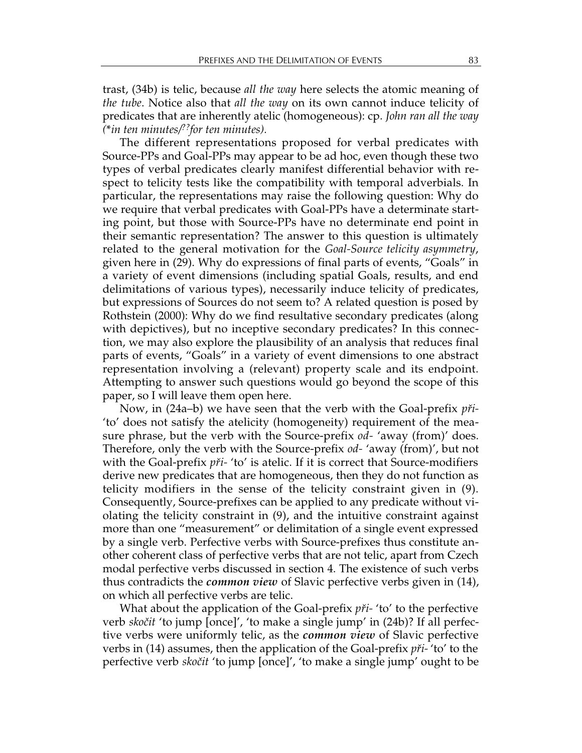trast, (34b) is telic, because *all the way* here selects the atomic meaning of *the tube*. Notice also that *all the way* on its own cannot induce telicity of predicates that are inherently atelic (homogeneous): cp. *John ran all the way (\*in ten minutes/??for ten minutes).*

The different representations proposed for verbal predicates with Source-PPs and Goal-PPs may appear to be ad hoc, even though these two types of verbal predicates clearly manifest differential behavior with respect to telicity tests like the compatibility with temporal adverbials. In particular, the representations may raise the following question: Why do we require that verbal predicates with Goal-PPs have a determinate starting point, but those with Source-PPs have no determinate end point in their semantic representation? The answer to this question is ultimately related to the general motivation for the *Goal-Source telicity asymmetry*, given here in (29). Why do expressions of final parts of events, "Goals" in a variety of event dimensions (including spatial Goals, results, and end delimitations of various types), necessarily induce telicity of predicates, but expressions of Sources do not seem to? A related question is posed by Rothstein (2000): Why do we find resultative secondary predicates (along with depictives), but no inceptive secondary predicates? In this connection, we may also explore the plausibility of an analysis that reduces final parts of events, "Goals" in a variety of event dimensions to one abstract representation involving a (relevant) property scale and its endpoint. Attempting to answer such questions would go beyond the scope of this paper, so I will leave them open here.

Now, in (24a–b) we have seen that the verb with the Goal-prefix *při-* 'to' does not satisfy the atelicity (homogeneity) requirement of the measure phrase, but the verb with the Source-prefix *od-* 'away (from)' does. Therefore, only the verb with the Source-prefix *od-* 'away (from)', but not with the Goal-prefix *při-* 'to' is atelic. If it is correct that Source-modifiers derive new predicates that are homogeneous, then they do not function as telicity modifiers in the sense of the telicity constraint given in (9). Consequently, Source-prefixes can be applied to any predicate without violating the telicity constraint in (9), and the intuitive constraint against more than one "measurement" or delimitation of a single event expressed by a single verb. Perfective verbs with Source-prefixes thus constitute another coherent class of perfective verbs that are not telic, apart from Czech modal perfective verbs discussed in section 4. The existence of such verbs thus contradicts the ***common view*** of Slavic perfective verbs given in (14), on which all perfective verbs are telic.

What about the application of the Goal-prefix *při-* 'to' to the perfective verb *skočit* 'to jump [once]', 'to make a single jump' in (24b)? If all perfective verbs were uniformly telic, as the ***common view*** of Slavic perfective verbs in (14) assumes, then the application of the Goal-prefix *při-* 'to' to the perfective verb *skočit* 'to jump [once]', 'to make a single jump' ought to be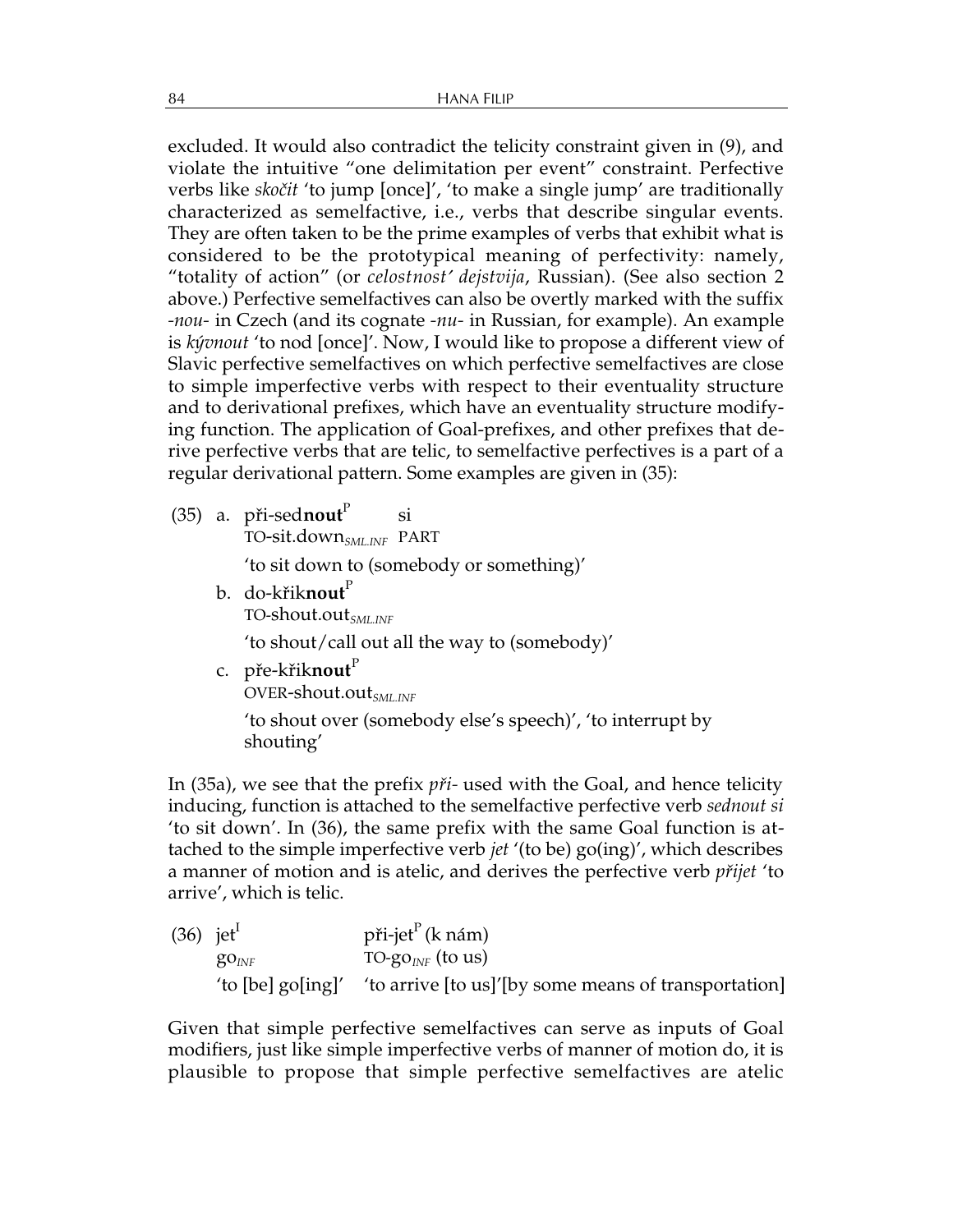excluded. It would also contradict the telicity constraint given in (9), and violate the intuitive "one delimitation per event" constraint. Perfective verbs like *skočit* 'to jump [once]', 'to make a single jump' are traditionally characterized as semelfactive, i.e., verbs that describe singular events. They are often taken to be the prime examples of verbs that exhibit what is considered to be the prototypical meaning of perfectivity: namely, "totality of action" (or *celostnost′ dejstvija*, Russian). (See also section 2 above.) Perfective semelfactives can also be overtly marked with the suffix *-nou-* in Czech (and its cognate *-nu-* in Russian, for example). An example is *kývnout* 'to nod [once]'. Now, I would like to propose a different view of Slavic perfective semelfactives on which perfective semelfactives are close to simple imperfective verbs with respect to their eventuality structure and to derivational prefixes, which have an eventuality structure modifying function. The application of Goal-prefixes, and other prefixes that derive perfective verbs that are telic, to semelfactive perfectives is a part of a regular derivational pattern. Some examples are given in (35):

(35) a. při-sed**nout**$^{P}$ si
TO-sit.down$_{SML.INF}$ PART
'to sit down to (somebody or something)'

b. do-křik**nout**$^{P}$
TO-shout.out$_{SML.INF}$
'to shout/call out all the way to (somebody)'

c. pře-křik**nout**$^{P}$
OVER-shout.out$_{SML.INF}$
'to shout over (somebody else's speech)', 'to interrupt by shouting'

In (35a), we see that the prefix *při-* used with the Goal, and hence telicity inducing, function is attached to the semelfactive perfective verb *sednout si* 'to sit down'. In (36), the same prefix with the same Goal function is attached to the simple imperfective verb *jet* '(to be) go(ing)', which describes a manner of motion and is atelic, and derives the perfective verb *přijet* 'to arrive', which is telic.

(36) jet$^{I}$ při-jet$^{P}$ (k nám)
go$_{INF}$ TO-go$_{INF}$ (to us)
'to [be] go[ing]' 'to arrive [to us]'[by some means of transportation]

Given that simple perfective semelfactives can serve as inputs of Goal modifiers, just like simple imperfective verbs of manner of motion do, it is plausible to propose that simple perfective semelfactives are atelic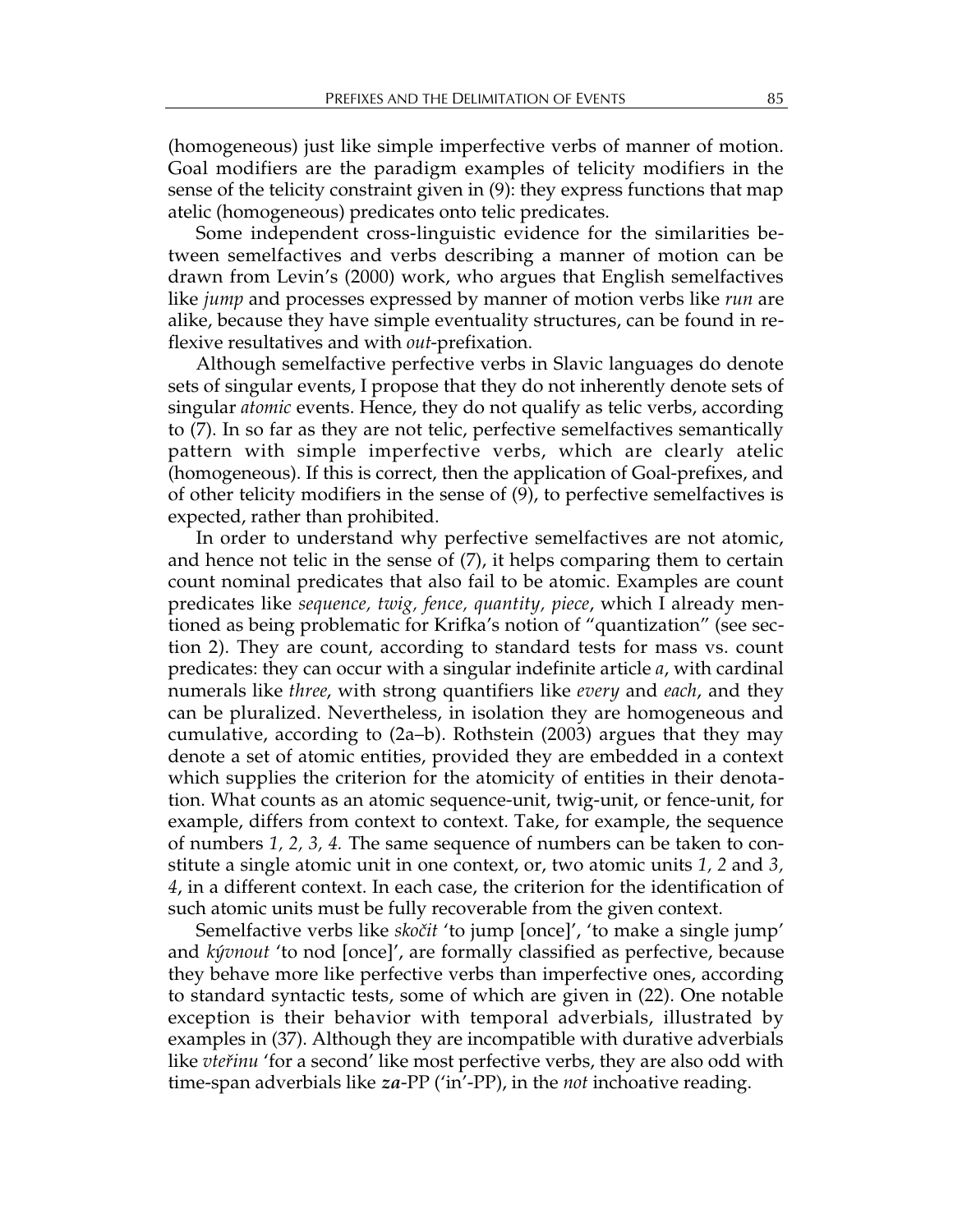(homogeneous) just like simple imperfective verbs of manner of motion. Goal modifiers are the paradigm examples of telicity modifiers in the sense of the telicity constraint given in (9): they express functions that map atelic (homogeneous) predicates onto telic predicates.

Some independent cross-linguistic evidence for the similarities between semelfactives and verbs describing a manner of motion can be drawn from Levin's (2000) work, who argues that English semelfactives like *jump* and processes expressed by manner of motion verbs like *run* are alike, because they have simple eventuality structures, can be found in reflexive resultatives and with *out*-prefixation.

Although semelfactive perfective verbs in Slavic languages do denote sets of singular events, I propose that they do not inherently denote sets of singular *atomic* events. Hence, they do not qualify as telic verbs, according to (7). In so far as they are not telic, perfective semelfactives semantically pattern with simple imperfective verbs, which are clearly atelic (homogeneous). If this is correct, then the application of Goal-prefixes, and of other telicity modifiers in the sense of (9), to perfective semelfactives is expected, rather than prohibited.

In order to understand why perfective semelfactives are not atomic, and hence not telic in the sense of (7), it helps comparing them to certain count nominal predicates that also fail to be atomic. Examples are count predicates like *sequence, twig, fence, quantity, piece*, which I already mentioned as being problematic for Krifka's notion of "quantization" (see section 2). They are count, according to standard tests for mass vs. count predicates: they can occur with a singular indefinite article *a*, with cardinal numerals like *three*, with strong quantifiers like *every* and *each*, and they can be pluralized. Nevertheless, in isolation they are homogeneous and cumulative, according to (2a–b). Rothstein (2003) argues that they may denote a set of atomic entities, provided they are embedded in a context which supplies the criterion for the atomicity of entities in their denotation. What counts as an atomic sequence-unit, twig-unit, or fence-unit, for example, differs from context to context. Take, for example, the sequence of numbers *1, 2, 3, 4.* The same sequence of numbers can be taken to constitute a single atomic unit in one context, or, two atomic units *1, 2* and *3, 4*, in a different context. In each case, the criterion for the identification of such atomic units must be fully recoverable from the given context.

Semelfactive verbs like *skočit* 'to jump [once]', 'to make a single jump' and *kývnout* 'to nod [once]', are formally classified as perfective, because they behave more like perfective verbs than imperfective ones, according to standard syntactic tests, some of which are given in (22). One notable exception is their behavior with temporal adverbials, illustrated by examples in (37). Although they are incompatible with durative adverbials like *vteřinu* 'for a second' like most perfective verbs, they are also odd with time-span adverbials like ***za***-PP ('in'-PP), in the *not* inchoative reading.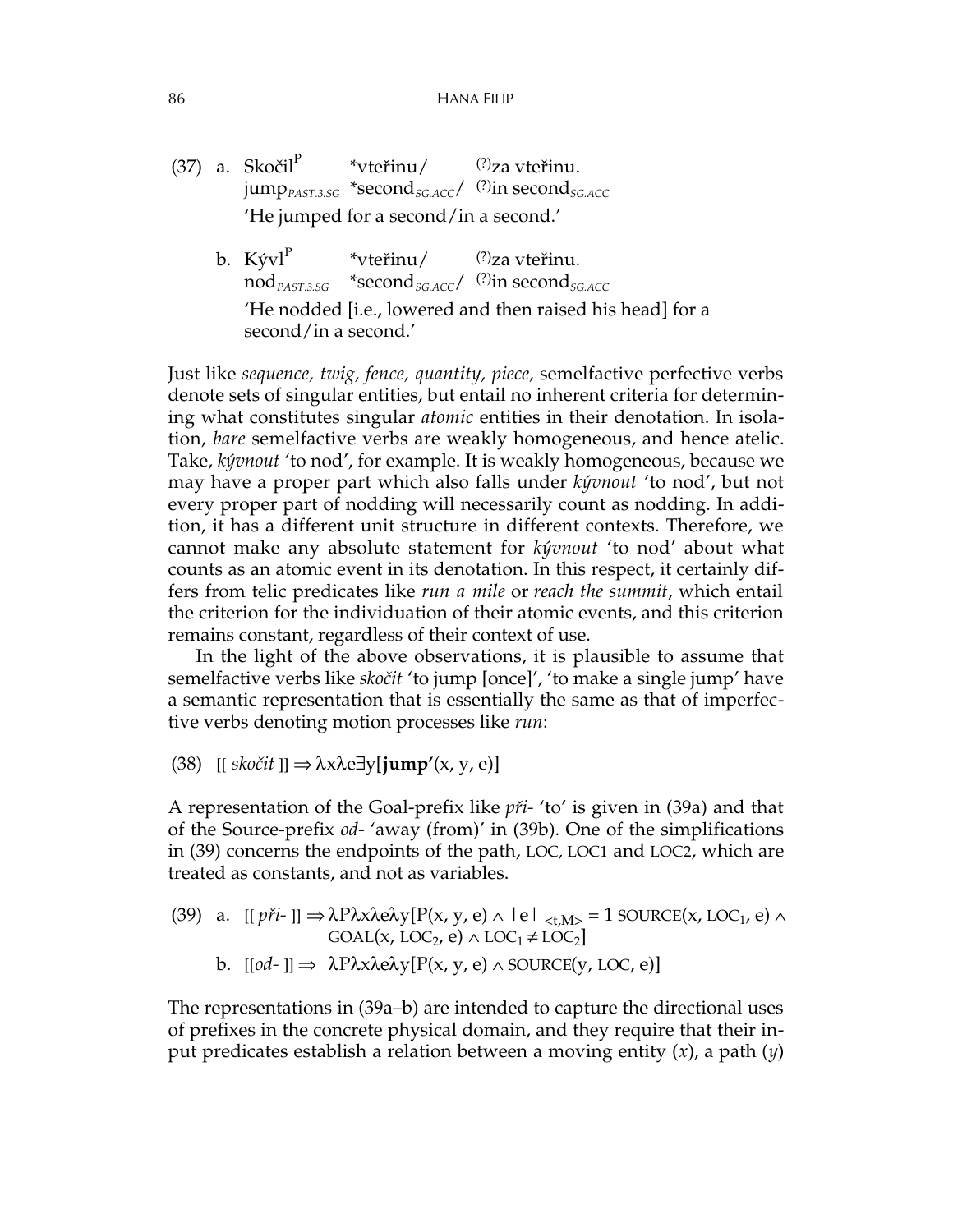(37) a. Skočil[P] *vteřinu/ $^{(?)}$za vteřinu.
jump$_{PAST.3.SG}$ *second$_{SG.ACC}$/ $^{(?)}$in second$_{SG.ACC}$
'He jumped for a second/in a second.'

b. Kývl[P] *vteřinu/ $^{(?)}$za vteřinu.
nod$_{PAST.3.SG}$ *second$_{SG.ACC}$/ $^{(?)}$in second$_{SG.ACC}$
'He nodded [i.e., lowered and then raised his head] for a second/in a second.'

Just like *sequence, twig, fence, quantity, piece,* semelfactive perfective verbs denote sets of singular entities, but entail no inherent criteria for determining what constitutes singular *atomic* entities in their denotation. In isolation, *bare* semelfactive verbs are weakly homogeneous, and hence atelic. Take, *kývnout* 'to nod', for example. It is weakly homogeneous, because we may have a proper part which also falls under *kývnout* 'to nod', but not every proper part of nodding will necessarily count as nodding. In addition, it has a different unit structure in different contexts. Therefore, we cannot make any absolute statement for *kývnout* 'to nod' about what counts as an atomic event in its denotation. In this respect, it certainly differs from telic predicates like *run a mile* or *reach the summit*, which entail the criterion for the individuation of their atomic events, and this criterion remains constant, regardless of their context of use.

In the light of the above observations, it is plausible to assume that semelfactive verbs like *skočit* 'to jump [once]', 'to make a single jump' have a semantic representation that is essentially the same as that of imperfective verbs denoting motion processes like *run*:

(38) [[ *skočit* ]] $\Rightarrow \lambda x \lambda e \exists y[\mathbf{jump'}(x, y, e)]$

A representation of the Goal-prefix like *při-* 'to' is given in (39a) and that of the Source-prefix *od-* 'away (from)' in (39b). One of the simplifications in (39) concerns the endpoints of the path, LOC, LOC1 and LOC2, which are treated as constants, and not as variables.

(39) a. [[ *při-* ]] $\Rightarrow \lambda P \lambda x \lambda e \lambda y[P(x, y, e) \wedge |e|_{<t,M>} = 1 \text{ SOURCE}(x, \text{LOC}_1, e) \wedge \text{GOAL}(x, \text{LOC}_2, e) \wedge \text{LOC}_1 \neq \text{LOC}_2]$

b. [[*od-* ]] $\Rightarrow \lambda P \lambda x \lambda e \lambda y[P(x, y, e) \wedge \text{SOURCE}(y, \text{LOC}, e)]$

The representations in (39a–b) are intended to capture the directional uses of prefixes in the concrete physical domain, and they require that their input predicates establish a relation between a moving entity (*x*), a path (*y*)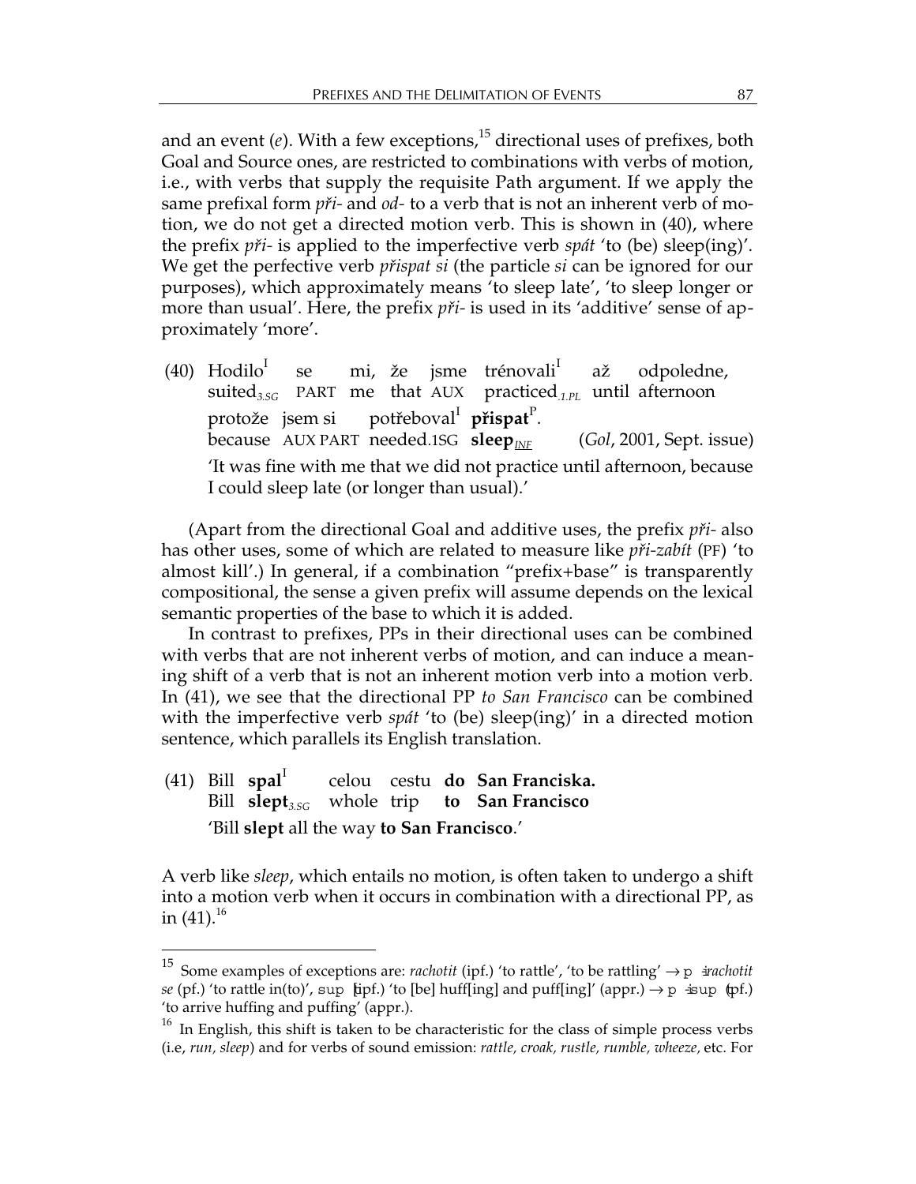and an event (*e*). With a few exceptions,[15] directional uses of prefixes, both Goal and Source ones, are restricted to combinations with verbs of motion, i.e., with verbs that supply the requisite Path argument. If we apply the same prefixal form *při-* and *od-* to a verb that is not an inherent verb of motion, we do not get a directed motion verb. This is shown in (40), where the prefix *při-* is applied to the imperfective verb *spát* 'to (be) sleep(ing)'. We get the perfective verb *přispat si* (the particle *si* can be ignored for our purposes), which approximately means 'to sleep late', 'to sleep longer or more than usual'. Here, the prefix *při-* is used in its 'additive' sense of approximately 'more'.

(40) Hodilo$^{I}$ se mi, že jsme trénovali$^{I}$ až odpoledne,
suited$_{3.SG}$ PART me that AUX practiced$_{.1.PL}$ until afternoon
protože jsem si potřeboval$^{I}$ **přispat**$^{P}$.
because AUX PART needed.1SG **sleep**$_{INF}$ (*Gol*, 2001, Sept. issue)
'It was fine with me that we did not practice until afternoon, because I could sleep late (or longer than usual).'

(Apart from the directional Goal and additive uses, the prefix *při-* also has other uses, some of which are related to measure like *při-zabít* (PF) 'to almost kill'.) In general, if a combination "prefix+base" is transparently compositional, the sense a given prefix will assume depends on the lexical semantic properties of the base to which it is added.

In contrast to prefixes, PPs in their directional uses can be combined with verbs that are not inherent verbs of motion, and can induce a meaning shift of a verb that is not an inherent motion verb into a motion verb. In (41), we see that the directional PP *to San Francisco* can be combined with the imperfective verb *spát* 'to (be) sleep(ing)' in a directed motion sentence, which parallels its English translation.

(41) Bill **spal**$^{I}$ celou cestu **do San Franciska.**
Bill **slept**$_{3.SG}$ whole trip **to San Francisco**
'Bill **slept** all the way **to San Francisco**.'

A verb like *sleep*, which entails no motion, is often taken to undergo a shift into a motion verb when it occurs in combination with a directional PP, as in (41).[16]

---

[15] Some examples of exceptions are: *rachotit* (ipf.) 'to rattle', 'to be rattling' → *při-rachotit se* (pf.) 'to rattle in(to)', *supět* (ipf.) 'to [be] huff[ing] and puff[ing]' (appr.) → *při-supět* (pf.) 'to arrive huffing and puffing' (appr.).

[16] In English, this shift is taken to be characteristic for the class of simple process verbs (i.e, *run, sleep*) and for verbs of sound emission: *rattle, croak, rustle, rumble, wheeze,* etc. For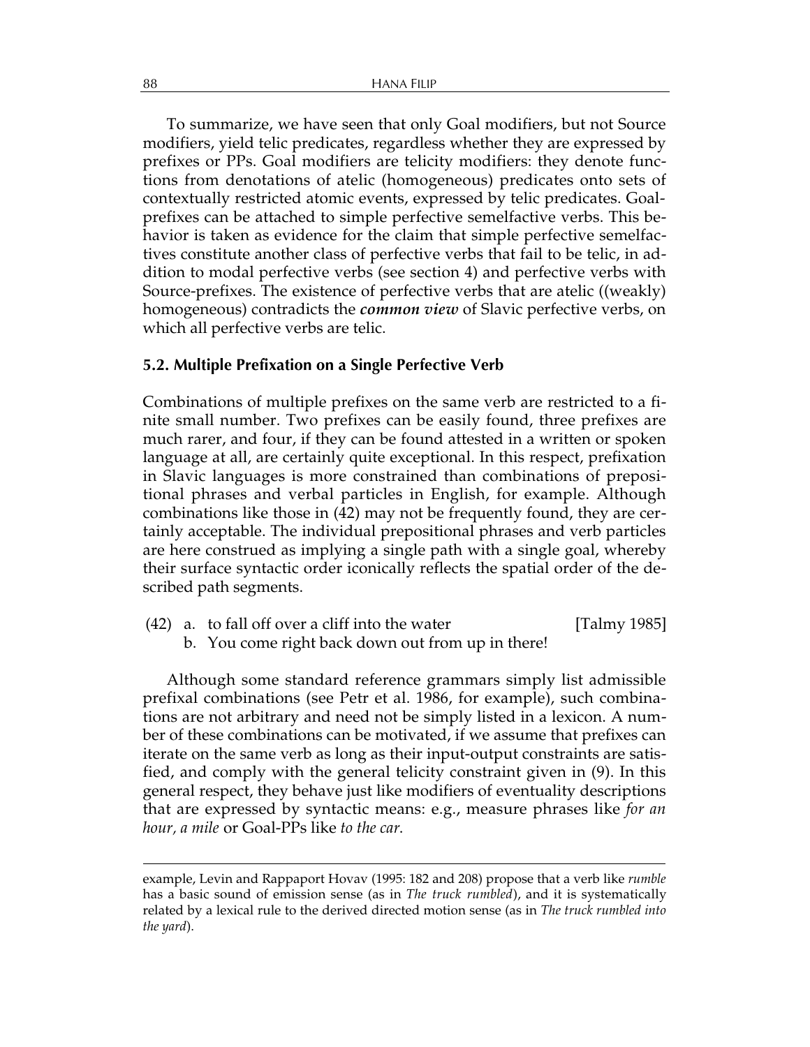To summarize, we have seen that only Goal modifiers, but not Source modifiers, yield telic predicates, regardless whether they are expressed by prefixes or PPs. Goal modifiers are telicity modifiers: they denote functions from denotations of atelic (homogeneous) predicates onto sets of contextually restricted atomic events, expressed by telic predicates. Goal-prefixes can be attached to simple perfective semelfactive verbs. This behavior is taken as evidence for the claim that simple perfective semelfactives constitute another class of perfective verbs that fail to be telic, in addition to modal perfective verbs (see section 4) and perfective verbs with Source-prefixes. The existence of perfective verbs that are atelic ((weakly) homogeneous) contradicts the ***common view*** of Slavic perfective verbs, on which all perfective verbs are telic.

### 5.2. Multiple Prefixation on a Single Perfective Verb

Combinations of multiple prefixes on the same verb are restricted to a finite small number. Two prefixes can be easily found, three prefixes are much rarer, and four, if they can be found attested in a written or spoken language at all, are certainly quite exceptional. In this respect, prefixation in Slavic languages is more constrained than combinations of prepositional phrases and verbal particles in English, for example. Although combinations like those in (42) may not be frequently found, they are certainly acceptable. The individual prepositional phrases and verb particles are here construed as implying a single path with a single goal, whereby their surface syntactic order iconically reflects the spatial order of the described path segments.

(42) a. to fall off over a cliff into the water [Talmy 1985]
b. You come right back down out from up in there!

Although some standard reference grammars simply list admissible prefixal combinations (see Petr et al. 1986, for example), such combinations are not arbitrary and need not be simply listed in a lexicon. A number of these combinations can be motivated, if we assume that prefixes can iterate on the same verb as long as their input-output constraints are satisfied, and comply with the general telicity constraint given in (9). In this general respect, they behave just like modifiers of eventuality descriptions that are expressed by syntactic means: e.g., measure phrases like *for an hour*, *a mile* or Goal-PPs like *to the car*.

example, Levin and Rappaport Hovav (1995: 182 and 208) propose that a verb like *rumble* has a basic sound of emission sense (as in *The truck rumbled*), and it is systematically related by a lexical rule to the derived directed motion sense (as in *The truck rumbled into the yard*).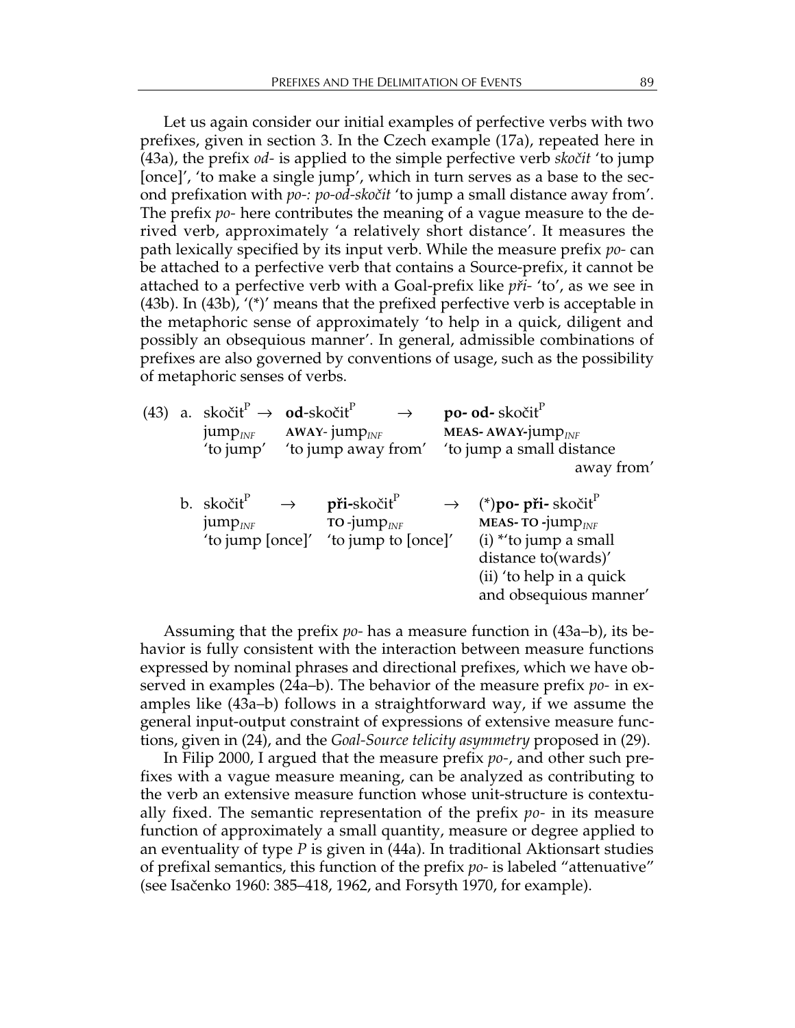Let us again consider our initial examples of perfective verbs with two prefixes, given in section 3. In the Czech example (17a), repeated here in (43a), the prefix *od-* is applied to the simple perfective verb *skočit* 'to jump [once]', 'to make a single jump', which in turn serves as a base to the second prefixation with *po-: po-od-skočit* 'to jump a small distance away from'. The prefix *po-* here contributes the meaning of a vague measure to the derived verb, approximately 'a relatively short distance'. It measures the path lexically specified by its input verb. While the measure prefix *po-* can be attached to a perfective verb that contains a Source-prefix, it cannot be attached to a perfective verb with a Goal-prefix like *při-* 'to', as we see in (43b). In (43b), '(\*)' means that the prefixed perfective verb is acceptable in the metaphoric sense of approximately 'to help in a quick, diligent and possibly an obsequious manner'. In general, admissible combinations of prefixes are also governed by conventions of usage, such as the possibility of metaphoric senses of verbs.

(43) a. skočit$^{P}$ → **od**-skočit$^{P}$ → **po- od-** skočit$^{P}$
jump$_{INF}$ &nbsp;&nbsp; AWAY- jump$_{INF}$ &nbsp;&nbsp; MEAS- AWAY-jump$_{INF}$
'to jump' &nbsp;&nbsp; 'to jump away from' &nbsp;&nbsp; 'to jump a small distance away from'

b. skočit$^{P}$ → **při-**skočit$^{P}$ → (\*)**po- při-** skočit$^{P}$
jump$_{INF}$ &nbsp;&nbsp; TO -jump$_{INF}$ &nbsp;&nbsp; MEAS- TO -jump$_{INF}$
'to jump [once]' &nbsp;&nbsp; 'to jump to [once]' &nbsp;&nbsp; (i) \*'to jump a small distance to(wards)'
(ii) 'to help in a quick and obsequious manner'

Assuming that the prefix *po-* has a measure function in (43a–b), its behavior is fully consistent with the interaction between measure functions expressed by nominal phrases and directional prefixes, which we have observed in examples (24a–b). The behavior of the measure prefix *po-* in examples like (43a–b) follows in a straightforward way, if we assume the general input-output constraint of expressions of extensive measure functions, given in (24), and the *Goal-Source telicity asymmetry* proposed in (29).

In Filip 2000, I argued that the measure prefix *po-*, and other such prefixes with a vague measure meaning, can be analyzed as contributing to the verb an extensive measure function whose unit-structure is contextually fixed. The semantic representation of the prefix *po-* in its measure function of approximately a small quantity, measure or degree applied to an eventuality of type *P* is given in (44a). In traditional Aktionsart studies of prefixal semantics, this function of the prefix *po-* is labeled "attenuative" (see Isačenko 1960: 385–418, 1962, and Forsyth 1970, for example).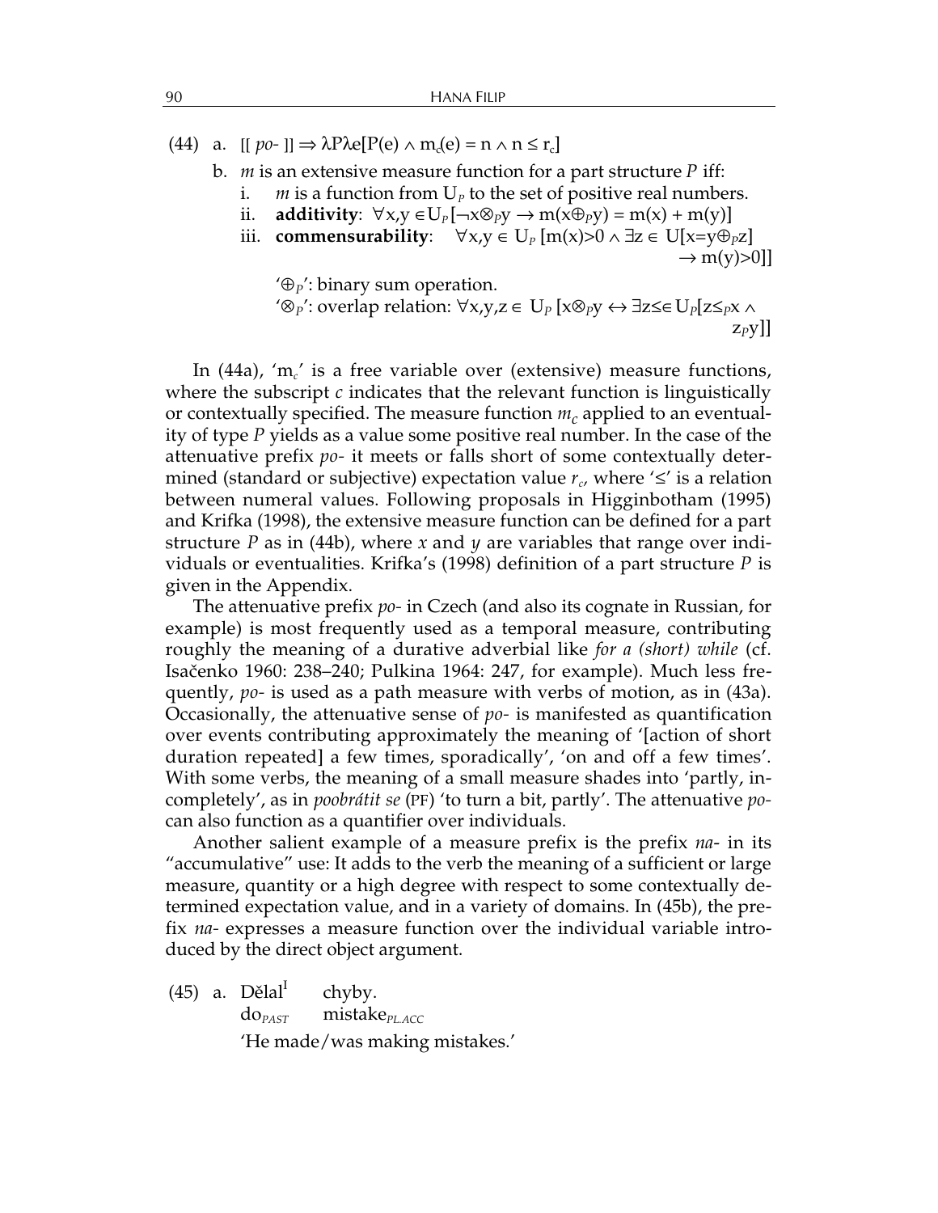(44) a. $[[\ po\text{-}\ ]] \Rightarrow \lambda P \lambda e[P(e) \wedge m_c(e) = n \wedge n \leq r_c]$

b. *m* is an extensive measure function for a part structure *P* iff:

i. *m* is a function from $U_P$ to the set of positive real numbers.

ii. **additivity**: $\forall x,y \in U_P [\neg x \otimes_P y \rightarrow m(x \oplus_P y) = m(x) + m(y)]$

iii. **commensurability**: $\forall x,y \in U_P [m(x)>0 \wedge \exists z \in U[x=y \oplus_P z] \rightarrow m(y)>0]]$

'$\oplus_P$': binary sum operation.

'$\otimes_P$': overlap relation: $\forall x,y,z \in U_P [x \otimes_P y \leftrightarrow \exists z \leq \in U_P[z \leq_P x \wedge z_P y]]$

In (44a), '$m_c$' is a free variable over (extensive) measure functions, where the subscript *c* indicates that the relevant function is linguistically or contextually specified. The measure function $m_c$ applied to an eventuality of type *P* yields as a value some positive real number. In the case of the attenuative prefix *po-* it meets or falls short of some contextually determined (standard or subjective) expectation value $r_c$, where '≤' is a relation between numeral values. Following proposals in Higginbotham (1995) and Krifka (1998), the extensive measure function can be defined for a part structure *P* as in (44b), where *x* and *y* are variables that range over individuals or eventualities. Krifka's (1998) definition of a part structure *P* is given in the Appendix.

The attenuative prefix *po-* in Czech (and also its cognate in Russian, for example) is most frequently used as a temporal measure, contributing roughly the meaning of a durative adverbial like *for a (short) while* (cf. Isačenko 1960: 238–240; Pulkina 1964: 247, for example). Much less frequently, *po-* is used as a path measure with verbs of motion, as in (43a). Occasionally, the attenuative sense of *po-* is manifested as quantification over events contributing approximately the meaning of '[action of short duration repeated] a few times, sporadically', 'on and off a few times'. With some verbs, the meaning of a small measure shades into 'partly, incompletely', as in *poobrátit se* (PF) 'to turn a bit, partly'. The attenuative *po-* can also function as a quantifier over individuals.

Another salient example of a measure prefix is the prefix *na-* in its "accumulative" use: It adds to the verb the meaning of a sufficient or large measure, quantity or a high degree with respect to some contextually determined expectation value, and in a variety of domains. In (45b), the prefix *na-* expresses a measure function over the individual variable introduced by the direct object argument.

(45) a. Dělal$^{I}$ chyby.
do$_{PAST}$ mistake$_{PL.ACC}$
'He made/was making mistakes.'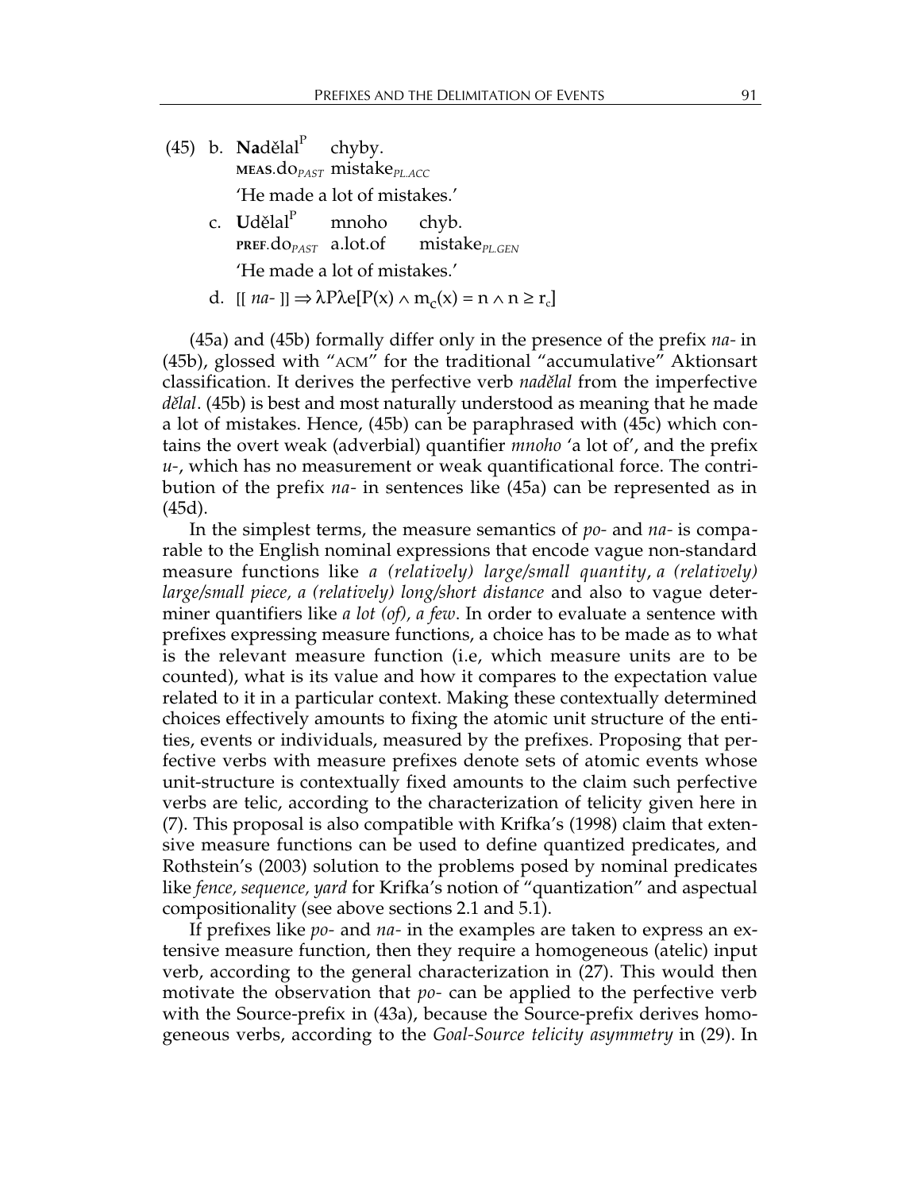(45) b. **Na**dělal$^{P}$ chyby.
MEAS.do$_{PAST}$ mistake$_{PL.ACC}$
'He made a lot of mistakes.'

c. **U**dělal$^{P}$ mnoho chyb.
PREF.do$_{PAST}$ a.lot.of mistake$_{PL.GEN}$
'He made a lot of mistakes.'

d. $[[\ na\text{-}\ ]] \Rightarrow \lambda P \lambda e[P(x) \wedge m_c(x) = n \wedge n \geq r_c]$

(45a) and (45b) formally differ only in the presence of the prefix *na-* in (45b), glossed with "ACM" for the traditional "accumulative" Aktionsart classification. It derives the perfective verb *nadělal* from the imperfective *dělal*. (45b) is best and most naturally understood as meaning that he made a lot of mistakes. Hence, (45b) can be paraphrased with (45c) which contains the overt weak (adverbial) quantifier *mnoho* 'a lot of', and the prefix *u-*, which has no measurement or weak quantificational force. The contribution of the prefix *na-* in sentences like (45a) can be represented as in (45d).

In the simplest terms, the measure semantics of *po-* and *na-* is comparable to the English nominal expressions that encode vague non-standard measure functions like *a (relatively) large/small quantity*, *a (relatively) large/small piece, a (relatively) long/short distance* and also to vague determiner quantifiers like *a lot (of), a few*. In order to evaluate a sentence with prefixes expressing measure functions, a choice has to be made as to what is the relevant measure function (i.e, which measure units are to be counted), what is its value and how it compares to the expectation value related to it in a particular context. Making these contextually determined choices effectively amounts to fixing the atomic unit structure of the entities, events or individuals, measured by the prefixes. Proposing that perfective verbs with measure prefixes denote sets of atomic events whose unit-structure is contextually fixed amounts to the claim such perfective verbs are telic, according to the characterization of telicity given here in (7). This proposal is also compatible with Krifka's (1998) claim that extensive measure functions can be used to define quantized predicates, and Rothstein's (2003) solution to the problems posed by nominal predicates like *fence, sequence, yard* for Krifka's notion of "quantization" and aspectual compositionality (see above sections 2.1 and 5.1).

If prefixes like *po-* and *na-* in the examples are taken to express an extensive measure function, then they require a homogeneous (atelic) input verb, according to the general characterization in (27). This would then motivate the observation that *po-* can be applied to the perfective verb with the Source-prefix in (43a), because the Source-prefix derives homogeneous verbs, according to the *Goal-Source telicity asymmetry* in (29). In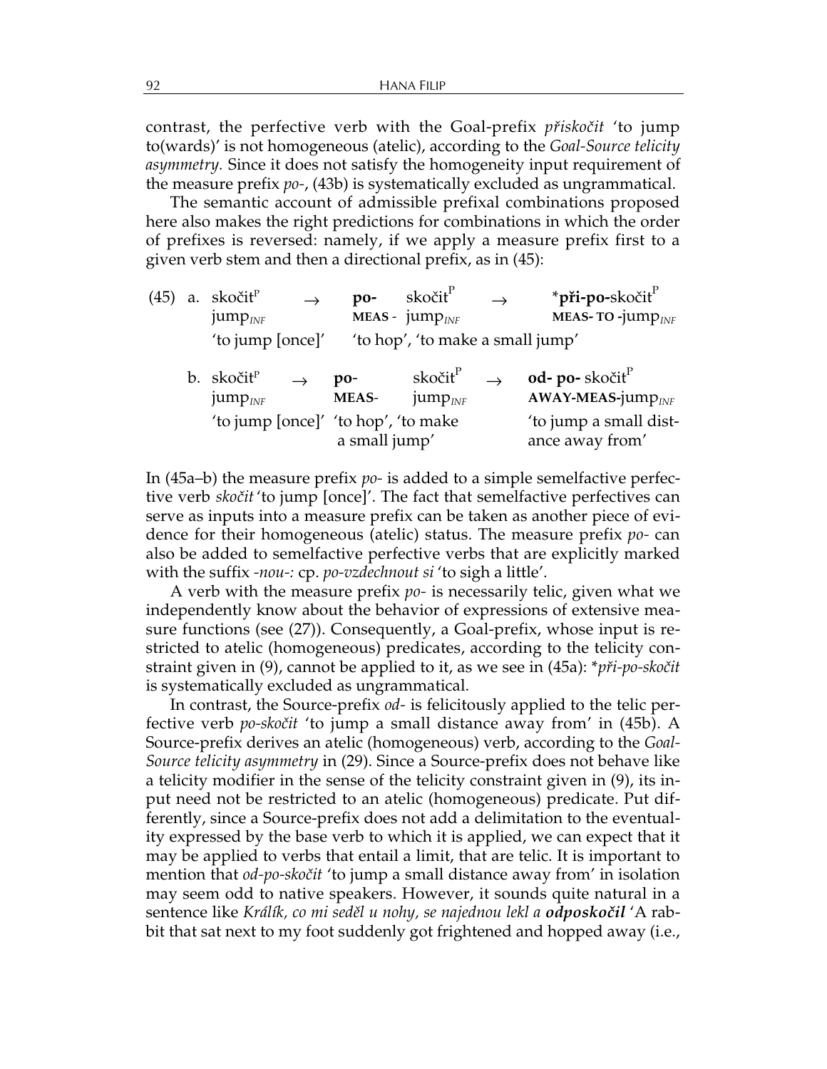contrast, the perfective verb with the Goal-prefix *přiskočit* 'to jump to(wards)' is not homogeneous (atelic), according to the *Goal-Source telicity asymmetry.* Since it does not satisfy the homogeneity input requirement of the measure prefix *po-*, (43b) is systematically excluded as ungrammatical.

The semantic account of admissible prefixal combinations proposed here also makes the right predictions for combinations in which the order of prefixes is reversed: namely, if we apply a measure prefix first to a given verb stem and then a directional prefix, as in (45):

(45) a. skočit$^{P}$ → **po-** skočit$^{P}$ → ***při-po-**skočit$^{P}$
jump$_{INF}$ MEAS - jump$_{INF}$ MEAS- TO -jump$_{INF}$
'to jump [once]' 'to hop', 'to make a small jump'

b. skočit$^{P}$ → **po-** skočit$^{P}$ → **od- po-** skočit$^{P}$
jump$_{INF}$ MEAS- jump$_{INF}$ AWAY-MEAS-jump$_{INF}$
'to jump [once]' 'to hop', 'to make a small jump' 'to jump a small distance away from'

In (45a–b) the measure prefix *po-* is added to a simple semelfactive perfective verb *skočit* 'to jump [once]'. The fact that semelfactive perfectives can serve as inputs into a measure prefix can be taken as another piece of evidence for their homogeneous (atelic) status. The measure prefix *po-* can also be added to semelfactive perfective verbs that are explicitly marked with the suffix *-nou-:* cp. *po-vzdechnout si* 'to sigh a little'.

A verb with the measure prefix *po-* is necessarily telic, given what we independently know about the behavior of expressions of extensive measure functions (see (27)). Consequently, a Goal-prefix, whose input is restricted to atelic (homogeneous) predicates, according to the telicity constraint given in (9), cannot be applied to it, as we see in (45a): **při-po-skočit* is systematically excluded as ungrammatical.

In contrast, the Source-prefix *od-* is felicitously applied to the telic perfective verb *po-skočit* 'to jump a small distance away from' in (45b). A Source-prefix derives an atelic (homogeneous) verb, according to the *Goal-Source telicity asymmetry* in (29). Since a Source-prefix does not behave like a telicity modifier in the sense of the telicity constraint given in (9), its input need not be restricted to an atelic (homogeneous) predicate. Put differently, since a Source-prefix does not add a delimitation to the eventuality expressed by the base verb to which it is applied, we can expect that it may be applied to verbs that entail a limit, that are telic. It is important to mention that *od-po-skočit* 'to jump a small distance away from' in isolation may seem odd to native speakers. However, it sounds quite natural in a sentence like *Králík, co mi seděl u nohy, se najednou lekl a* ***odposkočil*** 'A rabbit that sat next to my foot suddenly got frightened and hopped away (i.e.,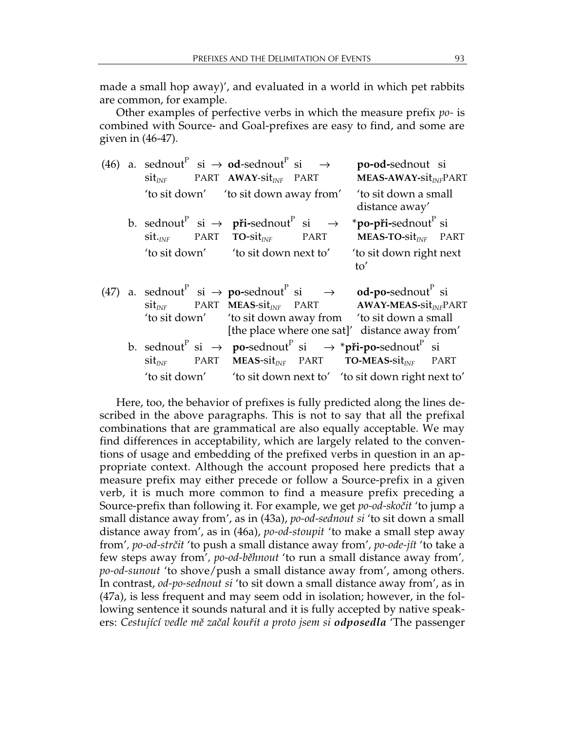made a small hop away)', and evaluated in a world in which pet rabbits are common, for example.

Other examples of perfective verbs in which the measure prefix *po-* is combined with Source- and Goal-prefixes are easy to find, and some are given in (46-47).

(46) a. sednout[P] si → **od**-sednout[P] si → **po-od-**sednout si
sit$_{INF}$ PART **AWAY**-sit$_{INF}$ PART **MEAS-AWAY-**sit$_{INF}$PART
'to sit down' 'to sit down away from' 'to sit down a small distance away'

b. sednout[P] si → **při-**sednout[P] si → ***po-při-**sednout[P] si
sit.$_{INF}$ PART **TO-**sit$_{INF}$ PART **MEAS-TO-**sit$_{INF}$ PART
'to sit down' 'to sit down next to' 'to sit down right next to'

(47) a. sednout[P] si → **po-**sednout[P] si → **od-po-**sednout[P] si
sit$_{INF}$ PART **MEAS-**sit$_{INF}$ PART **AWAY-MEAS-**sit$_{INF}$PART
'to sit down' 'to sit down away from [the place where one sat]' 'to sit down a small distance away from'

b. sednout[P] si → **po-**sednout[P] si → ***při-po-**sednout[P] si
sit$_{INF}$ PART **MEAS-**sit$_{INF}$ PART **TO-MEAS-**sit$_{INF}$ PART
'to sit down' 'to sit down next to' 'to sit down right next to'

Here, too, the behavior of prefixes is fully predicted along the lines described in the above paragraphs. This is not to say that all the prefixal combinations that are grammatical are also equally acceptable. We may find differences in acceptability, which are largely related to the conventions of usage and embedding of the prefixed verbs in question in an appropriate context. Although the account proposed here predicts that a measure prefix may either precede or follow a Source-prefix in a given verb, it is much more common to find a measure prefix preceding a Source-prefix than following it. For example, we get *po-od-skočit* 'to jump a small distance away from', as in (43a), *po-od-sednout si* 'to sit down a small distance away from', as in (46a), *po-od-stoupit* 'to make a small step away from', *po-od-strčit* 'to push a small distance away from', *po-ode-jít* 'to take a few steps away from', *po-od-běhnout* 'to run a small distance away from', *po-od-sunout* 'to shove/push a small distance away from', among others. In contrast, *od-po-sednout si* 'to sit down a small distance away from', as in (47a), is less frequent and may seem odd in isolation; however, in the following sentence it sounds natural and it is fully accepted by native speakers: *Cestující vedle mě začal kouřit a proto jsem si* ***odposedla*** 'The passenger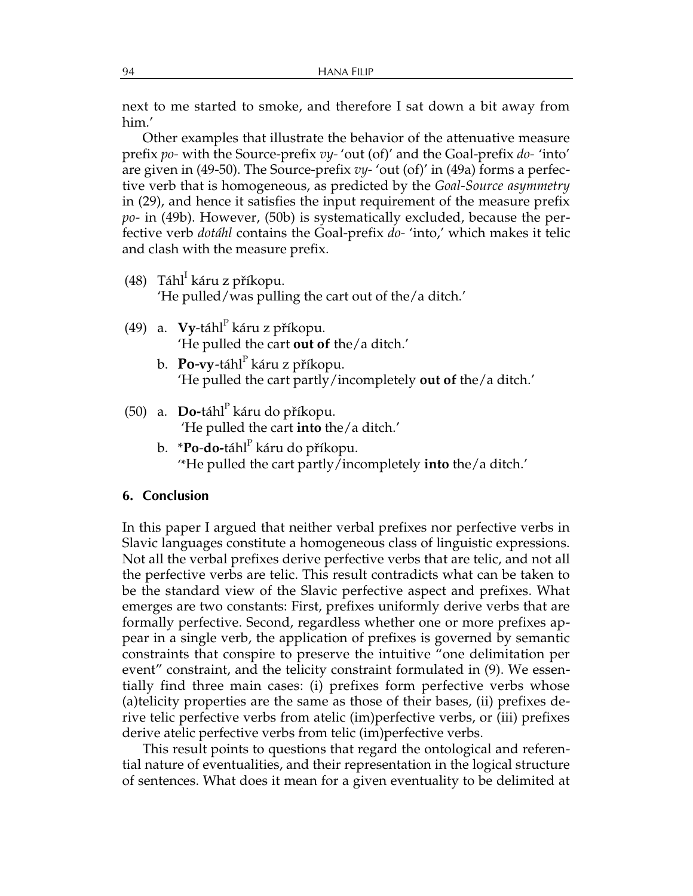next to me started to smoke, and therefore I sat down a bit away from him.'

Other examples that illustrate the behavior of the attenuative measure prefix *po-* with the Source-prefix *vy-* 'out (of)' and the Goal-prefix *do-* 'into' are given in (49-50). The Source-prefix *vy-* 'out (of)' in (49a) forms a perfective verb that is homogeneous, as predicted by the *Goal-Source asymmetry* in (29), and hence it satisfies the input requirement of the measure prefix *po-* in (49b). However, (50b) is systematically excluded, because the perfective verb *dotáhl* contains the Goal-prefix *do-* 'into,' which makes it telic and clash with the measure prefix.

(48) Táhl$^{I}$ káru z příkopu.
'He pulled/was pulling the cart out of the/a ditch.'

(49) a. **Vy**-táhl$^{P}$ káru z příkopu.
'He pulled the cart **out of** the/a ditch.'

b. **Po**-**vy**-táhl$^{P}$ káru z příkopu.
'He pulled the cart partly/incompletely **out of** the/a ditch.'

(50) a. **Do-**táhl$^{P}$ káru do příkopu.
'He pulled the cart **into** the/a ditch.'

b. ***Po**-**do-**táhl$^{P}$ káru do příkopu.
'*He pulled the cart partly/incompletely **into** the/a ditch.'

## 6. Conclusion

In this paper I argued that neither verbal prefixes nor perfective verbs in Slavic languages constitute a homogeneous class of linguistic expressions. Not all the verbal prefixes derive perfective verbs that are telic, and not all the perfective verbs are telic. This result contradicts what can be taken to be the standard view of the Slavic perfective aspect and prefixes. What emerges are two constants: First, prefixes uniformly derive verbs that are formally perfective. Second, regardless whether one or more prefixes appear in a single verb, the application of prefixes is governed by semantic constraints that conspire to preserve the intuitive "one delimitation per event" constraint, and the telicity constraint formulated in (9). We essentially find three main cases: (i) prefixes form perfective verbs whose (a)telicity properties are the same as those of their bases, (ii) prefixes derive telic perfective verbs from atelic (im)perfective verbs, or (iii) prefixes derive atelic perfective verbs from telic (im)perfective verbs.

This result points to questions that regard the ontological and referential nature of eventualities, and their representation in the logical structure of sentences. What does it mean for a given eventuality to be delimited at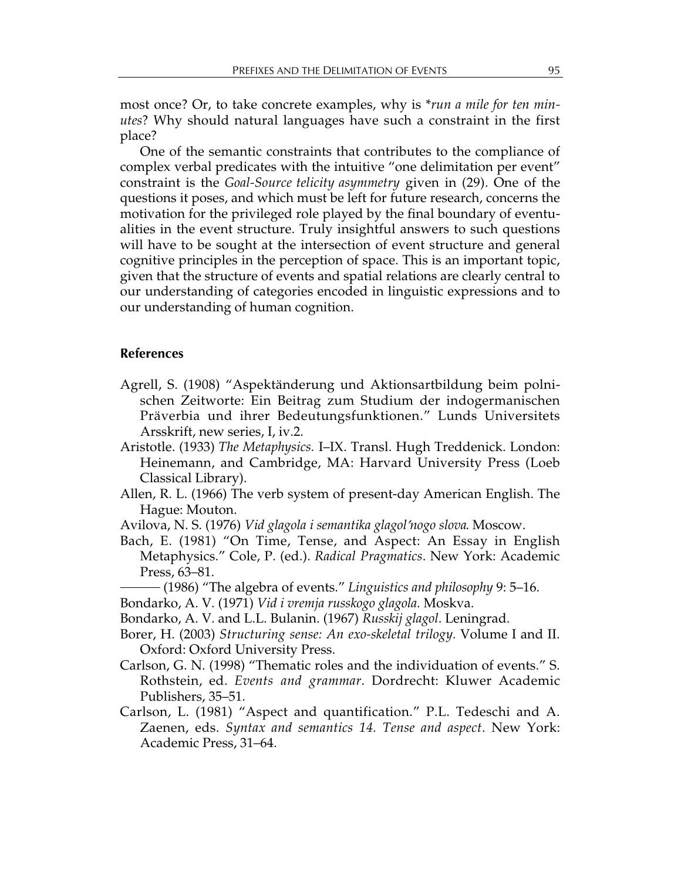most once? Or, to take concrete examples, why is **run a mile for ten minutes*? Why should natural languages have such a constraint in the first place?

One of the semantic constraints that contributes to the compliance of complex verbal predicates with the intuitive "one delimitation per event" constraint is the *Goal-Source telicity asymmetry* given in (29). One of the questions it poses, and which must be left for future research, concerns the motivation for the privileged role played by the final boundary of eventualities in the event structure. Truly insightful answers to such questions will have to be sought at the intersection of event structure and general cognitive principles in the perception of space. This is an important topic, given that the structure of events and spatial relations are clearly central to our understanding of categories encoded in linguistic expressions and to our understanding of human cognition.

## References

Agrell, S. (1908) "Aspektänderung und Aktionsartbildung beim polnischen Zeitworte: Ein Beitrag zum Studium der indogermanischen Präverbia und ihrer Bedeutungsfunktionen." Lunds Universitets Arsskrift, new series, I, iv.2.

Aristotle. (1933) *The Metaphysics.* I–IX. Transl. Hugh Treddenick. London: Heinemann, and Cambridge, MA: Harvard University Press (Loeb Classical Library).

Allen, R. L. (1966) The verb system of present-day American English. The Hague: Mouton.

Avilova, N. S. (1976) *Vid glagola i semantika glagol'nogo slova*. Moscow.

Bach, E. (1981) "On Time, Tense, and Aspect: An Essay in English Metaphysics." Cole, P. (ed.). *Radical Pragmatics*. New York: Academic Press, 63–81.

——— (1986) "The algebra of events." *Linguistics and philosophy* 9: 5–16.

Bondarko, A. V. (1971) *Vid i vremja russkogo glagola*. Moskva.

Bondarko, A. V. and L.L. Bulanin. (1967) *Russkij glagol*. Leningrad.

Borer, H. (2003) *Structuring sense: An exo-skeletal trilogy.* Volume I and II. Oxford: Oxford University Press.

Carlson, G. N. (1998) "Thematic roles and the individuation of events." S. Rothstein, ed. *Events and grammar*. Dordrecht: Kluwer Academic Publishers, 35–51.

Carlson, L. (1981) "Aspect and quantification." P.L. Tedeschi and A. Zaenen, eds. *Syntax and semantics 14. Tense and aspect*. New York: Academic Press, 31–64.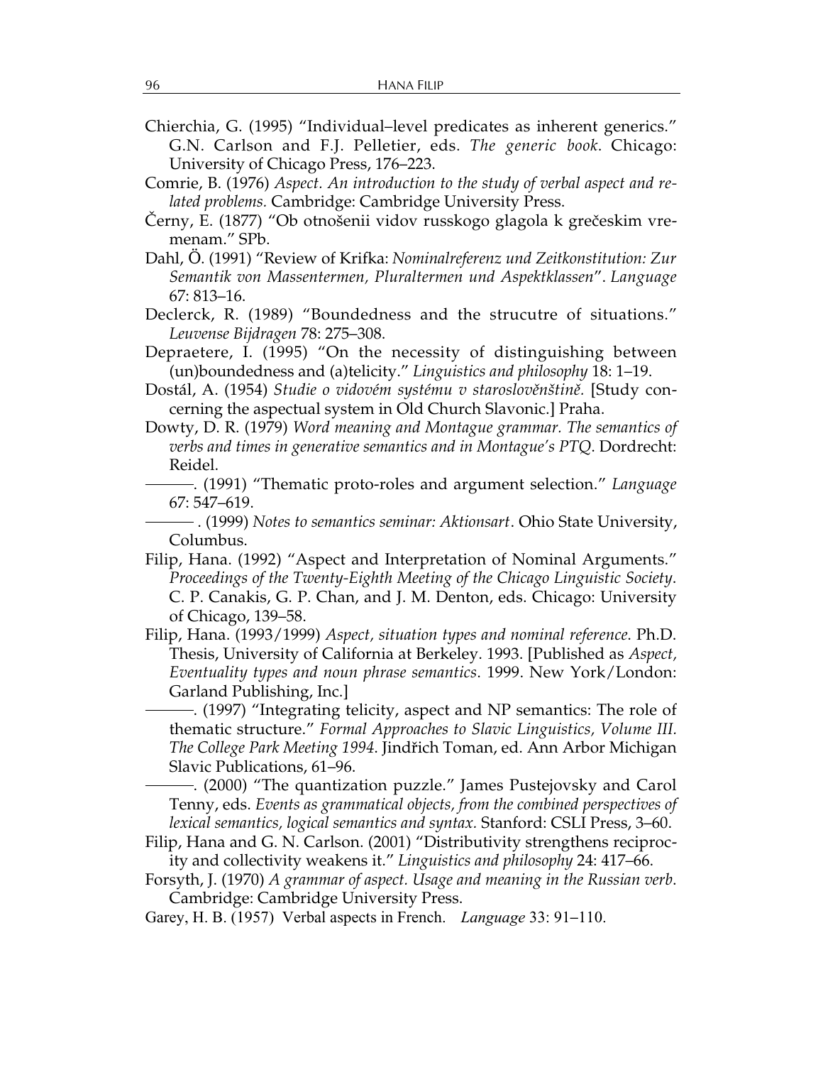Chierchia, G. (1995) "Individual–level predicates as inherent generics." G.N. Carlson and F.J. Pelletier, eds. *The generic book*. Chicago: University of Chicago Press, 176–223.

Comrie, B. (1976) *Aspect. An introduction to the study of verbal aspect and related problems.* Cambridge: Cambridge University Press.

Černy, E. (1877) "Ob otnošenii vidov russkogo glagola k grečeskim vremenam." SPb.

Dahl, Ö. (1991) "Review of Krifka: *Nominalreferenz und Zeitkonstitution: Zur Semantik von Massentermen, Pluraltermen und Aspektklassen*". *Language* 67: 813–16.

Declerck, R. (1989) "Boundedness and the strucutre of situations." *Leuvense Bijdragen* 78: 275–308.

Depraetere, I. (1995) "On the necessity of distinguishing between (un)boundedness and (a)telicity." *Linguistics and philosophy* 18: 1–19.

Dostál, A. (1954) *Studie o vidovém systému v staroslověnštině.* [Study concerning the aspectual system in Old Church Slavonic.] Praha.

Dowty, D. R. (1979) *Word meaning and Montague grammar. The semantics of verbs and times in generative semantics and in Montague's PTQ*. Dordrecht: Reidel.

———. (1991) "Thematic proto-roles and argument selection." *Language* 67: 547–619.

——— . (1999) *Notes to semantics seminar: Aktionsart*. Ohio State University, Columbus.

Filip, Hana. (1992) "Aspect and Interpretation of Nominal Arguments." *Proceedings of the Twenty-Eighth Meeting of the Chicago Linguistic Society*. C. P. Canakis, G. P. Chan, and J. M. Denton, eds. Chicago: University of Chicago, 139–58.

Filip, Hana. (1993/1999) *Aspect, situation types and nominal reference*. Ph.D. Thesis, University of California at Berkeley. 1993. [Published as *Aspect, Eventuality types and noun phrase semantics*. 1999. New York/London: Garland Publishing, Inc.]

———. (1997) "Integrating telicity, aspect and NP semantics: The role of thematic structure." *Formal Approaches to Slavic Linguistics, Volume III. The College Park Meeting 1994*. Jindřich Toman, ed. Ann Arbor Michigan Slavic Publications, 61–96.

———. (2000) "The quantization puzzle." James Pustejovsky and Carol Tenny, eds. *Events as grammatical objects, from the combined perspectives of lexical semantics, logical semantics and syntax.* Stanford: CSLI Press, 3–60.

Filip, Hana and G. N. Carlson. (2001) "Distributivity strengthens reciprocity and collectivity weakens it." *Linguistics and philosophy* 24: 417–66.

Forsyth, J. (1970) *A grammar of aspect. Usage and meaning in the Russian verb*. Cambridge: Cambridge University Press.

Garey, H. B. (1957) Verbal aspects in French. *Language* 33: 91–110.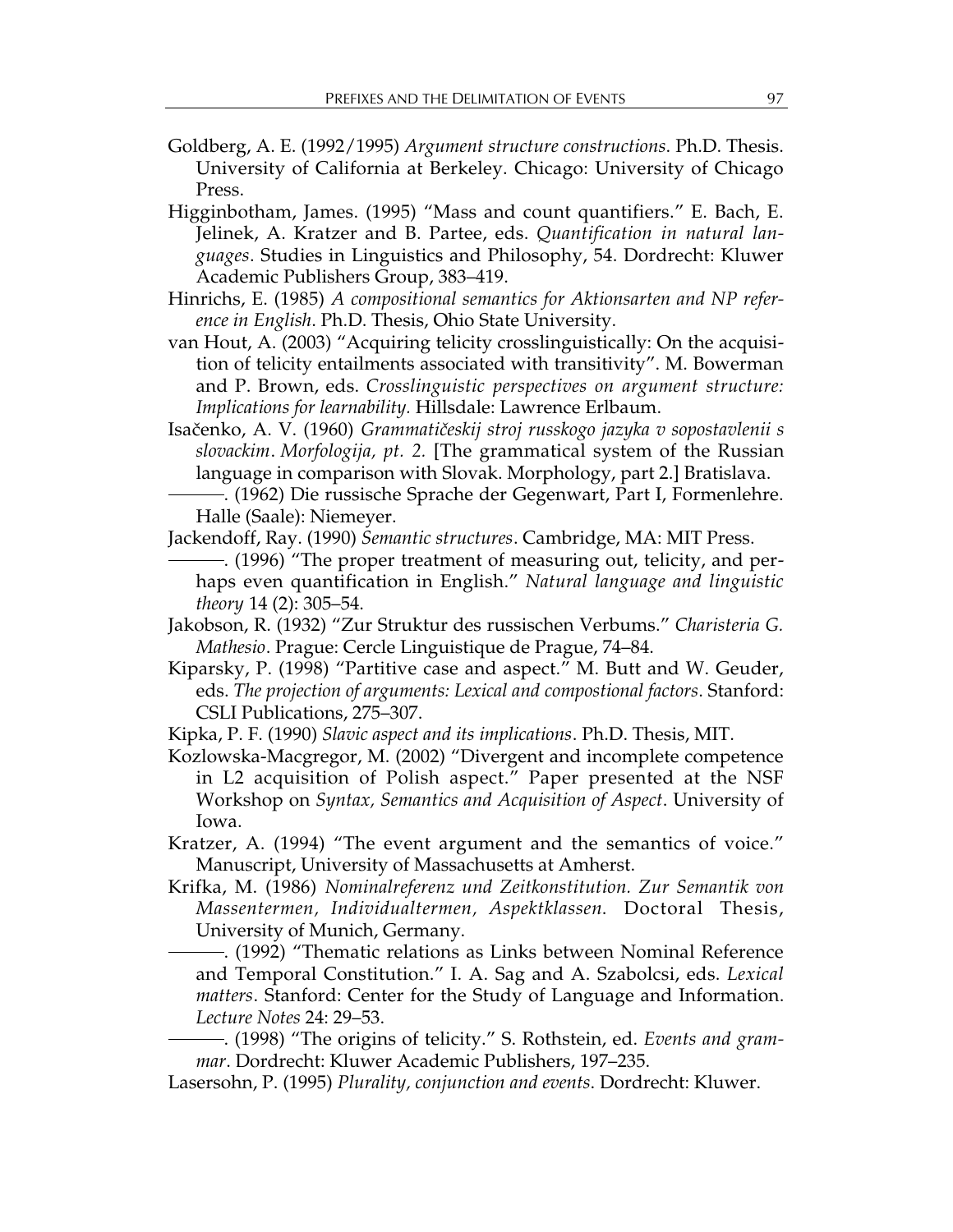Goldberg, A. E. (1992/1995) *Argument structure constructions*. Ph.D. Thesis. University of California at Berkeley. Chicago: University of Chicago Press.

Higginbotham, James. (1995) "Mass and count quantifiers." E. Bach, E. Jelinek, A. Kratzer and B. Partee, eds. *Quantification in natural languages*. Studies in Linguistics and Philosophy, 54. Dordrecht: Kluwer Academic Publishers Group, 383–419.

Hinrichs, E. (1985) *A compositional semantics for Aktionsarten and NP reference in English*. Ph.D. Thesis, Ohio State University.

van Hout, A. (2003) "Acquiring telicity crosslinguistically: On the acquisition of telicity entailments associated with transitivity". M. Bowerman and P. Brown, eds. *Crosslinguistic perspectives on argument structure: Implications for learnability.* Hillsdale: Lawrence Erlbaum.

Isačenko, A. V. (1960) *Grammatičeskij stroj russkogo jazyka v sopostavlenii s slovackim*. *Morfologija, pt. 2.* [The grammatical system of the Russian language in comparison with Slovak. Morphology, part 2.] Bratislava.

———. (1962) Die russische Sprache der Gegenwart, Part I, Formenlehre. Halle (Saale): Niemeyer.

Jackendoff, Ray. (1990) *Semantic structures*. Cambridge, MA: MIT Press.

———. (1996) "The proper treatment of measuring out, telicity, and perhaps even quantification in English." *Natural language and linguistic theory* 14 (2): 305–54.

Jakobson, R. (1932) "Zur Struktur des russischen Verbums." *Charisteria G. Mathesio*. Prague: Cercle Linguistique de Prague, 74–84.

Kiparsky, P. (1998) "Partitive case and aspect." M. Butt and W. Geuder, eds. *The projection of arguments: Lexical and compostional factors*. Stanford: CSLI Publications, 275–307.

Kipka, P. F. (1990) *Slavic aspect and its implications*. Ph.D. Thesis, MIT.

Kozlowska-Macgregor, M. (2002) "Divergent and incomplete competence in L2 acquisition of Polish aspect." Paper presented at the NSF Workshop on *Syntax, Semantics and Acquisition of Aspect*. University of Iowa.

Kratzer, A. (1994) "The event argument and the semantics of voice." Manuscript, University of Massachusetts at Amherst.

Krifka, M. (1986) *Nominalreferenz und Zeitkonstitution. Zur Semantik von Massentermen, Individualtermen, Aspektklassen*. Doctoral Thesis, University of Munich, Germany.

———. (1992) "Thematic relations as Links between Nominal Reference and Temporal Constitution." I. A. Sag and A. Szabolcsi, eds. *Lexical matters*. Stanford: Center for the Study of Language and Information. *Lecture Notes* 24: 29–53.

———. (1998) "The origins of telicity." S. Rothstein, ed. *Events and grammar*. Dordrecht: Kluwer Academic Publishers, 197–235.

Lasersohn, P. (1995) *Plurality, conjunction and events*. Dordrecht: Kluwer.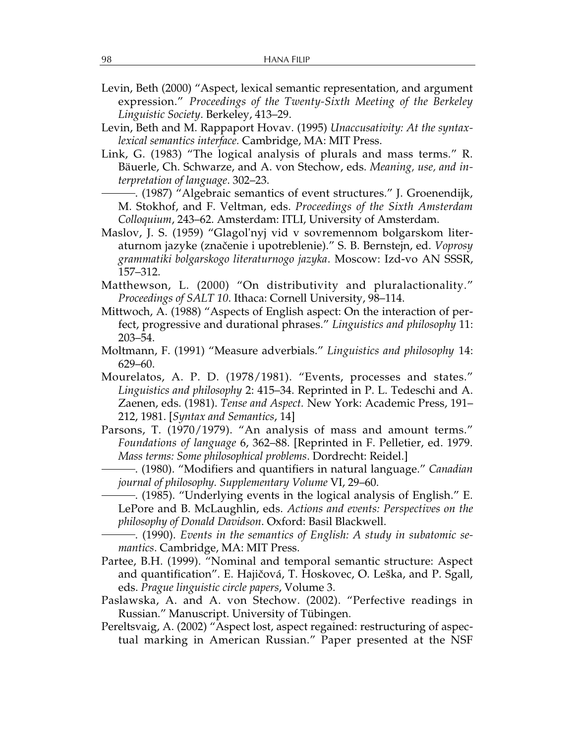Levin, Beth (2000) "Aspect, lexical semantic representation, and argument expression." *Proceedings of the Twenty-Sixth Meeting of the Berkeley Linguistic Society*. Berkeley, 413–29.

Levin, Beth and M. Rappaport Hovav. (1995) *Unaccusativity: At the syntax-lexical semantics interface.* Cambridge, MA: MIT Press.

Link, G. (1983) "The logical analysis of plurals and mass terms." R. Bäuerle, Ch. Schwarze, and A. von Stechow, eds. *Meaning, use, and interpretation of language*. 302–23.

———. (1987) "Algebraic semantics of event structures." J. Groenendijk, M. Stokhof, and F. Veltman, eds. *Proceedings of the Sixth Amsterdam Colloquium*, 243–62. Amsterdam: ITLI, University of Amsterdam.

Maslov, J. S. (1959) "Glagol'nyj vid v sovremennom bolgarskom literaturnom jazyke (značenie i upotreblenie)." S. B. Bernstejn, ed. *Voprosy grammatiki bolgarskogo literaturnogo jazyka*. Moscow: Izd-vo AN SSSR, 157–312.

Matthewson, L. (2000) "On distributivity and pluralactionality." *Proceedings of SALT 10*. Ithaca: Cornell University, 98–114.

Mittwoch, A. (1988) "Aspects of English aspect: On the interaction of perfect, progressive and durational phrases." *Linguistics and philosophy* 11: 203–54.

Moltmann, F. (1991) "Measure adverbials." *Linguistics and philosophy* 14: 629–60.

Mourelatos, A. P. D. (1978/1981). "Events, processes and states." *Linguistics and philosophy* 2: 415–34. Reprinted in P. L. Tedeschi and A. Zaenen, eds. (1981). *Tense and Aspect.* New York: Academic Press, 191–212, 1981. [*Syntax and Semantics*, 14]

Parsons, T. (1970/1979). "An analysis of mass and amount terms." *Foundations of language* 6, 362–88. [Reprinted in F. Pelletier, ed. 1979. *Mass terms: Some philosophical problems*. Dordrecht: Reidel.]

———. (1980). "Modifiers and quantifiers in natural language." *Canadian journal of philosophy. Supplementary Volume* VI, 29–60.

———. (1985). "Underlying events in the logical analysis of English." E. LePore and B. McLaughlin, eds. *Actions and events: Perspectives on the philosophy of Donald Davidson*. Oxford: Basil Blackwell.

———. (1990). *Events in the semantics of English: A study in subatomic semantics*. Cambridge, MA: MIT Press.

Partee, B.H. (1999). "Nominal and temporal semantic structure: Aspect and quantification". E. Hajičová, T. Hoskovec, O. Leška, and P. Sgall, eds. *Prague linguistic circle papers*, Volume 3.

Paslawska, A. and A. von Stechow. (2002). "Perfective readings in Russian." Manuscript. University of Tübingen.

Pereltsvaig, A. (2002) "Aspect lost, aspect regained: restructuring of aspectual marking in American Russian." Paper presented at the NSF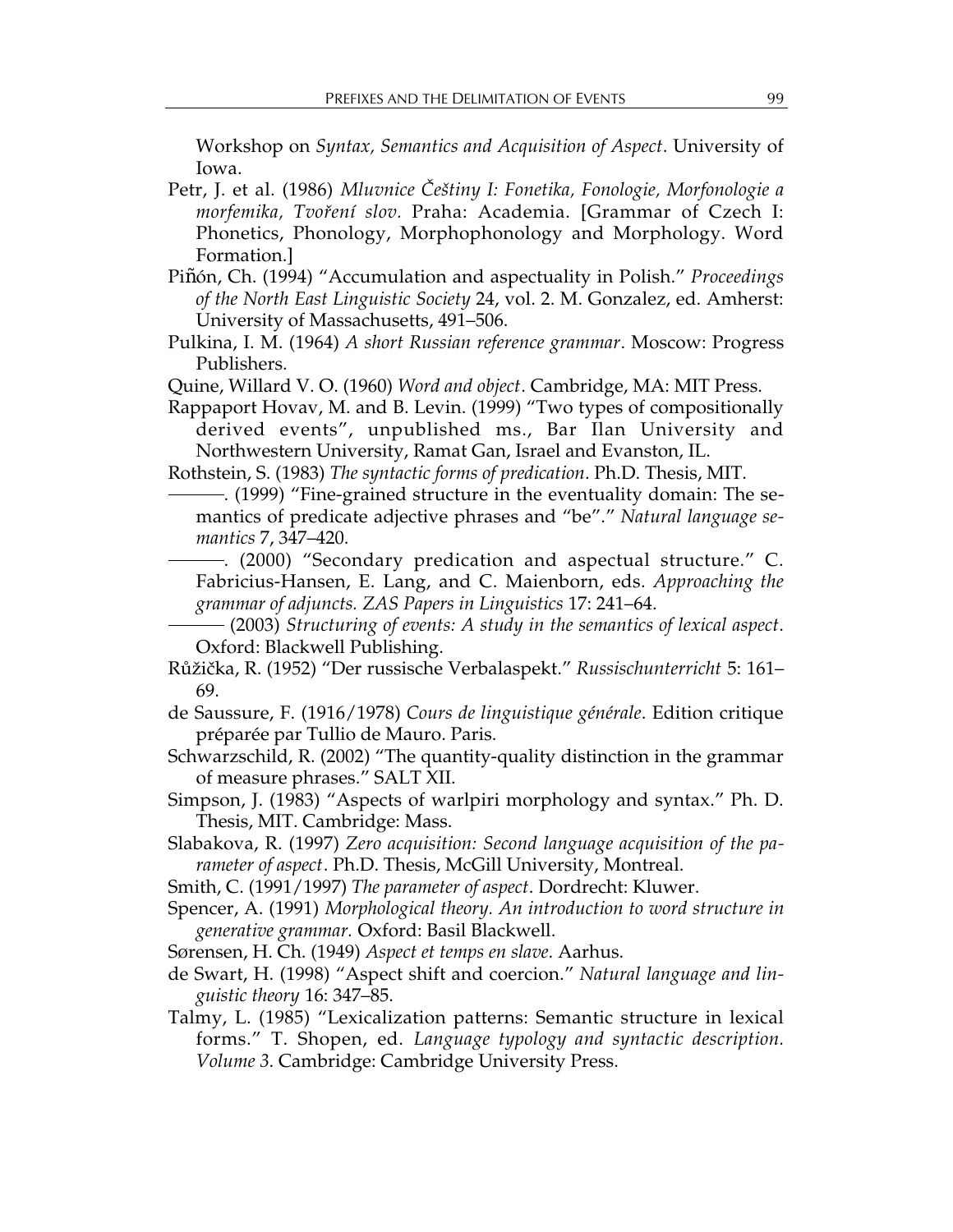Workshop on *Syntax, Semantics and Acquisition of Aspect*. University of Iowa.

Petr, J. et al. (1986) *Mluvnice Češtiny I: Fonetika, Fonologie, Morfonologie a morfemika, Tvoření slov.* Praha: Academia. [Grammar of Czech I: Phonetics, Phonology, Morphophonology and Morphology. Word Formation.]

Piñón, Ch. (1994) "Accumulation and aspectuality in Polish." *Proceedings of the North East Linguistic Society* 24, vol. 2. M. Gonzalez, ed. Amherst: University of Massachusetts, 491–506.

Pulkina, I. M. (1964) *A short Russian reference grammar*. Moscow: Progress Publishers.

Quine, Willard V. O. (1960) *Word and object*. Cambridge, MA: MIT Press.

Rappaport Hovav, M. and B. Levin. (1999) "Two types of compositionally derived events", unpublished ms., Bar Ilan University and Northwestern University, Ramat Gan, Israel and Evanston, IL.

Rothstein, S. (1983) *The syntactic forms of predication*. Ph.D. Thesis, MIT.

———. (1999) "Fine-grained structure in the eventuality domain: The semantics of predicate adjective phrases and "be"." *Natural language semantics* 7, 347–420.

———. (2000) "Secondary predication and aspectual structure." C. Fabricius-Hansen, E. Lang, and C. Maienborn, eds. *Approaching the grammar of adjuncts. ZAS Papers in Linguistics* 17: 241–64.

——— (2003) *Structuring of events: A study in the semantics of lexical aspect*. Oxford: Blackwell Publishing.

Růžička, R. (1952) "Der russische Verbalaspekt." *Russischunterricht* 5: 161–69.

de Saussure, F. (1916/1978) *Cours de linguistique générale*. Edition critique préparée par Tullio de Mauro. Paris.

Schwarzschild, R. (2002) "The quantity-quality distinction in the grammar of measure phrases." SALT XII.

Simpson, J. (1983) "Aspects of warlpiri morphology and syntax." Ph. D. Thesis, MIT. Cambridge: Mass.

Slabakova, R. (1997) *Zero acquisition: Second language acquisition of the parameter of aspect*. Ph.D. Thesis, McGill University, Montreal.

Smith, C. (1991/1997) *The parameter of aspect*. Dordrecht: Kluwer.

Spencer, A. (1991) *Morphological theory. An introduction to word structure in generative grammar.* Oxford: Basil Blackwell.

Sørensen, H. Ch. (1949) *Aspect et temps en slave*. Aarhus.

de Swart, H. (1998) "Aspect shift and coercion." *Natural language and linguistic theory* 16: 347–85.

Talmy, L. (1985) "Lexicalization patterns: Semantic structure in lexical forms." T. Shopen, ed. *Language typology and syntactic description. Volume 3.* Cambridge: Cambridge University Press.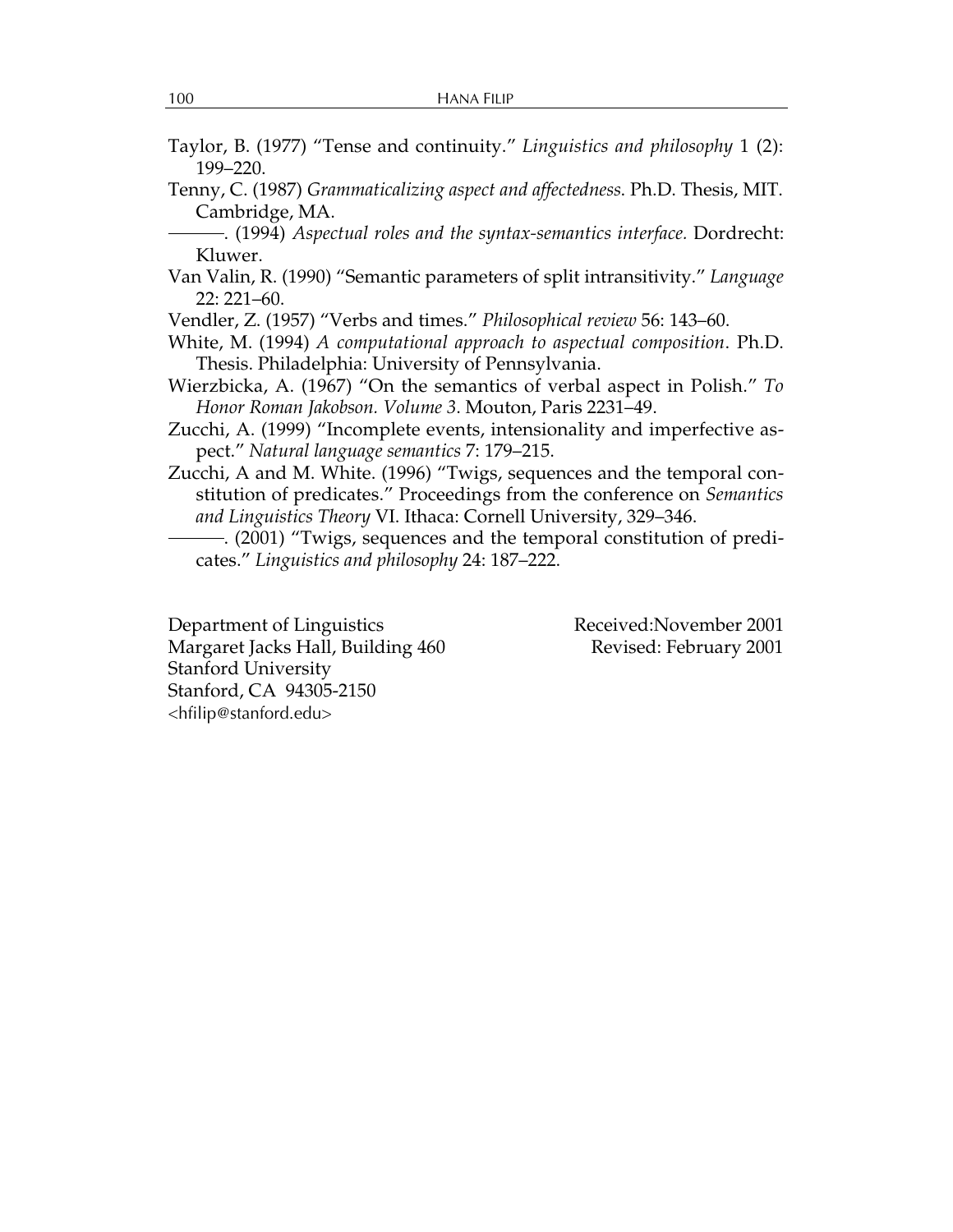Taylor, B. (1977) "Tense and continuity." *Linguistics and philosophy* 1 (2): 199–220.

Tenny, C. (1987) *Grammaticalizing aspect and affectedness*. Ph.D. Thesis, MIT. Cambridge, MA.

———. (1994) *Aspectual roles and the syntax-semantics interface.* Dordrecht: Kluwer.

Van Valin, R. (1990) "Semantic parameters of split intransitivity." *Language* 22: 221–60.

Vendler, Z. (1957) "Verbs and times." *Philosophical review* 56: 143–60.

White, M. (1994) *A computational approach to aspectual composition*. Ph.D. Thesis. Philadelphia: University of Pennsylvania.

Wierzbicka, A. (1967) "On the semantics of verbal aspect in Polish." *To Honor Roman Jakobson. Volume 3.* Mouton, Paris 2231–49.

Zucchi, A. (1999) "Incomplete events, intensionality and imperfective aspect." *Natural language semantics* 7: 179–215.

Zucchi, A and M. White. (1996) "Twigs, sequences and the temporal constitution of predicates." Proceedings from the conference on *Semantics and Linguistics Theory* VI. Ithaca: Cornell University, 329–346.

———. (2001) "Twigs, sequences and the temporal constitution of predicates." *Linguistics and philosophy* 24: 187–222.

Department of Linguistics
Margaret Jacks Hall, Building 460
Stanford University
Stanford, CA 94305-2150
<hfilip@stanford.edu>

Received:November 2001
Revised: February 2001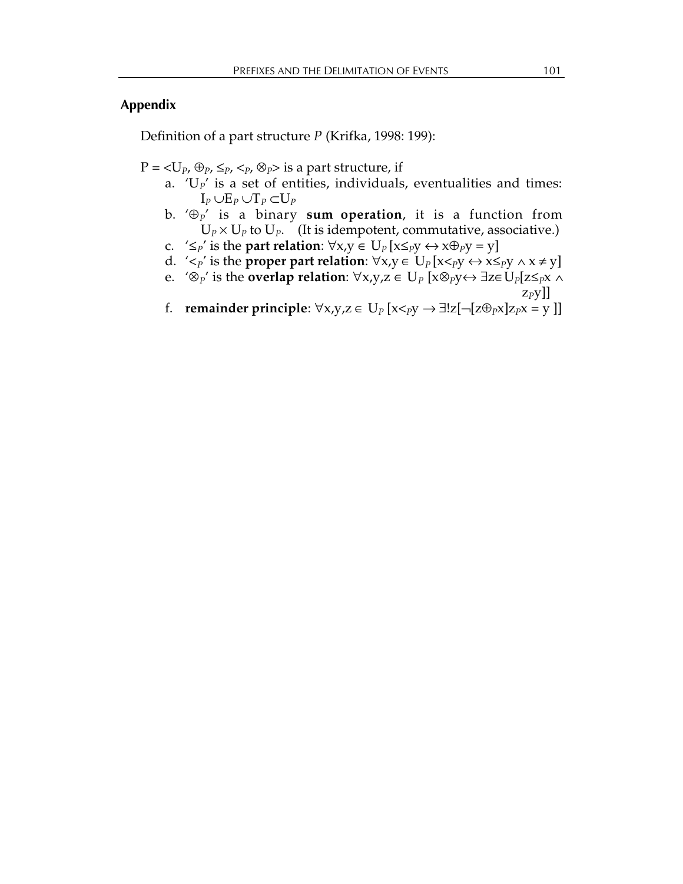## Appendix

Definition of a part structure *P* (Krifka, 1998: 199):

$P = \langle U_P, \oplus_P, \leq_P, <_P, \otimes_P \rangle$ is a part structure, if

a. '$U_P$' is a set of entities, individuals, eventualities and times: $I_P \cup E_P \cup T_P \subset U_P$

b. '$\oplus_P$' is a binary **sum operation**, it is a function from $U_P \times U_P$ to $U_P$. (It is idempotent, commutative, associative.)

c. '$\leq_P$' is the **part relation**: $\forall x,y \in U_P\, [x \leq_P y \leftrightarrow x \oplus_P y = y]$

d. '$<_P$' is the **proper part relation**: $\forall x,y \in U_P\, [x <_P y \leftrightarrow x \leq_P y \wedge x \neq y]$

e. '$\otimes_P$' is the **overlap relation**: $\forall x,y,z \in U_P\, [x \otimes_P y \leftrightarrow \exists z \in U_P [z \leq_P x \wedge z_P y]]$

f. **remainder principle**: $\forall x,y,z \in U_P\, [x <_P y \rightarrow \exists! z[\neg[z \oplus_P x] z_P x = y\,]]$